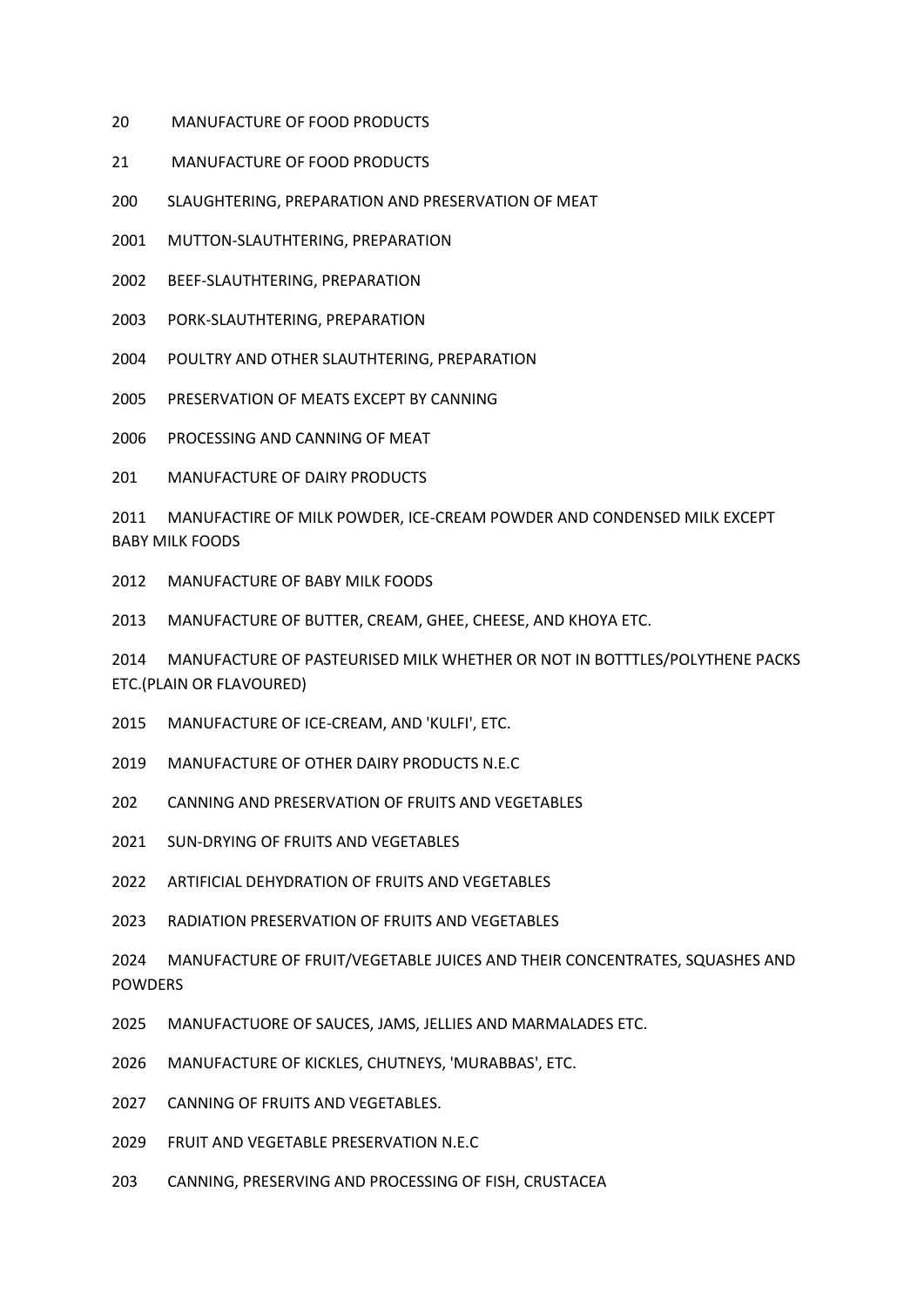20 MANUFACTURE OF FOOD PRODUCTS

21 MANUFACTURE OF FOOD PRODUCTS

200 SLAUGHTERING, PREPARATION AND PRESERVATION OF MEAT

2001 MUTTON-SLAUTHTERING, PREPARATION

2002 BEEF-SLAUTHTERING, PREPARATION

2003 PORK-SLAUTHTERING, PREPARATION

2004 POULTRY AND OTHER SLAUTHTERING, PREPARATION

2005 PRESERVATION OF MEATS EXCEPT BY CANNING

2006 PROCESSING AND CANNING OF MEAT

201 MANUFACTURE OF DAIRY PRODUCTS

2011 MANUFACTIRE OF MILK POWDER, ICE-CREAM POWDER AND CONDENSED MILK EXCEPT BABY MILK FOODS

2012 MANUFACTURE OF BABY MILK FOODS

2013 MANUFACTURE OF BUTTER, CREAM, GHEE, CHEESE, AND KHOYA ETC.

2014 MANUFACTURE OF PASTEURISED MILK WHETHER OR NOT IN BOTTTLES/POLYTHENE PACKS ETC.(PLAIN OR FLAVOURED)

2015 MANUFACTURE OF ICE-CREAM, AND 'KULFI', ETC.

2019 MANUFACTURE OF OTHER DAIRY PRODUCTS N.E.C

202 CANNING AND PRESERVATION OF FRUITS AND VEGETABLES

2021 SUN-DRYING OF FRUITS AND VEGETABLES

2022 ARTIFICIAL DEHYDRATION OF FRUITS AND VEGETABLES

2023 RADIATION PRESERVATION OF FRUITS AND VEGETABLES

2024 MANUFACTURE OF FRUIT/VEGETABLE JUICES AND THEIR CONCENTRATES, SQUASHES AND POWDERS

2025 MANUFACTUORE OF SAUCES, JAMS, JELLIES AND MARMALADES ETC.

2026 MANUFACTURE OF KICKLES, CHUTNEYS, 'MURABBAS', ETC.

2027 CANNING OF FRUITS AND VEGETABLES.

2029 FRUIT AND VEGETABLE PRESERVATION N.E.C

203 CANNING, PRESERVING AND PROCESSING OF FISH, CRUSTACEA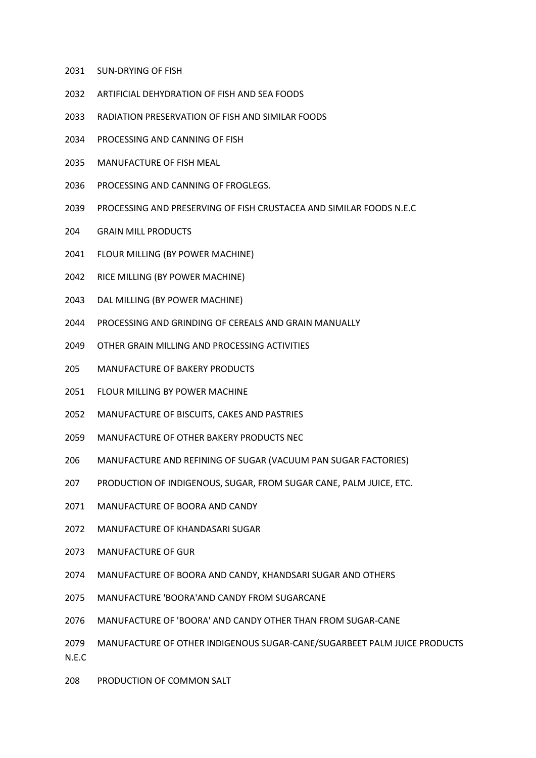2031 SUN-DRYING OF FISH

2032 ARTIFICIAL DEHYDRATION OF FISH AND SEA FOODS

2033 RADIATION PRESERVATION OF FISH AND SIMILAR FOODS

2034 PROCESSING AND CANNING OF FISH

2035 MANUFACTURE OF FISH MEAL

2036 PROCESSING AND CANNING OF FROGLEGS.

2039 PROCESSING AND PRESERVING OF FISH CRUSTACEA AND SIMILAR FOODS N.E.C

204 GRAIN MILL PRODUCTS

2041 FLOUR MILLING (BY POWER MACHINE)

2042 RICE MILLING (BY POWER MACHINE)

2043 DAL MILLING (BY POWER MACHINE)

2044 PROCESSING AND GRINDING OF CEREALS AND GRAIN MANUALLY

2049 OTHER GRAIN MILLING AND PROCESSING ACTIVITIES

205 MANUFACTURE OF BAKERY PRODUCTS

2051 FLOUR MILLING BY POWER MACHINE

2052 MANUFACTURE OF BISCUITS, CAKES AND PASTRIES

2059 MANUFACTURE OF OTHER BAKERY PRODUCTS NEC

206 MANUFACTURE AND REFINING OF SUGAR (VACUUM PAN SUGAR FACTORIES)

207 PRODUCTION OF INDIGENOUS, SUGAR, FROM SUGAR CANE, PALM JUICE, ETC.

2071 MANUFACTURE OF BOORA AND CANDY

2072 MANUFACTURE OF KHANDASARI SUGAR

2073 MANUFACTURE OF GUR

2074 MANUFACTURE OF BOORA AND CANDY, KHANDSARI SUGAR AND OTHERS

2075 MANUFACTURE 'BOORA'AND CANDY FROM SUGARCANE

2076 MANUFACTURE OF 'BOORA' AND CANDY OTHER THAN FROM SUGAR-CANE

2079 MANUFACTURE OF OTHER INDIGENOUS SUGAR-CANE/SUGARBEET PALM JUICE PRODUCTS N.E.C

208 PRODUCTION OF COMMON SALT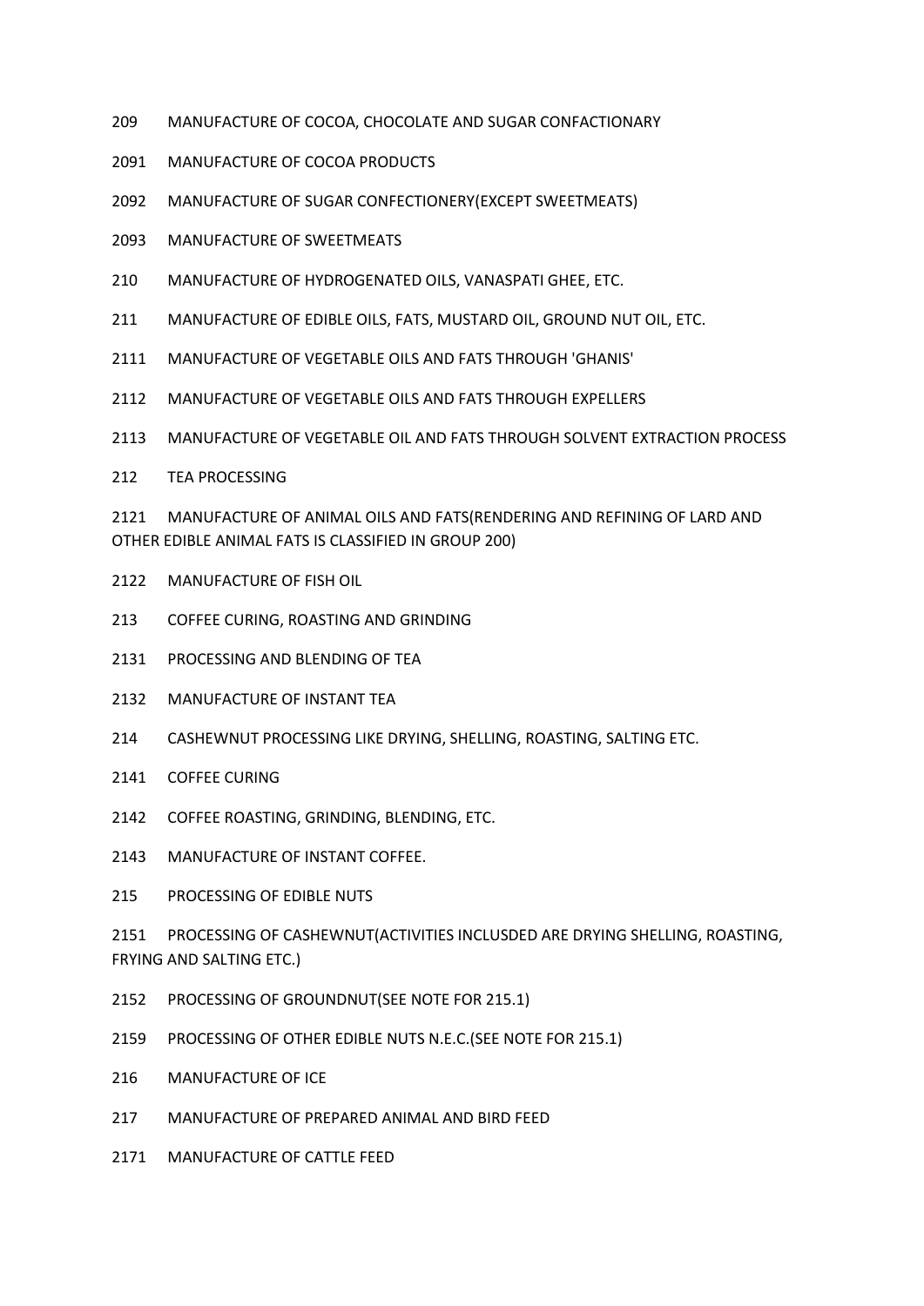209 MANUFACTURE OF COCOA, CHOCOLATE AND SUGAR CONFACTIONARY

2091 MANUFACTURE OF COCOA PRODUCTS

2092 MANUFACTURE OF SUGAR CONFECTIONERY(EXCEPT SWEETMEATS)

2093 MANUFACTURE OF SWEETMEATS

210 MANUFACTURE OF HYDROGENATED OILS, VANASPATI GHEE, ETC.

211 MANUFACTURE OF EDIBLE OILS, FATS, MUSTARD OIL, GROUND NUT OIL, ETC.

2111 MANUFACTURE OF VEGETABLE OILS AND FATS THROUGH 'GHANIS'

2112 MANUFACTURE OF VEGETABLE OILS AND FATS THROUGH EXPELLERS

2113 MANUFACTURE OF VEGETABLE OIL AND FATS THROUGH SOLVENT EXTRACTION PROCESS

212 TEA PROCESSING

2121 MANUFACTURE OF ANIMAL OILS AND FATS(RENDERING AND REFINING OF LARD AND OTHER EDIBLE ANIMAL FATS IS CLASSIFIED IN GROUP 200)

2122 MANUFACTURE OF FISH OIL

213 COFFEE CURING, ROASTING AND GRINDING

2131 PROCESSING AND BLENDING OF TEA

2132 MANUFACTURE OF INSTANT TEA

214 CASHEWNUT PROCESSING LIKE DRYING, SHELLING, ROASTING, SALTING ETC.

2141 COFFEE CURING

2142 COFFEE ROASTING, GRINDING, BLENDING, ETC.

2143 MANUFACTURE OF INSTANT COFFEE.

215 PROCESSING OF EDIBLE NUTS

2151 PROCESSING OF CASHEWNUT(ACTIVITIES INCLUSDED ARE DRYING SHELLING, ROASTING, FRYING AND SALTING ETC.)

2152 PROCESSING OF GROUNDNUT(SEE NOTE FOR 215.1)

2159 PROCESSING OF OTHER EDIBLE NUTS N.E.C.(SEE NOTE FOR 215.1)

216 MANUFACTURE OF ICE

217 MANUFACTURE OF PREPARED ANIMAL AND BIRD FEED

2171 MANUFACTURE OF CATTLE FEED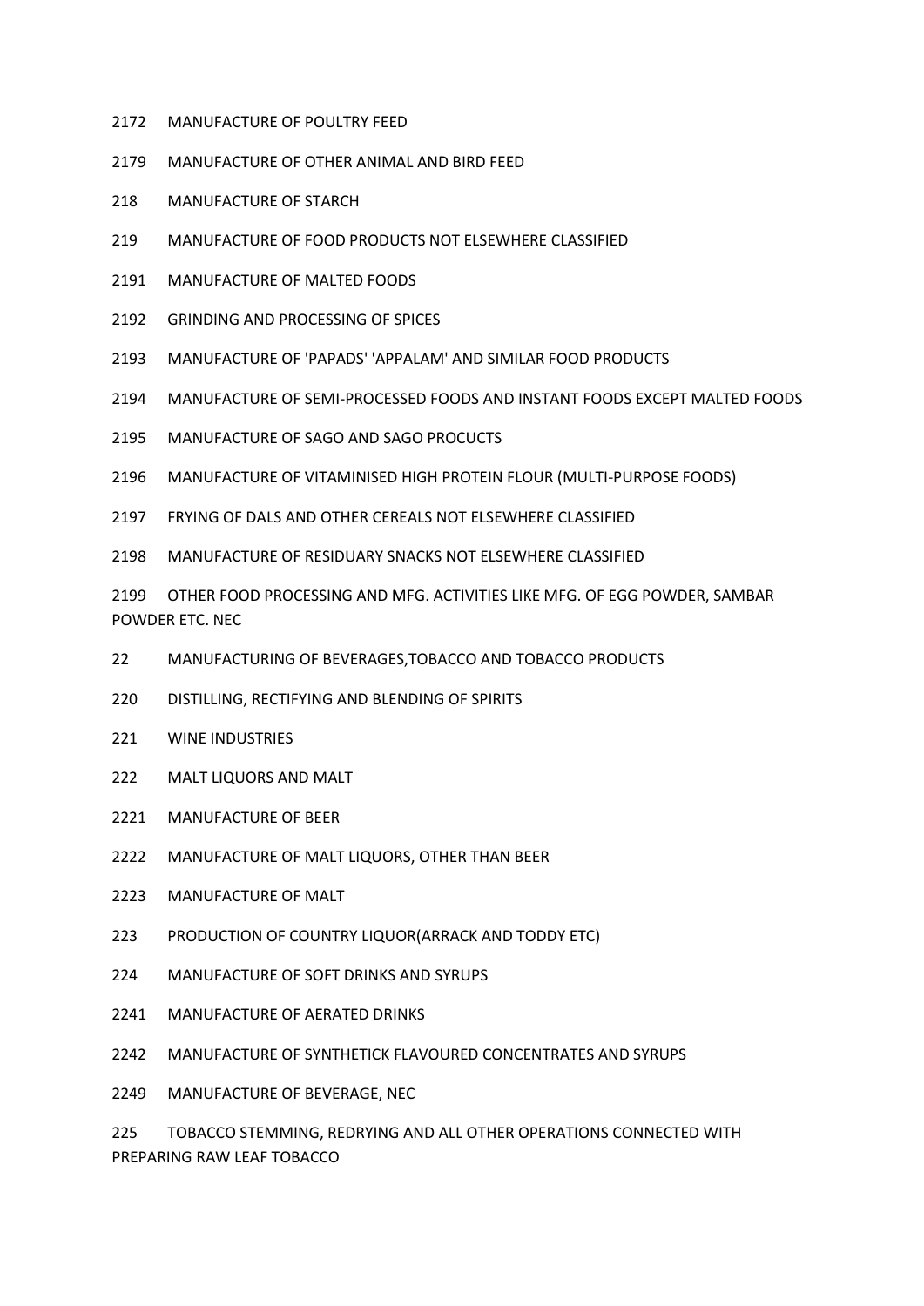2172 MANUFACTURE OF POULTRY FEED

2179 MANUFACTURE OF OTHER ANIMAL AND BIRD FEED

218 MANUFACTURE OF STARCH

219 MANUFACTURE OF FOOD PRODUCTS NOT ELSEWHERE CLASSIFIED

2191 MANUFACTURE OF MALTED FOODS

2192 GRINDING AND PROCESSING OF SPICES

2193 MANUFACTURE OF 'PAPADS' 'APPALAM' AND SIMILAR FOOD PRODUCTS

2194 MANUFACTURE OF SEMI-PROCESSED FOODS AND INSTANT FOODS EXCEPT MALTED FOODS

2195 MANUFACTURE OF SAGO AND SAGO PROCUCTS

2196 MANUFACTURE OF VITAMINISED HIGH PROTEIN FLOUR (MULTI-PURPOSE FOODS)

2197 FRYING OF DALS AND OTHER CEREALS NOT ELSEWHERE CLASSIFIED

2198 MANUFACTURE OF RESIDUARY SNACKS NOT ELSEWHERE CLASSIFIED

2199 OTHER FOOD PROCESSING AND MFG. ACTIVITIES LIKE MFG. OF EGG POWDER, SAMBAR POWDER ETC. NEC

22 MANUFACTURING OF BEVERAGES,TOBACCO AND TOBACCO PRODUCTS

220 DISTILLING, RECTIFYING AND BLENDING OF SPIRITS

221 WINE INDUSTRIES

222 MALT LIQUORS AND MALT

2221 MANUFACTURE OF BEER

2222 MANUFACTURE OF MALT LIQUORS, OTHER THAN BEER

2223 MANUFACTURE OF MALT

223 PRODUCTION OF COUNTRY LIQUOR(ARRACK AND TODDY ETC)

224 MANUFACTURE OF SOFT DRINKS AND SYRUPS

2241 MANUFACTURE OF AERATED DRINKS

2242 MANUFACTURE OF SYNTHETICK FLAVOURED CONCENTRATES AND SYRUPS

2249 MANUFACTURE OF BEVERAGE, NEC

225 TOBACCO STEMMING, REDRYING AND ALL OTHER OPERATIONS CONNECTED WITH PREPARING RAW LEAF TOBACCO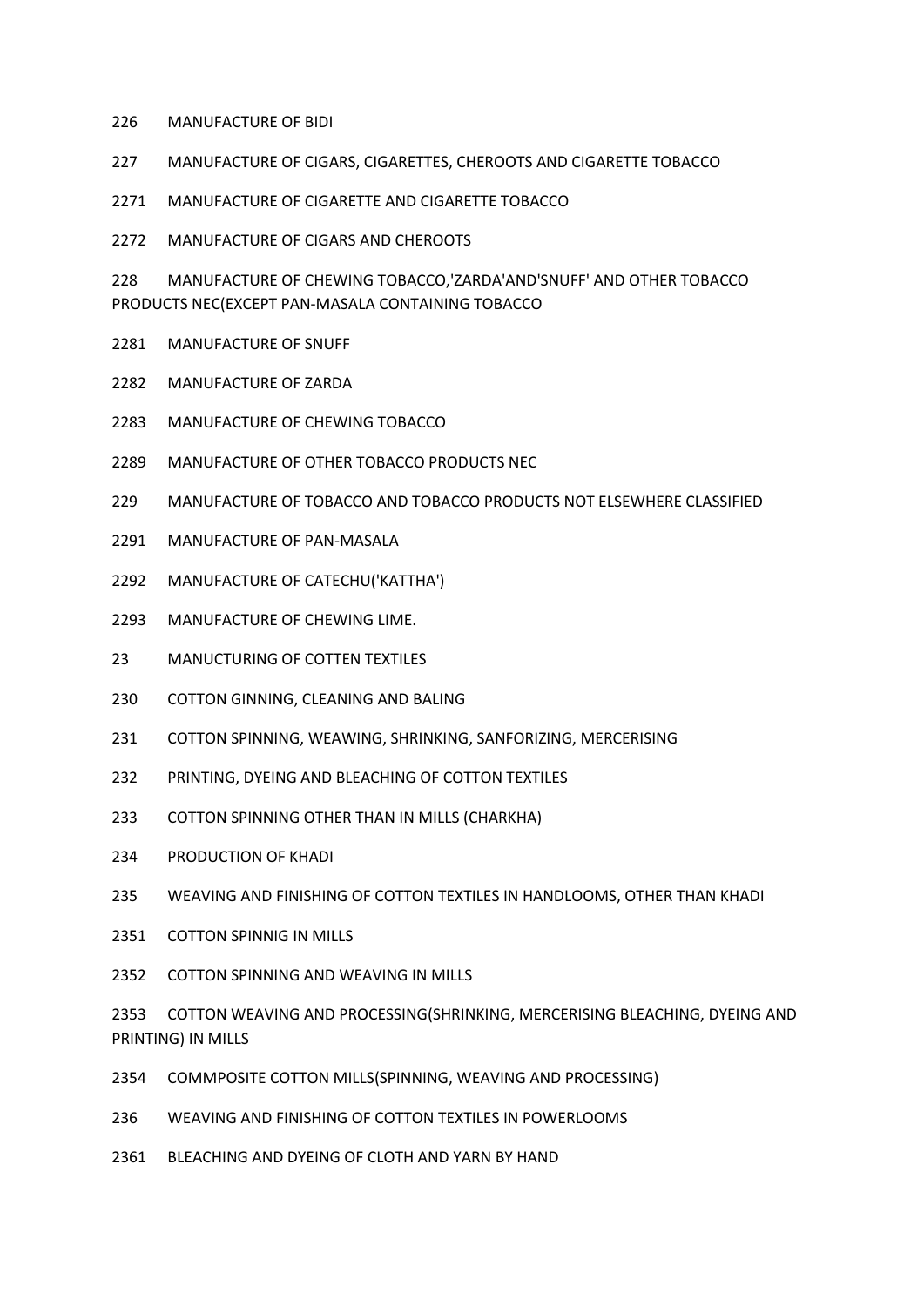226 MANUFACTURE OF BIDI

227 MANUFACTURE OF CIGARS, CIGARETTES, CHEROOTS AND CIGARETTE TOBACCO

2271 MANUFACTURE OF CIGARETTE AND CIGARETTE TOBACCO

2272 MANUFACTURE OF CIGARS AND CHEROOTS

228 MANUFACTURE OF CHEWING TOBACCO,'ZARDA'AND'SNUFF' AND OTHER TOBACCO PRODUCTS NEC(EXCEPT PAN-MASALA CONTAINING TOBACCO

2281 MANUFACTURE OF SNUFF

2282 MANUFACTURE OF ZARDA

2283 MANUFACTURE OF CHEWING TOBACCO

2289 MANUFACTURE OF OTHER TOBACCO PRODUCTS NEC

229 MANUFACTURE OF TOBACCO AND TOBACCO PRODUCTS NOT ELSEWHERE CLASSIFIED

2291 MANUFACTURE OF PAN-MASALA

2292 MANUFACTURE OF CATECHU('KATTHA')

2293 MANUFACTURE OF CHEWING LIME.

23 MANUCTURING OF COTTEN TEXTILES

230 COTTON GINNING, CLEANING AND BALING

231 COTTON SPINNING, WEAWING, SHRINKING, SANFORIZING, MERCERISING

232 PRINTING, DYEING AND BLEACHING OF COTTON TEXTILES

233 COTTON SPINNING OTHER THAN IN MILLS (CHARKHA)

234 PRODUCTION OF KHADI

235 WEAVING AND FINISHING OF COTTON TEXTILES IN HANDLOOMS, OTHER THAN KHADI

2351 COTTON SPINNIG IN MILLS

2352 COTTON SPINNING AND WEAVING IN MILLS

2353 COTTON WEAVING AND PROCESSING(SHRINKING, MERCERISING BLEACHING, DYEING AND PRINTING) IN MILLS

2354 COMMPOSITE COTTON MILLS(SPINNING, WEAVING AND PROCESSING)

236 WEAVING AND FINISHING OF COTTON TEXTILES IN POWERLOOMS

2361 BLEACHING AND DYEING OF CLOTH AND YARN BY HAND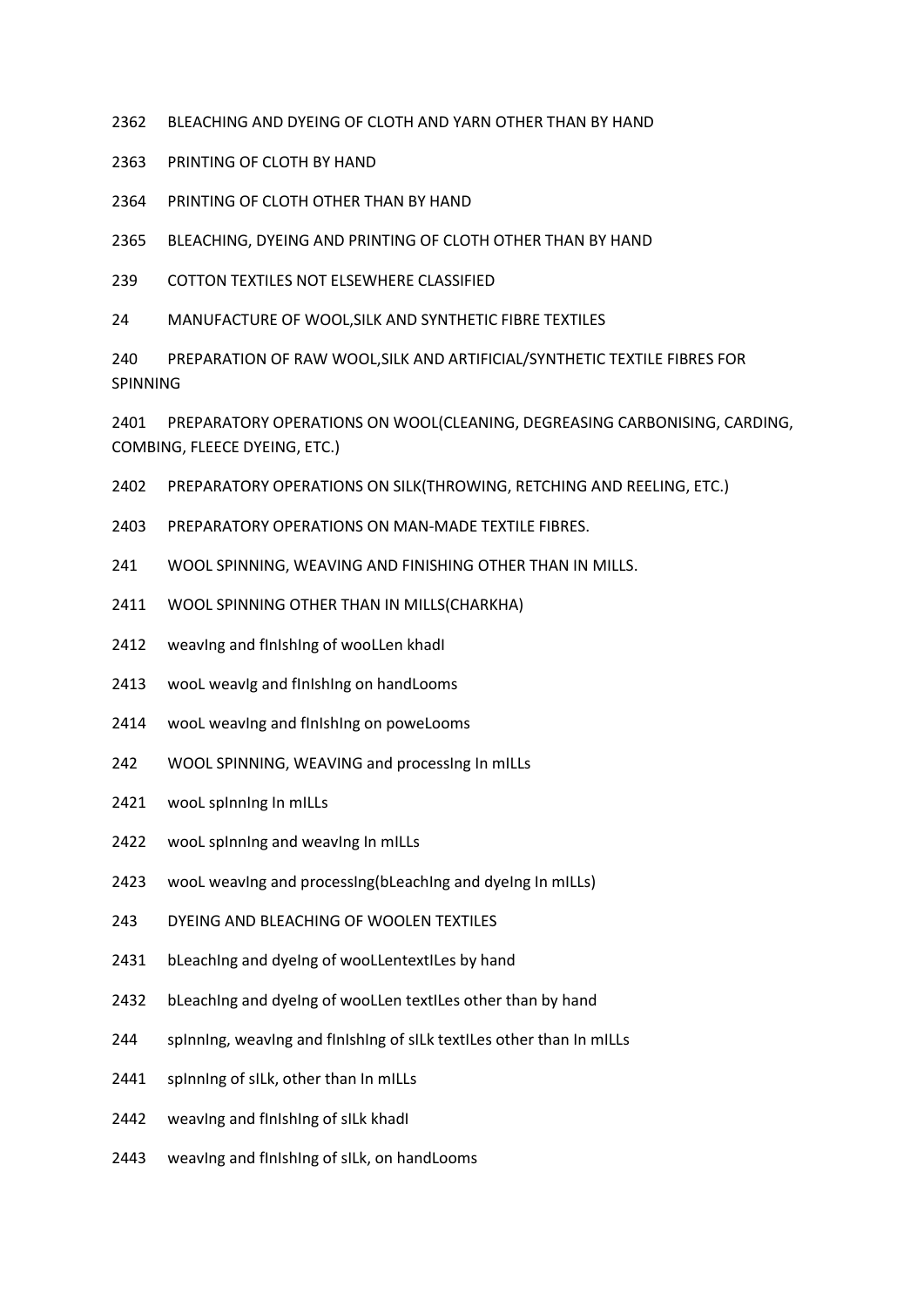2362 BLEACHING AND DYEING OF CLOTH AND YARN OTHER THAN BY HAND

2363 PRINTING OF CLOTH BY HAND

2364 PRINTING OF CLOTH OTHER THAN BY HAND

2365 BLEACHING, DYEING AND PRINTING OF CLOTH OTHER THAN BY HAND

239 COTTON TEXTILES NOT ELSEWHERE CLASSIFIED

24 MANUFACTURE OF WOOL,SILK AND SYNTHETIC FIBRE TEXTILES

240 PREPARATION OF RAW WOOL,SILK AND ARTIFICIAL/SYNTHETIC TEXTILE FIBRES FOR SPINNING

2401 PREPARATORY OPERATIONS ON WOOL(CLEANING, DEGREASING CARBONISING, CARDING, COMBING, FLEECE DYEING, ETC.)

2402 PREPARATORY OPERATIONS ON SILK(THROWING, RETCHING AND REELING, ETC.)

2403 PREPARATORY OPERATIONS ON MAN-MADE TEXTILE FIBRES.

241 WOOL SPINNING, WEAVING AND FINISHING OTHER THAN IN MILLS.

2411 WOOL SPINNING OTHER THAN IN MILLS(CHARKHA)

2412 weavIng and fInIshIng of wooLLen khadI

2413 wooL weavIg and fInIshIng on handLooms

2414 wooL weavIng and fInIshIng on poweLooms

242 WOOL SPINNING, WEAVING and processIng In mILLs

2421 wooL spInnIng In mILLs

2422 wooL spInnIng and weavIng In mILLs

2423 wooL weavIng and processIng(bLeachIng and dyeIng In mILLs)

243 DYEING AND BLEACHING OF WOOLEN TEXTILES

2431 bLeachIng and dyeIng of wooLLentextILes by hand

2432 bLeachIng and dyeIng of wooLLen textILes other than by hand

244 spInnIng, weavIng and fInIshIng of sILk textILes other than In mILLs

2441 spInnIng of sILk, other than In mILLs

2442 weavIng and fInIshIng of sILk khadI

2443 weavIng and fInIshIng of sILk, on handLooms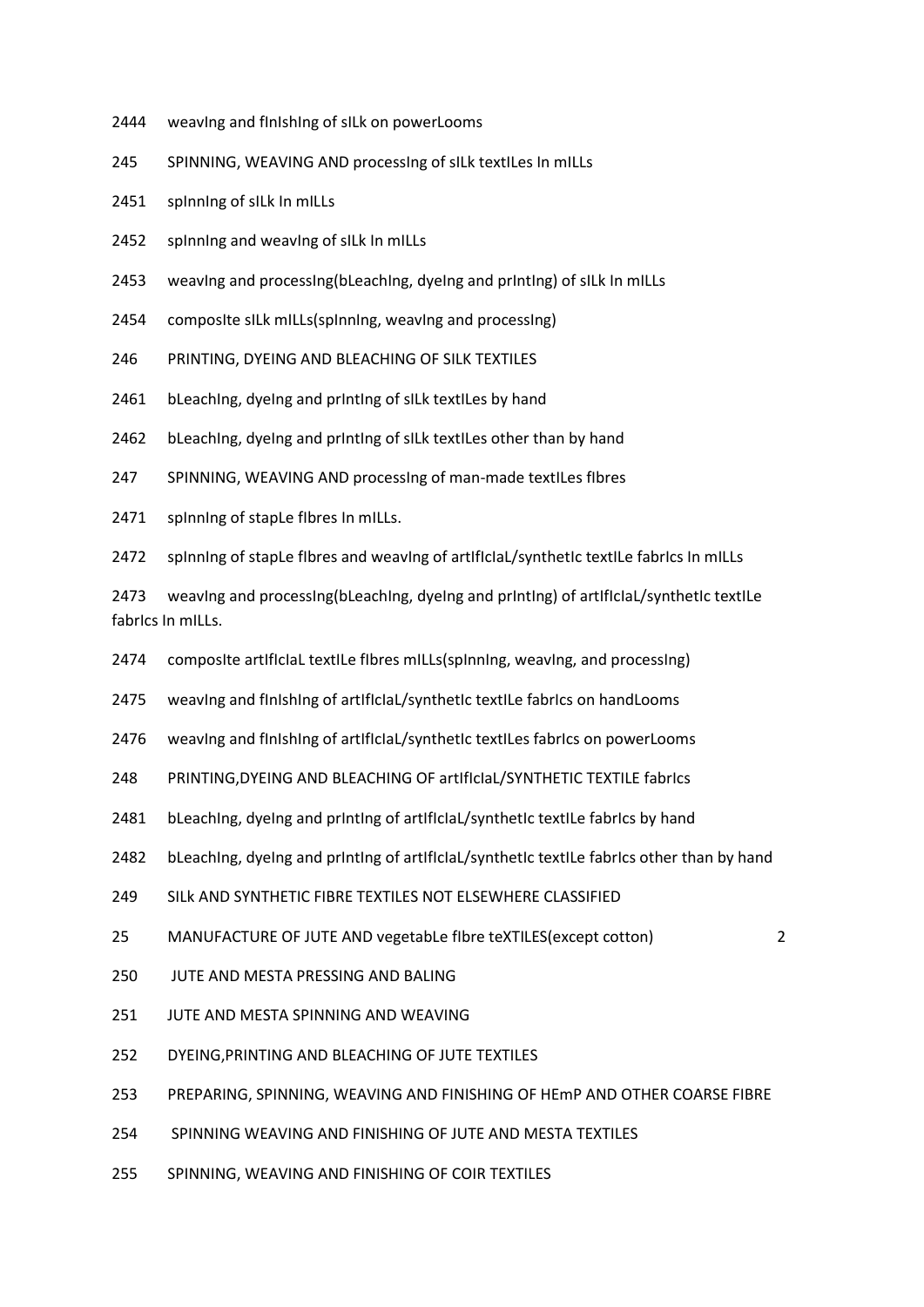2444 weavIng and fInIshIng of sILk on powerLooms

245 SPINNING, WEAVING AND processIng of sILk textILes In mILLs

2451 spInnIng of sILk In mILLs

2452 spInnIng and weavIng of sILk In mILLs

2453 weavIng and processIng(bLeachIng, dyeIng and prIntIng) of sILk In mILLs

2454 composIte sILk mILLs(spInnIng, weavIng and processIng)

246 PRINTING, DYEING AND BLEACHING OF SILK TEXTILES

2461 bLeachIng, dyeIng and prIntIng of sILk textILes by hand

2462 bLeachIng, dyeIng and prIntIng of sILk textILes other than by hand

247 SPINNING, WEAVING AND processIng of man-made textILes fIbres

2471 spInnIng of stapLe fIbres In mILLs.

2472 spInnIng of stapLe fIbres and weavIng of artIfIcIaL/synthetIc textILe fabrIcs In mILLs

2473 weavIng and processIng(bLeachIng, dyeIng and prIntIng) of artIfIcIaL/synthetIc textILe fabrIcs In mILLs.

2474 composIte artIfIcIaL textILe fIbres mILLs(spInnIng, weavIng, and processIng)

2475 weavIng and fInIshIng of artIfIcIaL/synthetIc textILe fabrIcs on handLooms

2476 weavIng and fInIshIng of artIfIcIaL/synthetIc textILes fabrIcs on powerLooms

248 PRINTING,DYEING AND BLEACHING OF artIfIcIaL/SYNTHETIC TEXTILE fabrIcs

2481 bLeachIng, dyeIng and prIntIng of artIfIcIaL/synthetIc textILe fabrIcs by hand

2482 bLeachIng, dyeIng and prIntIng of artIfIcIaL/synthetIc textILe fabrIcs other than by hand

249 SILk AND SYNTHETIC FIBRE TEXTILES NOT ELSEWHERE CLASSIFIED

25 MANUFACTURE OF JUTE AND vegetabLe fIbre teXTILES(except cotton) 2

250 JUTE AND MESTA PRESSING AND BALING

251 JUTE AND MESTA SPINNING AND WEAVING

252 DYEING,PRINTING AND BLEACHING OF JUTE TEXTILES

253 PREPARING, SPINNING, WEAVING AND FINISHING OF HEmP AND OTHER COARSE FIBRE

254 SPINNING WEAVING AND FINISHING OF JUTE AND MESTA TEXTILES

255 SPINNING, WEAVING AND FINISHING OF COIR TEXTILES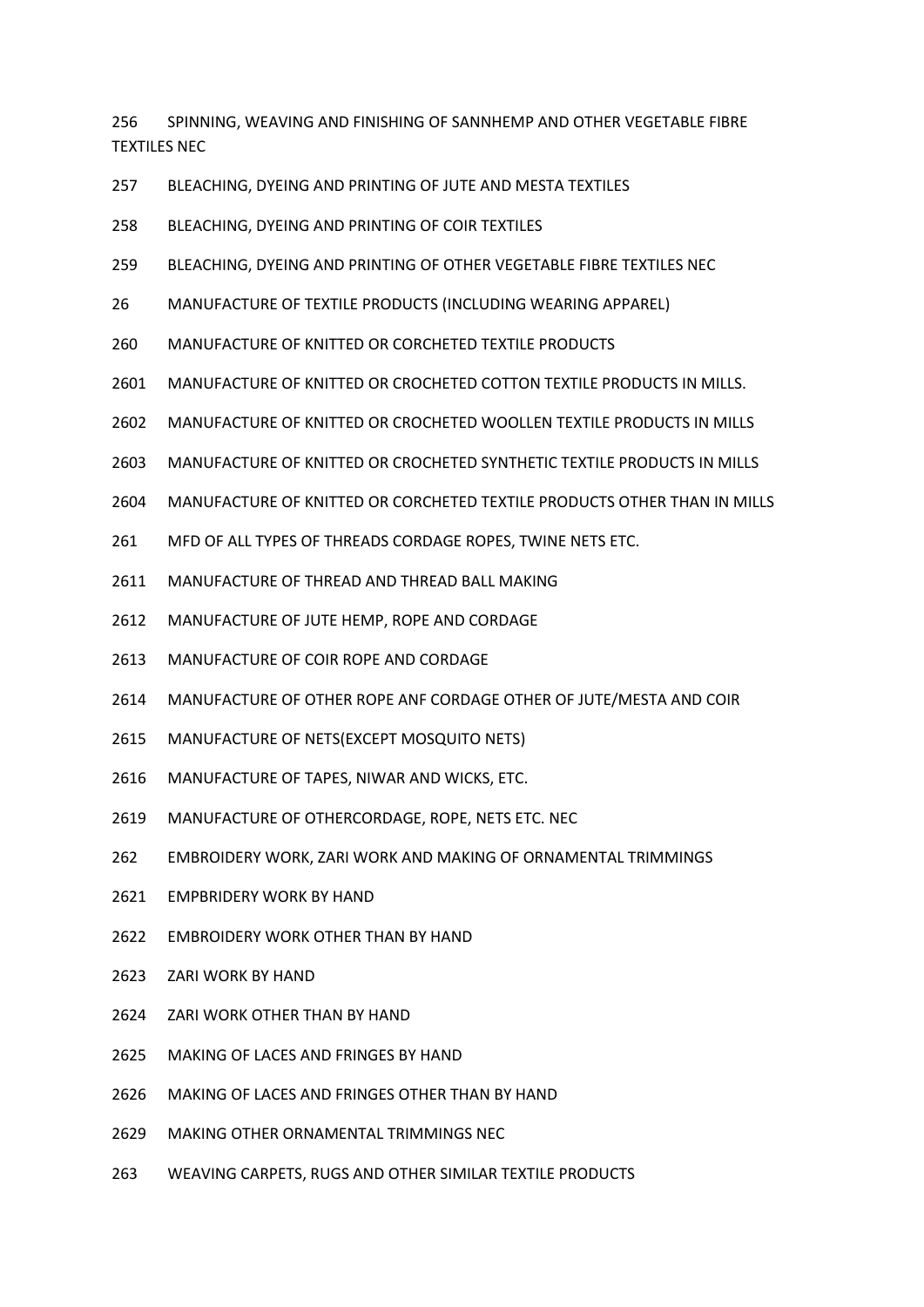256 SPINNING, WEAVING AND FINISHING OF SANNHEMP AND OTHER VEGETABLE FIBRE TEXTILES NEC

257 BLEACHING, DYEING AND PRINTING OF JUTE AND MESTA TEXTILES

258 BLEACHING, DYEING AND PRINTING OF COIR TEXTILES

259 BLEACHING, DYEING AND PRINTING OF OTHER VEGETABLE FIBRE TEXTILES NEC

26 MANUFACTURE OF TEXTILE PRODUCTS (INCLUDING WEARING APPAREL)

260 MANUFACTURE OF KNITTED OR CORCHETED TEXTILE PRODUCTS

2601 MANUFACTURE OF KNITTED OR CROCHETED COTTON TEXTILE PRODUCTS IN MILLS.

2602 MANUFACTURE OF KNITTED OR CROCHETED WOOLLEN TEXTILE PRODUCTS IN MILLS

2603 MANUFACTURE OF KNITTED OR CROCHETED SYNTHETIC TEXTILE PRODUCTS IN MILLS

2604 MANUFACTURE OF KNITTED OR CORCHETED TEXTILE PRODUCTS OTHER THAN IN MILLS

261 MFD OF ALL TYPES OF THREADS CORDAGE ROPES, TWINE NETS ETC.

2611 MANUFACTURE OF THREAD AND THREAD BALL MAKING

2612 MANUFACTURE OF JUTE HEMP, ROPE AND CORDAGE

2613 MANUFACTURE OF COIR ROPE AND CORDAGE

2614 MANUFACTURE OF OTHER ROPE ANF CORDAGE OTHER OF JUTE/MESTA AND COIR

2615 MANUFACTURE OF NETS(EXCEPT MOSQUITO NETS)

2616 MANUFACTURE OF TAPES, NIWAR AND WICKS, ETC.

2619 MANUFACTURE OF OTHERCORDAGE, ROPE, NETS ETC. NEC

262 EMBROIDERY WORK, ZARI WORK AND MAKING OF ORNAMENTAL TRIMMINGS

2621 EMPBRIDERY WORK BY HAND

2622 EMBROIDERY WORK OTHER THAN BY HAND

2623 ZARI WORK BY HAND

2624 ZARI WORK OTHER THAN BY HAND

2625 MAKING OF LACES AND FRINGES BY HAND

2626 MAKING OF LACES AND FRINGES OTHER THAN BY HAND

2629 MAKING OTHER ORNAMENTAL TRIMMINGS NEC

263 WEAVING CARPETS, RUGS AND OTHER SIMILAR TEXTILE PRODUCTS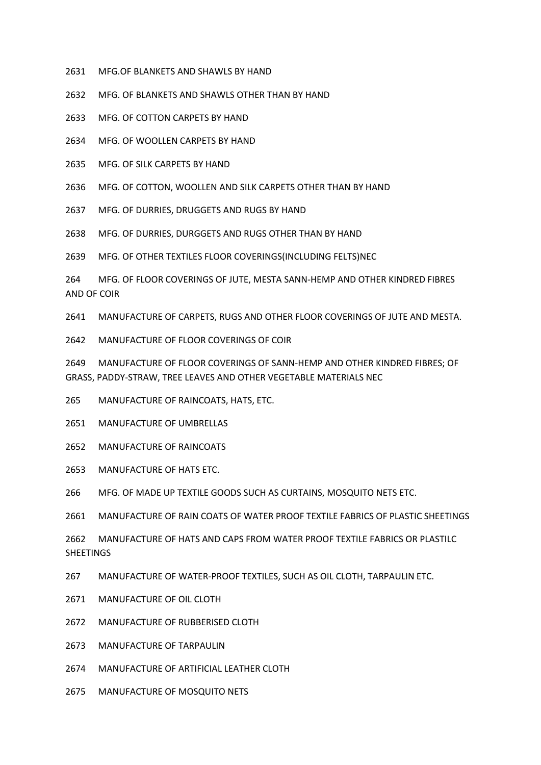2631 MFG.OF BLANKETS AND SHAWLS BY HAND

2632 MFG. OF BLANKETS AND SHAWLS OTHER THAN BY HAND

2633 MFG. OF COTTON CARPETS BY HAND

2634 MFG. OF WOOLLEN CARPETS BY HAND

2635 MFG. OF SILK CARPETS BY HAND

2636 MFG. OF COTTON, WOOLLEN AND SILK CARPETS OTHER THAN BY HAND

2637 MFG. OF DURRIES, DRUGGETS AND RUGS BY HAND

2638 MFG. OF DURRIES, DURGGETS AND RUGS OTHER THAN BY HAND

2639 MFG. OF OTHER TEXTILES FLOOR COVERINGS(INCLUDING FELTS)NEC

264 MFG. OF FLOOR COVERINGS OF JUTE, MESTA SANN-HEMP AND OTHER KINDRED FIBRES AND OF COIR

2641 MANUFACTURE OF CARPETS, RUGS AND OTHER FLOOR COVERINGS OF JUTE AND MESTA.

2642 MANUFACTURE OF FLOOR COVERINGS OF COIR

2649 MANUFACTURE OF FLOOR COVERINGS OF SANN-HEMP AND OTHER KINDRED FIBRES; OF GRASS, PADDY-STRAW, TREE LEAVES AND OTHER VEGETABLE MATERIALS NEC

265 MANUFACTURE OF RAINCOATS, HATS, ETC.

2651 MANUFACTURE OF UMBRELLAS

2652 MANUFACTURE OF RAINCOATS

2653 MANUFACTURE OF HATS ETC.

266 MFG. OF MADE UP TEXTILE GOODS SUCH AS CURTAINS, MOSQUITO NETS ETC.

2661 MANUFACTURE OF RAIN COATS OF WATER PROOF TEXTILE FABRICS OF PLASTIC SHEETINGS

2662 MANUFACTURE OF HATS AND CAPS FROM WATER PROOF TEXTILE FABRICS OR PLASTILC SHEETINGS

267 MANUFACTURE OF WATER-PROOF TEXTILES, SUCH AS OIL CLOTH, TARPAULIN ETC.

2671 MANUFACTURE OF OIL CLOTH

2672 MANUFACTURE OF RUBBERISED CLOTH

2673 MANUFACTURE OF TARPAULIN

2674 MANUFACTURE OF ARTIFICIAL LEATHER CLOTH

2675 MANUFACTURE OF MOSQUITO NETS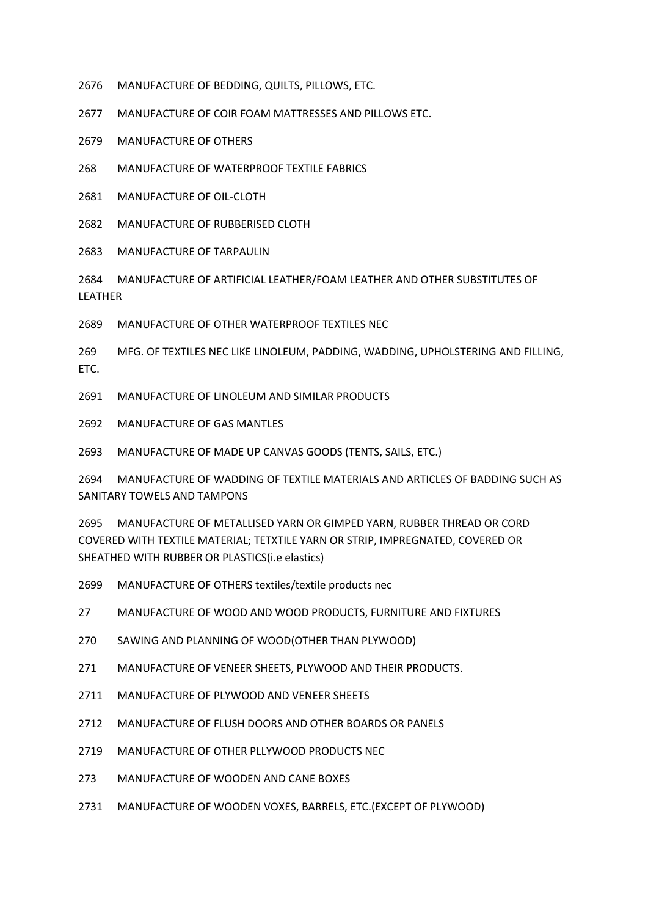2676 MANUFACTURE OF BEDDING, QUILTS, PILLOWS, ETC.

2677 MANUFACTURE OF COIR FOAM MATTRESSES AND PILLOWS ETC.

2679 MANUFACTURE OF OTHERS

268 MANUFACTURE OF WATERPROOF TEXTILE FABRICS

2681 MANUFACTURE OF OIL-CLOTH

2682 MANUFACTURE OF RUBBERISED CLOTH

2683 MANUFACTURE OF TARPAULIN

2684 MANUFACTURE OF ARTIFICIAL LEATHER/FOAM LEATHER AND OTHER SUBSTITUTES OF LEATHER

2689 MANUFACTURE OF OTHER WATERPROOF TEXTILES NEC

269 MFG. OF TEXTILES NEC LIKE LINOLEUM, PADDING, WADDING, UPHOLSTERING AND FILLING, ETC.

2691 MANUFACTURE OF LINOLEUM AND SIMILAR PRODUCTS

2692 MANUFACTURE OF GAS MANTLES

2693 MANUFACTURE OF MADE UP CANVAS GOODS (TENTS, SAILS, ETC.)

2694 MANUFACTURE OF WADDING OF TEXTILE MATERIALS AND ARTICLES OF BADDING SUCH AS SANITARY TOWELS AND TAMPONS

2695 MANUFACTURE OF METALLISED YARN OR GIMPED YARN, RUBBER THREAD OR CORD COVERED WITH TEXTILE MATERIAL; TETXTILE YARN OR STRIP, IMPREGNATED, COVERED OR SHEATHED WITH RUBBER OR PLASTICS(i.e elastics)

2699 MANUFACTURE OF OTHERS textiles/textile products nec

27 MANUFACTURE OF WOOD AND WOOD PRODUCTS, FURNITURE AND FIXTURES

270 SAWING AND PLANNING OF WOOD(OTHER THAN PLYWOOD)

271 MANUFACTURE OF VENEER SHEETS, PLYWOOD AND THEIR PRODUCTS.

2711 MANUFACTURE OF PLYWOOD AND VENEER SHEETS

2712 MANUFACTURE OF FLUSH DOORS AND OTHER BOARDS OR PANELS

2719 MANUFACTURE OF OTHER PLLYWOOD PRODUCTS NEC

273 MANUFACTURE OF WOODEN AND CANE BOXES

2731 MANUFACTURE OF WOODEN VOXES, BARRELS, ETC.(EXCEPT OF PLYWOOD)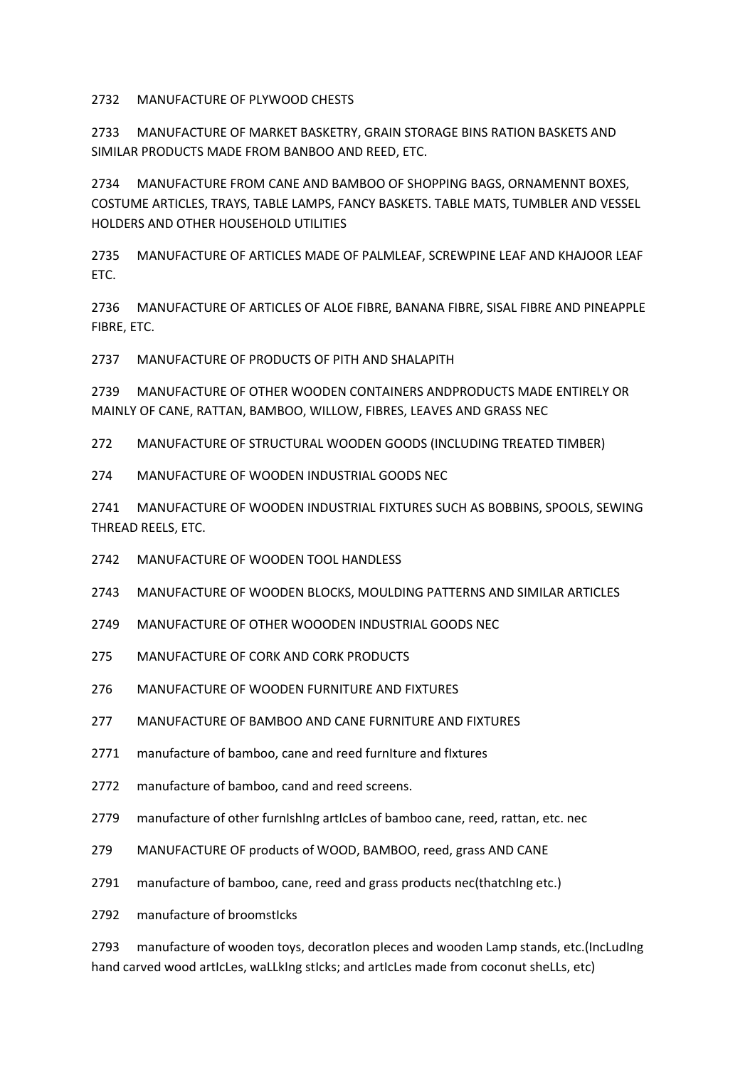2732 MANUFACTURE OF PLYWOOD CHESTS

2733 MANUFACTURE OF MARKET BASKETRY, GRAIN STORAGE BINS RATION BASKETS AND SIMILAR PRODUCTS MADE FROM BANBOO AND REED, ETC.

2734 MANUFACTURE FROM CANE AND BAMBOO OF SHOPPING BAGS, ORNAMENNT BOXES, COSTUME ARTICLES, TRAYS, TABLE LAMPS, FANCY BASKETS. TABLE MATS, TUMBLER AND VESSEL HOLDERS AND OTHER HOUSEHOLD UTILITIES

2735 MANUFACTURE OF ARTICLES MADE OF PALMLEAF, SCREWPINE LEAF AND KHAJOOR LEAF ETC.

2736 MANUFACTURE OF ARTICLES OF ALOE FIBRE, BANANA FIBRE, SISAL FIBRE AND PINEAPPLE FIBRE, ETC.

2737 MANUFACTURE OF PRODUCTS OF PITH AND SHALAPITH

2739 MANUFACTURE OF OTHER WOODEN CONTAINERS ANDPRODUCTS MADE ENTIRELY OR MAINLY OF CANE, RATTAN, BAMBOO, WILLOW, FIBRES, LEAVES AND GRASS NEC

272 MANUFACTURE OF STRUCTURAL WOODEN GOODS (INCLUDING TREATED TIMBER)

274 MANUFACTURE OF WOODEN INDUSTRIAL GOODS NEC

2741 MANUFACTURE OF WOODEN INDUSTRIAL FIXTURES SUCH AS BOBBINS, SPOOLS, SEWING THREAD REELS, ETC.

2742 MANUFACTURE OF WOODEN TOOL HANDLESS

2743 MANUFACTURE OF WOODEN BLOCKS, MOULDING PATTERNS AND SIMILAR ARTICLES

2749 MANUFACTURE OF OTHER WOOODEN INDUSTRIAL GOODS NEC

275 MANUFACTURE OF CORK AND CORK PRODUCTS

276 MANUFACTURE OF WOODEN FURNITURE AND FIXTURES

277 MANUFACTURE OF BAMBOO AND CANE FURNITURE AND FIXTURES

2771 manufacture of bamboo, cane and reed furnIture and fIxtures

2772 manufacture of bamboo, cand and reed screens.

2779 manufacture of other furnIshIng artIcLes of bamboo cane, reed, rattan, etc. nec

279 MANUFACTURE OF products of WOOD, BAMBOO, reed, grass AND CANE

2791 manufacture of bamboo, cane, reed and grass products nec(thatchIng etc.)

2792 manufacture of broomstIcks

2793 manufacture of wooden toys, decoratIon pIeces and wooden Lamp stands, etc.(IncLudIng hand carved wood artIcLes, waLLkIng stIcks; and artIcLes made from coconut sheLLs, etc)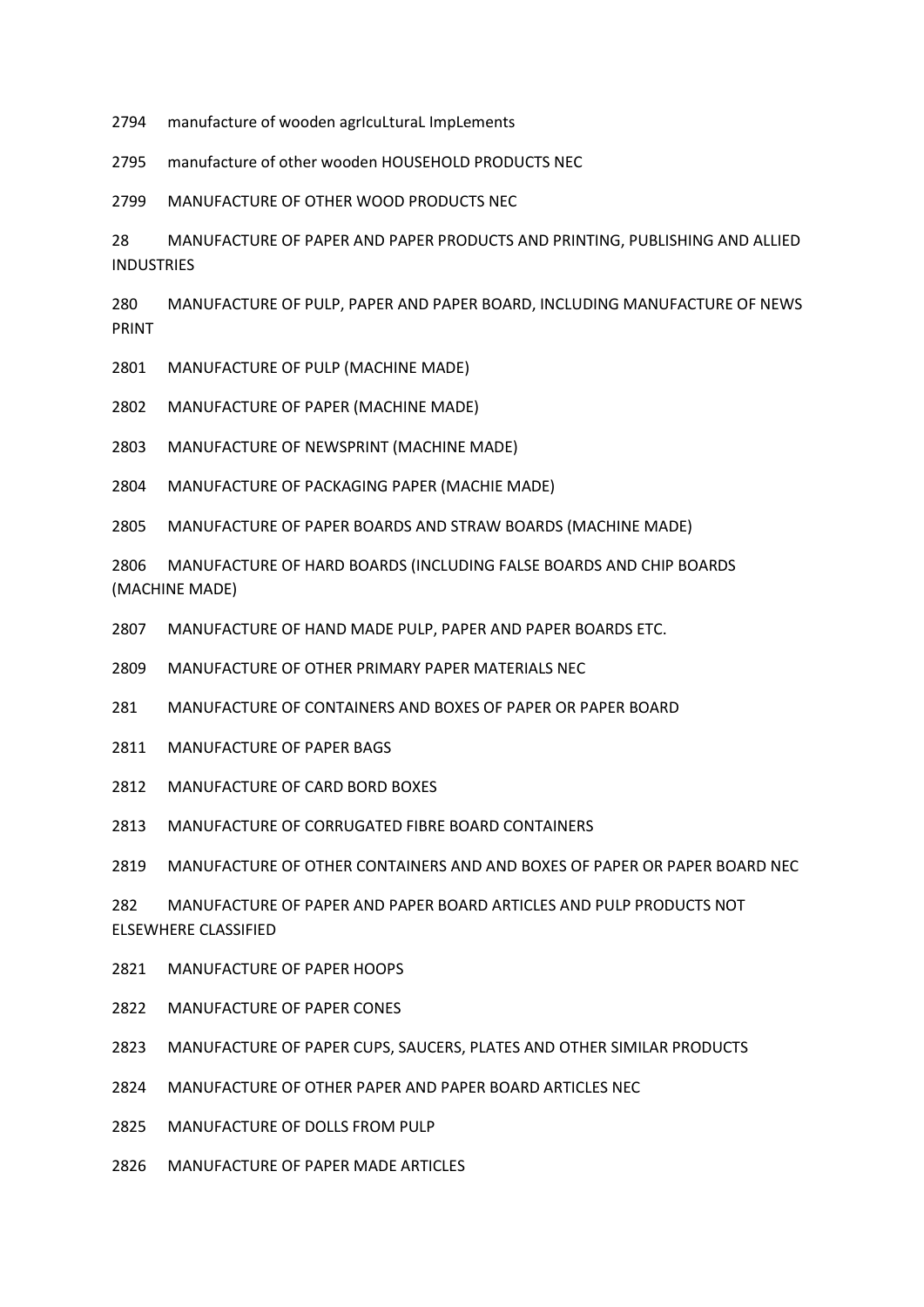2794 manufacture of wooden agrIcuLturaL ImpLements

2795 manufacture of other wooden HOUSEHOLD PRODUCTS NEC

2799 MANUFACTURE OF OTHER WOOD PRODUCTS NEC

28 MANUFACTURE OF PAPER AND PAPER PRODUCTS AND PRINTING, PUBLISHING AND ALLIED INDUSTRIES

280 MANUFACTURE OF PULP, PAPER AND PAPER BOARD, INCLUDING MANUFACTURE OF NEWS PRINT

2801 MANUFACTURE OF PULP (MACHINE MADE)

2802 MANUFACTURE OF PAPER (MACHINE MADE)

2803 MANUFACTURE OF NEWSPRINT (MACHINE MADE)

2804 MANUFACTURE OF PACKAGING PAPER (MACHIE MADE)

2805 MANUFACTURE OF PAPER BOARDS AND STRAW BOARDS (MACHINE MADE)

2806 MANUFACTURE OF HARD BOARDS (INCLUDING FALSE BOARDS AND CHIP BOARDS (MACHINE MADE)

2807 MANUFACTURE OF HAND MADE PULP, PAPER AND PAPER BOARDS ETC.

2809 MANUFACTURE OF OTHER PRIMARY PAPER MATERIALS NEC

281 MANUFACTURE OF CONTAINERS AND BOXES OF PAPER OR PAPER BOARD

2811 MANUFACTURE OF PAPER BAGS

2812 MANUFACTURE OF CARD BORD BOXES

2813 MANUFACTURE OF CORRUGATED FIBRE BOARD CONTAINERS

2819 MANUFACTURE OF OTHER CONTAINERS AND AND BOXES OF PAPER OR PAPER BOARD NEC

282 MANUFACTURE OF PAPER AND PAPER BOARD ARTICLES AND PULP PRODUCTS NOT ELSEWHERE CLASSIFIED

2821 MANUFACTURE OF PAPER HOOPS

2822 MANUFACTURE OF PAPER CONES

2823 MANUFACTURE OF PAPER CUPS, SAUCERS, PLATES AND OTHER SIMILAR PRODUCTS

2824 MANUFACTURE OF OTHER PAPER AND PAPER BOARD ARTICLES NEC

2825 MANUFACTURE OF DOLLS FROM PULP

2826 MANUFACTURE OF PAPER MADE ARTICLES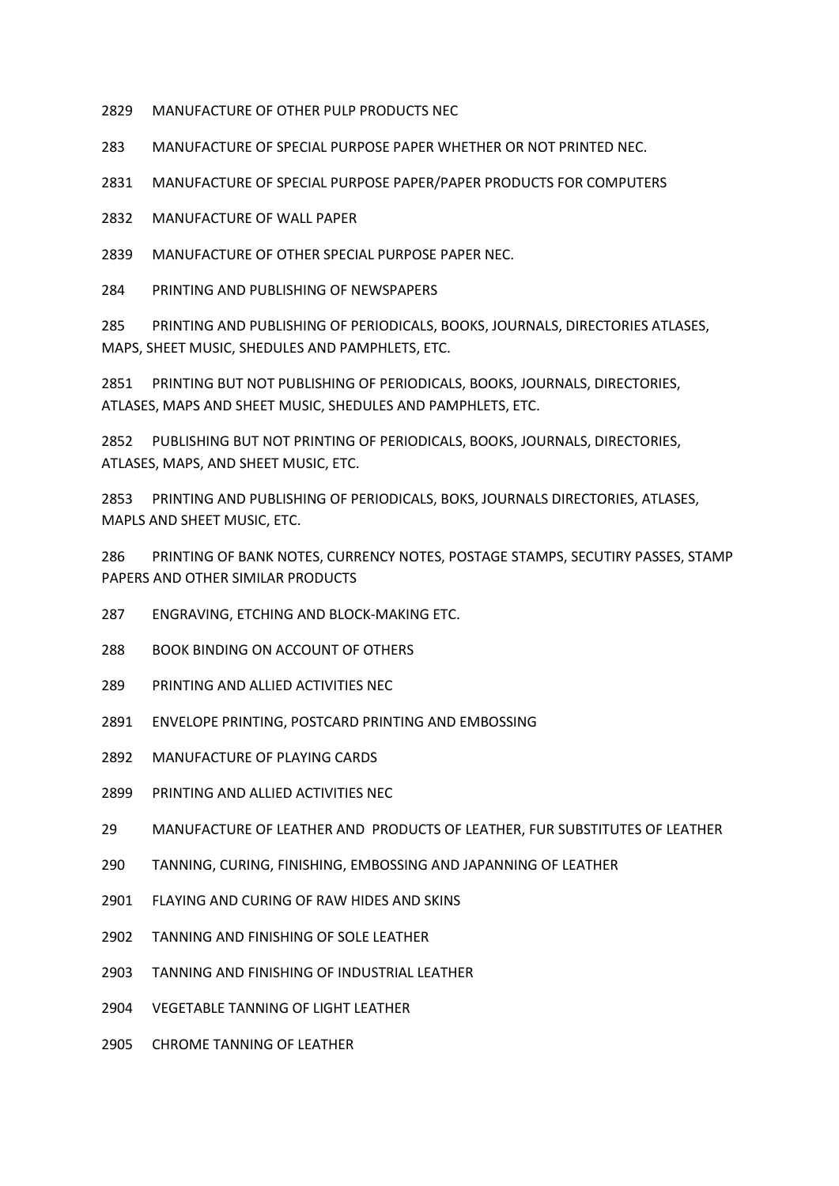2829 MANUFACTURE OF OTHER PULP PRODUCTS NEC

283 MANUFACTURE OF SPECIAL PURPOSE PAPER WHETHER OR NOT PRINTED NEC.

2831 MANUFACTURE OF SPECIAL PURPOSE PAPER/PAPER PRODUCTS FOR COMPUTERS

2832 MANUFACTURE OF WALL PAPER

2839 MANUFACTURE OF OTHER SPECIAL PURPOSE PAPER NEC.

284 PRINTING AND PUBLISHING OF NEWSPAPERS

285 PRINTING AND PUBLISHING OF PERIODICALS, BOOKS, JOURNALS, DIRECTORIES ATLASES, MAPS, SHEET MUSIC, SHEDULES AND PAMPHLETS, ETC.

2851 PRINTING BUT NOT PUBLISHING OF PERIODICALS, BOOKS, JOURNALS, DIRECTORIES, ATLASES, MAPS AND SHEET MUSIC, SHEDULES AND PAMPHLETS, ETC.

2852 PUBLISHING BUT NOT PRINTING OF PERIODICALS, BOOKS, JOURNALS, DIRECTORIES, ATLASES, MAPS, AND SHEET MUSIC, ETC.

2853 PRINTING AND PUBLISHING OF PERIODICALS, BOKS, JOURNALS DIRECTORIES, ATLASES, MAPLS AND SHEET MUSIC, ETC.

286 PRINTING OF BANK NOTES, CURRENCY NOTES, POSTAGE STAMPS, SECUTIRY PASSES, STAMP PAPERS AND OTHER SIMILAR PRODUCTS

287 ENGRAVING, ETCHING AND BLOCK-MAKING ETC.

288 BOOK BINDING ON ACCOUNT OF OTHERS

289 PRINTING AND ALLIED ACTIVITIES NEC

2891 ENVELOPE PRINTING, POSTCARD PRINTING AND EMBOSSING

2892 MANUFACTURE OF PLAYING CARDS

2899 PRINTING AND ALLIED ACTIVITIES NEC

29 MANUFACTURE OF LEATHER AND PRODUCTS OF LEATHER, FUR SUBSTITUTES OF LEATHER

290 TANNING, CURING, FINISHING, EMBOSSING AND JAPANNING OF LEATHER

2901 FLAYING AND CURING OF RAW HIDES AND SKINS

2902 TANNING AND FINISHING OF SOLE LEATHER

2903 TANNING AND FINISHING OF INDUSTRIAL LEATHER

2904 VEGETABLE TANNING OF LIGHT LEATHER

2905 CHROME TANNING OF LEATHER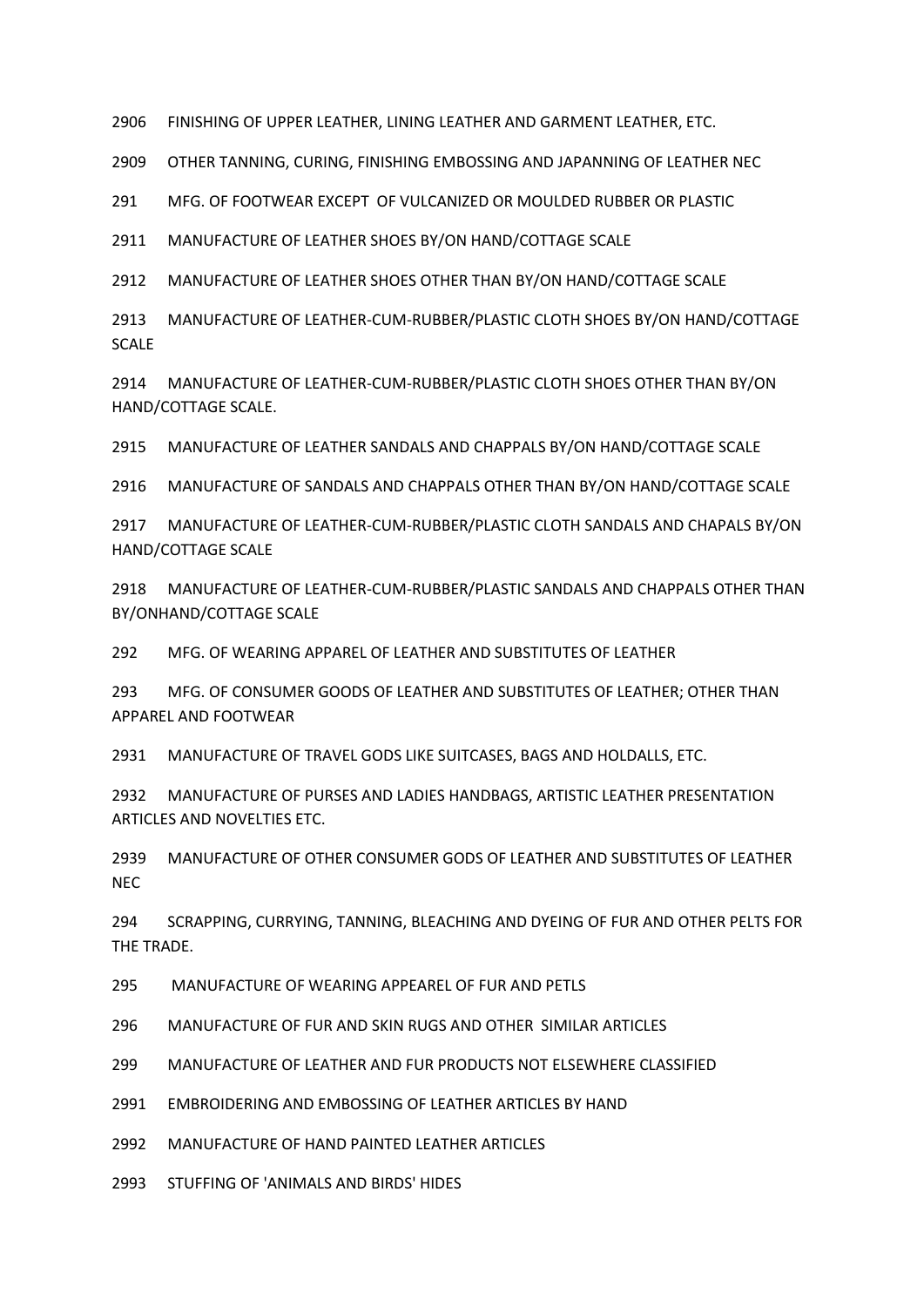2906 FINISHING OF UPPER LEATHER, LINING LEATHER AND GARMENT LEATHER, ETC.

2909 OTHER TANNING, CURING, FINISHING EMBOSSING AND JAPANNING OF LEATHER NEC

291 MFG. OF FOOTWEAR EXCEPT OF VULCANIZED OR MOULDED RUBBER OR PLASTIC

2911 MANUFACTURE OF LEATHER SHOES BY/ON HAND/COTTAGE SCALE

2912 MANUFACTURE OF LEATHER SHOES OTHER THAN BY/ON HAND/COTTAGE SCALE

2913 MANUFACTURE OF LEATHER-CUM-RUBBER/PLASTIC CLOTH SHOES BY/ON HAND/COTTAGE SCALE

2914 MANUFACTURE OF LEATHER-CUM-RUBBER/PLASTIC CLOTH SHOES OTHER THAN BY/ON HAND/COTTAGE SCALE.

2915 MANUFACTURE OF LEATHER SANDALS AND CHAPPALS BY/ON HAND/COTTAGE SCALE

2916 MANUFACTURE OF SANDALS AND CHAPPALS OTHER THAN BY/ON HAND/COTTAGE SCALE

2917 MANUFACTURE OF LEATHER-CUM-RUBBER/PLASTIC CLOTH SANDALS AND CHAPALS BY/ON HAND/COTTAGE SCALE

2918 MANUFACTURE OF LEATHER-CUM-RUBBER/PLASTIC SANDALS AND CHAPPALS OTHER THAN BY/ONHAND/COTTAGE SCALE

292 MFG. OF WEARING APPAREL OF LEATHER AND SUBSTITUTES OF LEATHER

293 MFG. OF CONSUMER GOODS OF LEATHER AND SUBSTITUTES OF LEATHER; OTHER THAN APPAREL AND FOOTWEAR

2931 MANUFACTURE OF TRAVEL GODS LIKE SUITCASES, BAGS AND HOLDALLS, ETC.

2932 MANUFACTURE OF PURSES AND LADIES HANDBAGS, ARTISTIC LEATHER PRESENTATION ARTICLES AND NOVELTIES ETC.

2939 MANUFACTURE OF OTHER CONSUMER GODS OF LEATHER AND SUBSTITUTES OF LEATHER NEC

294 SCRAPPING, CURRYING, TANNING, BLEACHING AND DYEING OF FUR AND OTHER PELTS FOR THE TRADE.

295 MANUFACTURE OF WEARING APPEAREL OF FUR AND PETLS

296 MANUFACTURE OF FUR AND SKIN RUGS AND OTHER SIMILAR ARTICLES

299 MANUFACTURE OF LEATHER AND FUR PRODUCTS NOT ELSEWHERE CLASSIFIED

2991 EMBROIDERING AND EMBOSSING OF LEATHER ARTICLES BY HAND

2992 MANUFACTURE OF HAND PAINTED LEATHER ARTICLES

2993 STUFFING OF 'ANIMALS AND BIRDS' HIDES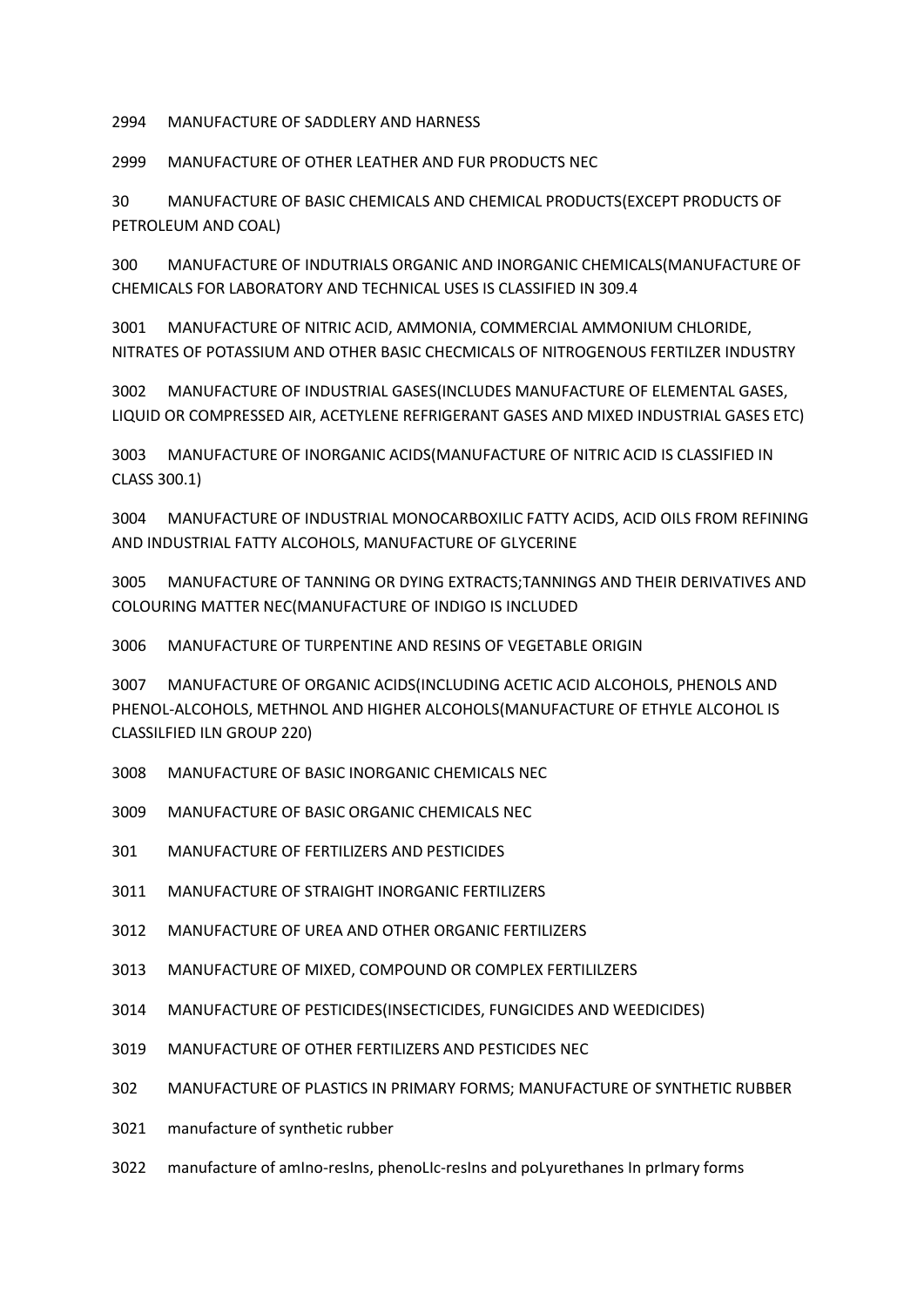2994 MANUFACTURE OF SADDLERY AND HARNESS

2999 MANUFACTURE OF OTHER LEATHER AND FUR PRODUCTS NEC

30 MANUFACTURE OF BASIC CHEMICALS AND CHEMICAL PRODUCTS(EXCEPT PRODUCTS OF PETROLEUM AND COAL)

300 MANUFACTURE OF INDUTRIALS ORGANIC AND INORGANIC CHEMICALS(MANUFACTURE OF CHEMICALS FOR LABORATORY AND TECHNICAL USES IS CLASSIFIED IN 309.4

3001 MANUFACTURE OF NITRIC ACID, AMMONIA, COMMERCIAL AMMONIUM CHLORIDE, NITRATES OF POTASSIUM AND OTHER BASIC CHECMICALS OF NITROGENOUS FERTILZER INDUSTRY

3002 MANUFACTURE OF INDUSTRIAL GASES(INCLUDES MANUFACTURE OF ELEMENTAL GASES, LIQUID OR COMPRESSED AIR, ACETYLENE REFRIGERANT GASES AND MIXED INDUSTRIAL GASES ETC)

3003 MANUFACTURE OF INORGANIC ACIDS(MANUFACTURE OF NITRIC ACID IS CLASSIFIED IN CLASS 300.1)

3004 MANUFACTURE OF INDUSTRIAL MONOCARBOXILIC FATTY ACIDS, ACID OILS FROM REFINING AND INDUSTRIAL FATTY ALCOHOLS, MANUFACTURE OF GLYCERINE

3005 MANUFACTURE OF TANNING OR DYING EXTRACTS;TANNINGS AND THEIR DERIVATIVES AND COLOURING MATTER NEC(MANUFACTURE OF INDIGO IS INCLUDED

3006 MANUFACTURE OF TURPENTINE AND RESINS OF VEGETABLE ORIGIN

3007 MANUFACTURE OF ORGANIC ACIDS(INCLUDING ACETIC ACID ALCOHOLS, PHENOLS AND PHENOL-ALCOHOLS, METHNOL AND HIGHER ALCOHOLS(MANUFACTURE OF ETHYLE ALCOHOL IS CLASSILFIED ILN GROUP 220)

3008 MANUFACTURE OF BASIC INORGANIC CHEMICALS NEC

3009 MANUFACTURE OF BASIC ORGANIC CHEMICALS NEC

301 MANUFACTURE OF FERTILIZERS AND PESTICIDES

3011 MANUFACTURE OF STRAIGHT INORGANIC FERTILIZERS

3012 MANUFACTURE OF UREA AND OTHER ORGANIC FERTILIZERS

3013 MANUFACTURE OF MIXED, COMPOUND OR COMPLEX FERTILILZERS

3014 MANUFACTURE OF PESTICIDES(INSECTICIDES, FUNGICIDES AND WEEDICIDES)

3019 MANUFACTURE OF OTHER FERTILIZERS AND PESTICIDES NEC

302 MANUFACTURE OF PLASTICS IN PRIMARY FORMS; MANUFACTURE OF SYNTHETIC RUBBER

3021 manufacture of synthetic rubber

3022 manufacture of amIno-resIns, phenoLIc-resIns and poLyurethanes In prImary forms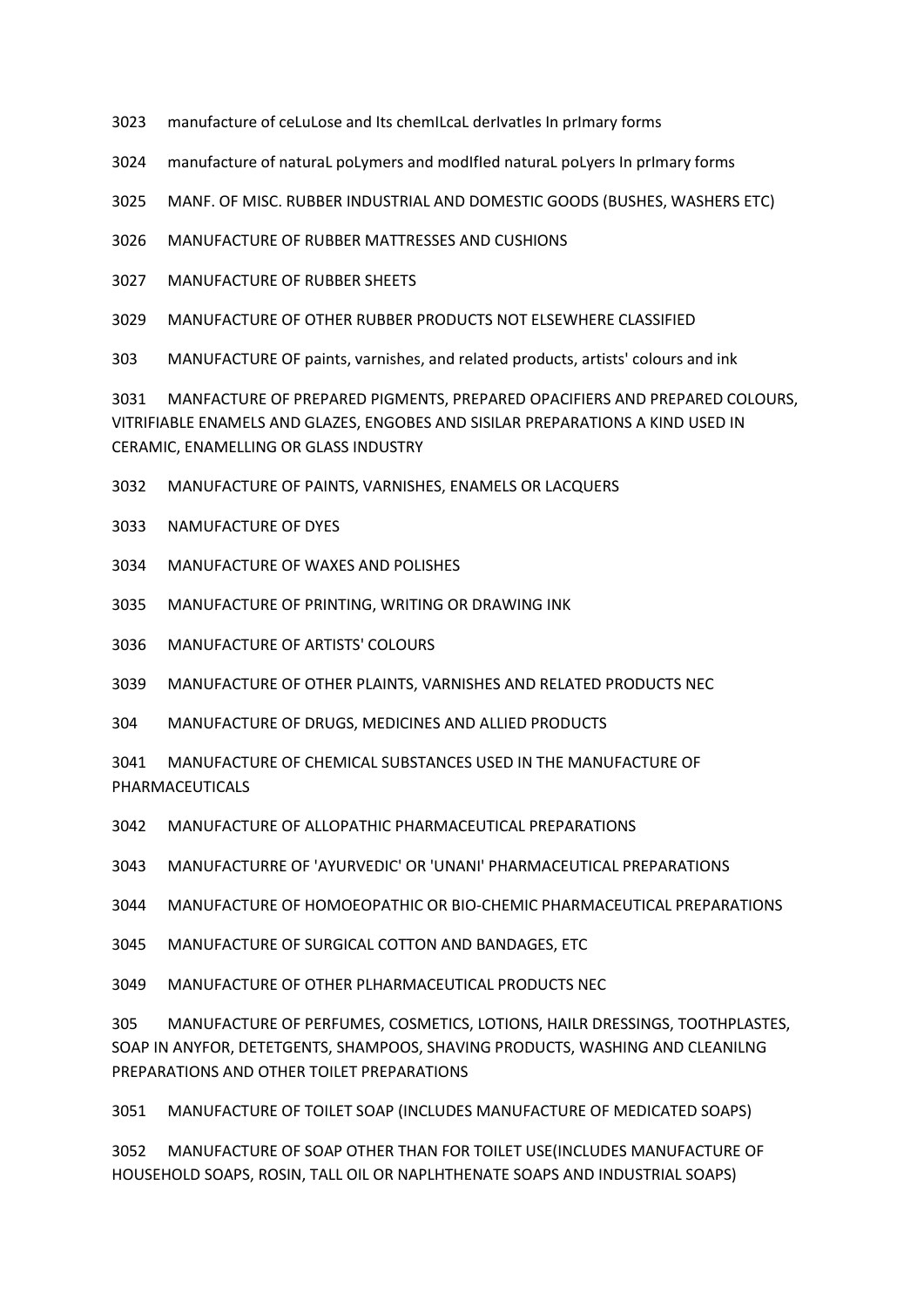3023 manufacture of ceLuLose and Its chemILcaL derIvatIes In prImary forms

3024 manufacture of naturaL poLymers and modIfIed naturaL poLyers In prImary forms

3025 MANF. OF MISC. RUBBER INDUSTRIAL AND DOMESTIC GOODS (BUSHES, WASHERS ETC)

3026 MANUFACTURE OF RUBBER MATTRESSES AND CUSHIONS

3027 MANUFACTURE OF RUBBER SHEETS

3029 MANUFACTURE OF OTHER RUBBER PRODUCTS NOT ELSEWHERE CLASSIFIED

303 MANUFACTURE OF paints, varnishes, and related products, artists' colours and ink

3031 MANFACTURE OF PREPARED PIGMENTS, PREPARED OPACIFIERS AND PREPARED COLOURS, VITRIFIABLE ENAMELS AND GLAZES, ENGOBES AND SISILAR PREPARATIONS A KIND USED IN CERAMIC, ENAMELLING OR GLASS INDUSTRY

3032 MANUFACTURE OF PAINTS, VARNISHES, ENAMELS OR LACQUERS

3033 NAMUFACTURE OF DYES

3034 MANUFACTURE OF WAXES AND POLISHES

3035 MANUFACTURE OF PRINTING, WRITING OR DRAWING INK

3036 MANUFACTURE OF ARTISTS' COLOURS

3039 MANUFACTURE OF OTHER PLAINTS, VARNISHES AND RELATED PRODUCTS NEC

304 MANUFACTURE OF DRUGS, MEDICINES AND ALLIED PRODUCTS

3041 MANUFACTURE OF CHEMICAL SUBSTANCES USED IN THE MANUFACTURE OF PHARMACEUTICALS

3042 MANUFACTURE OF ALLOPATHIC PHARMACEUTICAL PREPARATIONS

3043 MANUFACTURRE OF 'AYURVEDIC' OR 'UNANI' PHARMACEUTICAL PREPARATIONS

3044 MANUFACTURE OF HOMOEOPATHIC OR BIO-CHEMIC PHARMACEUTICAL PREPARATIONS

3045 MANUFACTURE OF SURGICAL COTTON AND BANDAGES, ETC

3049 MANUFACTURE OF OTHER PLHARMACEUTICAL PRODUCTS NEC

305 MANUFACTURE OF PERFUMES, COSMETICS, LOTIONS, HAILR DRESSINGS, TOOTHPLASTES, SOAP IN ANYFOR, DETETGENTS, SHAMPOOS, SHAVING PRODUCTS, WASHING AND CLEANILNG PREPARATIONS AND OTHER TOILET PREPARATIONS

3051 MANUFACTURE OF TOILET SOAP (INCLUDES MANUFACTURE OF MEDICATED SOAPS)

3052 MANUFACTURE OF SOAP OTHER THAN FOR TOILET USE(INCLUDES MANUFACTURE OF HOUSEHOLD SOAPS, ROSIN, TALL OIL OR NAPLHTHENATE SOAPS AND INDUSTRIAL SOAPS)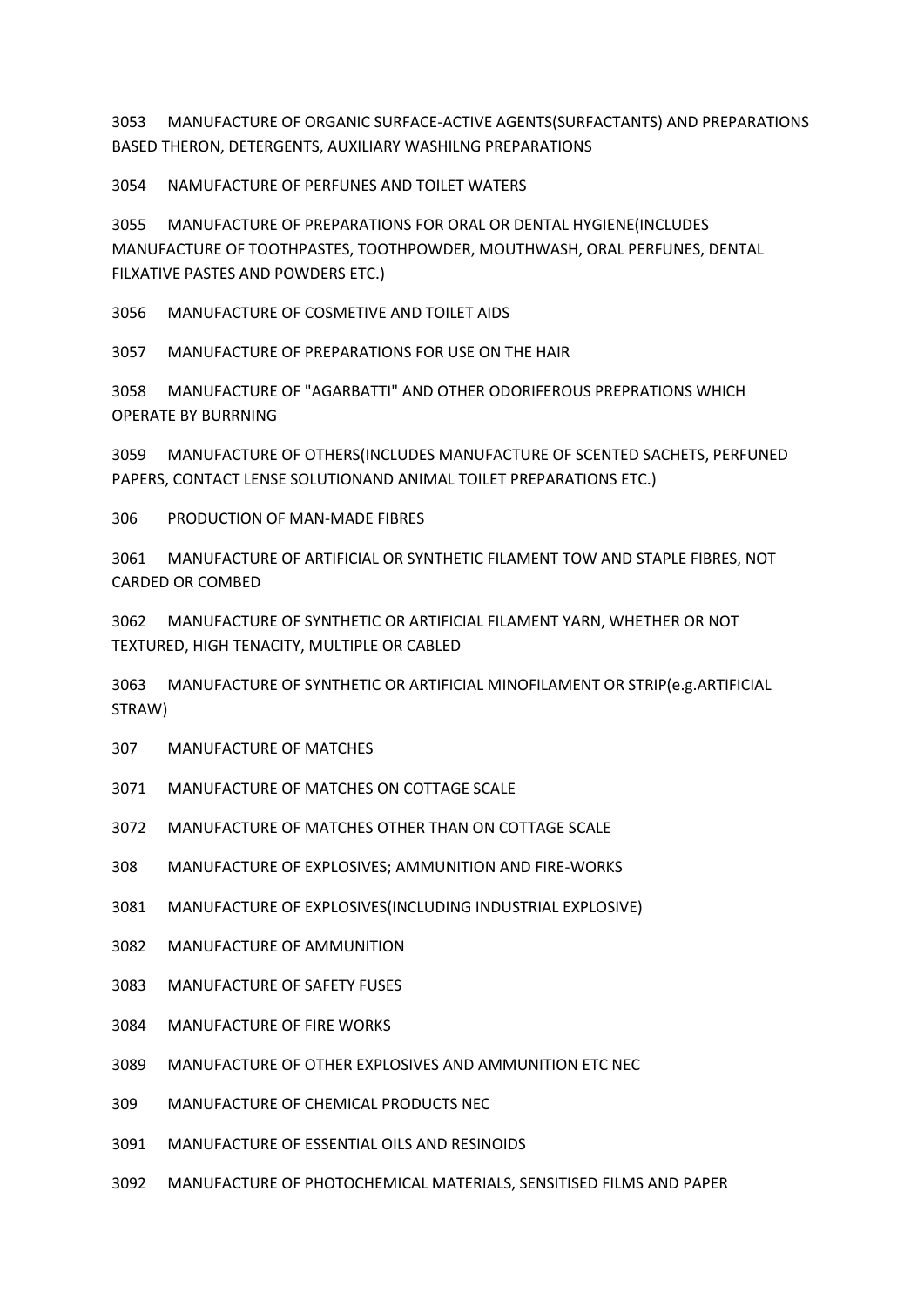3053 MANUFACTURE OF ORGANIC SURFACE-ACTIVE AGENTS(SURFACTANTS) AND PREPARATIONS BASED THERON, DETERGENTS, AUXILIARY WASHILNG PREPARATIONS

3054 NAMUFACTURE OF PERFUNES AND TOILET WATERS

3055 MANUFACTURE OF PREPARATIONS FOR ORAL OR DENTAL HYGIENE(INCLUDES MANUFACTURE OF TOOTHPASTES, TOOTHPOWDER, MOUTHWASH, ORAL PERFUNES, DENTAL FILXATIVE PASTES AND POWDERS ETC.)

3056 MANUFACTURE OF COSMETIVE AND TOILET AIDS

3057 MANUFACTURE OF PREPARATIONS FOR USE ON THE HAIR

3058 MANUFACTURE OF "AGARBATTI" AND OTHER ODORIFEROUS PREPRATIONS WHICH OPERATE BY BURRNING

3059 MANUFACTURE OF OTHERS(INCLUDES MANUFACTURE OF SCENTED SACHETS, PERFUNED PAPERS, CONTACT LENSE SOLUTIONAND ANIMAL TOILET PREPARATIONS ETC.)

306 PRODUCTION OF MAN-MADE FIBRES

3061 MANUFACTURE OF ARTIFICIAL OR SYNTHETIC FILAMENT TOW AND STAPLE FIBRES, NOT CARDED OR COMBED

3062 MANUFACTURE OF SYNTHETIC OR ARTIFICIAL FILAMENT YARN, WHETHER OR NOT TEXTURED, HIGH TENACITY, MULTIPLE OR CABLED

3063 MANUFACTURE OF SYNTHETIC OR ARTIFICIAL MINOFILAMENT OR STRIP(e.g.ARTIFICIAL STRAW)

307 MANUFACTURE OF MATCHES

3071 MANUFACTURE OF MATCHES ON COTTAGE SCALE

3072 MANUFACTURE OF MATCHES OTHER THAN ON COTTAGE SCALE

308 MANUFACTURE OF EXPLOSIVES; AMMUNITION AND FIRE-WORKS

3081 MANUFACTURE OF EXPLOSIVES(INCLUDING INDUSTRIAL EXPLOSIVE)

3082 MANUFACTURE OF AMMUNITION

3083 MANUFACTURE OF SAFETY FUSES

3084 MANUFACTURE OF FIRE WORKS

3089 MANUFACTURE OF OTHER EXPLOSIVES AND AMMUNITION ETC NEC

309 MANUFACTURE OF CHEMICAL PRODUCTS NEC

3091 MANUFACTURE OF ESSENTIAL OILS AND RESINOIDS

3092 MANUFACTURE OF PHOTOCHEMICAL MATERIALS, SENSITISED FILMS AND PAPER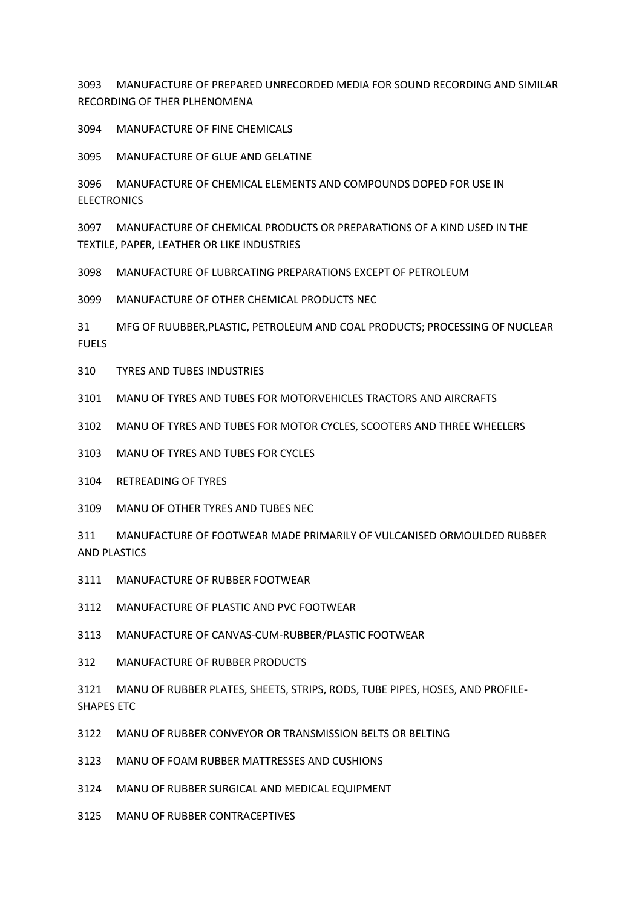3093 MANUFACTURE OF PREPARED UNRECORDED MEDIA FOR SOUND RECORDING AND SIMILAR RECORDING OF THER PLHENOMENA

3094 MANUFACTURE OF FINE CHEMICALS

3095 MANUFACTURE OF GLUE AND GELATINE

3096 MANUFACTURE OF CHEMICAL ELEMENTS AND COMPOUNDS DOPED FOR USE IN ELECTRONICS

3097 MANUFACTURE OF CHEMICAL PRODUCTS OR PREPARATIONS OF A KIND USED IN THE TEXTILE, PAPER, LEATHER OR LIKE INDUSTRIES

3098 MANUFACTURE OF LUBRCATING PREPARATIONS EXCEPT OF PETROLEUM

3099 MANUFACTURE OF OTHER CHEMICAL PRODUCTS NEC

31 MFG OF RUUBBER,PLASTIC, PETROLEUM AND COAL PRODUCTS; PROCESSING OF NUCLEAR FUELS

310 TYRES AND TUBES INDUSTRIES

3101 MANU OF TYRES AND TUBES FOR MOTORVEHICLES TRACTORS AND AIRCRAFTS

3102 MANU OF TYRES AND TUBES FOR MOTOR CYCLES, SCOOTERS AND THREE WHEELERS

3103 MANU OF TYRES AND TUBES FOR CYCLES

3104 RETREADING OF TYRES

3109 MANU OF OTHER TYRES AND TUBES NEC

311 MANUFACTURE OF FOOTWEAR MADE PRIMARILY OF VULCANISED ORMOULDED RUBBER AND PLASTICS

3111 MANUFACTURE OF RUBBER FOOTWEAR

3112 MANUFACTURE OF PLASTIC AND PVC FOOTWEAR

3113 MANUFACTURE OF CANVAS-CUM-RUBBER/PLASTIC FOOTWEAR

312 MANUFACTURE OF RUBBER PRODUCTS

3121 MANU OF RUBBER PLATES, SHEETS, STRIPS, RODS, TUBE PIPES, HOSES, AND PROFILE-SHAPES ETC

3122 MANU OF RUBBER CONVEYOR OR TRANSMISSION BELTS OR BELTING

3123 MANU OF FOAM RUBBER MATTRESSES AND CUSHIONS

3124 MANU OF RUBBER SURGICAL AND MEDICAL EQUIPMENT

3125 MANU OF RUBBER CONTRACEPTIVES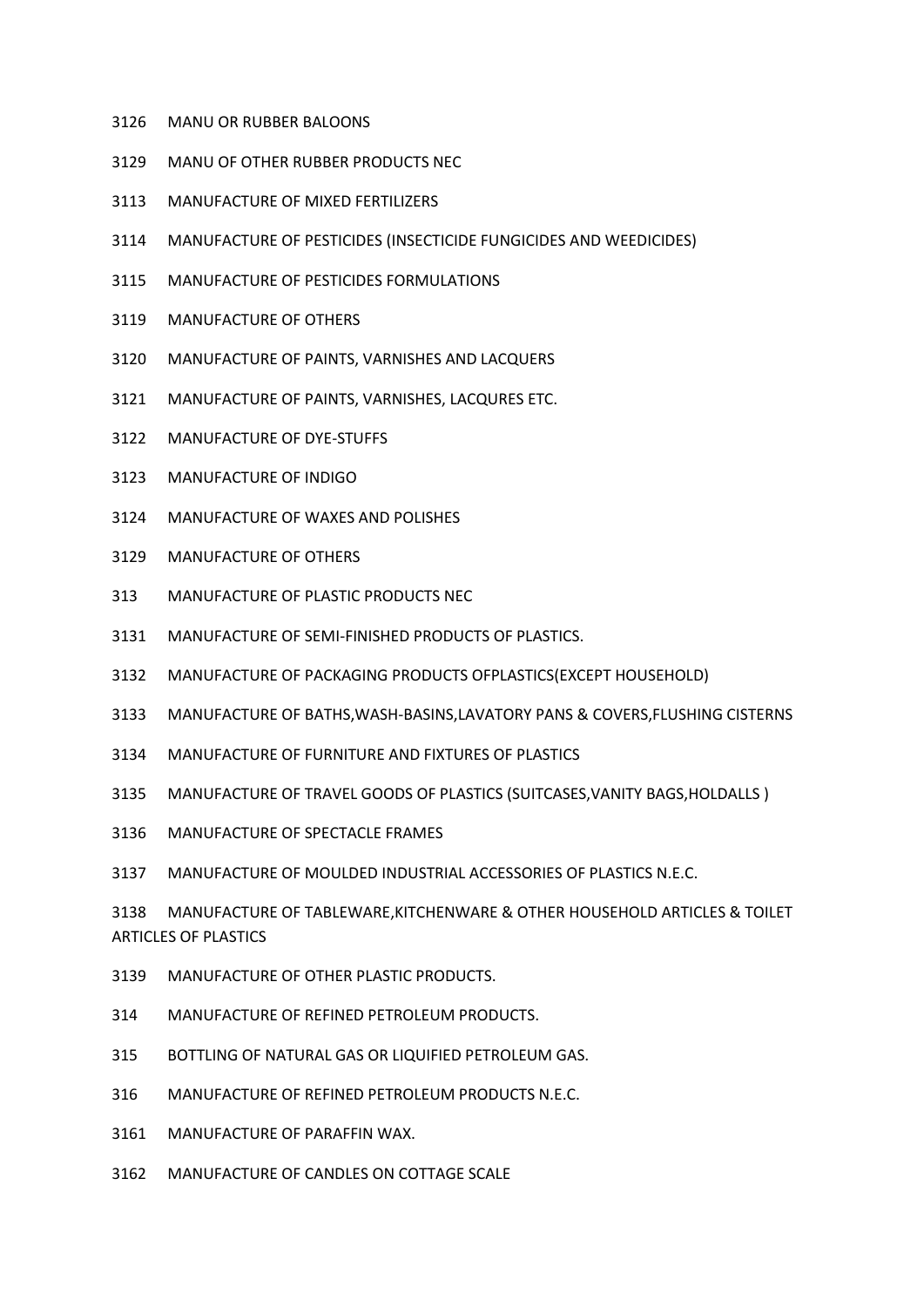3126 MANU OR RUBBER BALOONS

3129 MANU OF OTHER RUBBER PRODUCTS NEC

3113 MANUFACTURE OF MIXED FERTILIZERS

3114 MANUFACTURE OF PESTICIDES (INSECTICIDE FUNGICIDES AND WEEDICIDES)

3115 MANUFACTURE OF PESTICIDES FORMULATIONS

3119 MANUFACTURE OF OTHERS

3120 MANUFACTURE OF PAINTS, VARNISHES AND LACQUERS

3121 MANUFACTURE OF PAINTS, VARNISHES, LACQURES ETC.

3122 MANUFACTURE OF DYE-STUFFS

3123 MANUFACTURE OF INDIGO

3124 MANUFACTURE OF WAXES AND POLISHES

3129 MANUFACTURE OF OTHERS

313 MANUFACTURE OF PLASTIC PRODUCTS NEC

3131 MANUFACTURE OF SEMI-FINISHED PRODUCTS OF PLASTICS.

3132 MANUFACTURE OF PACKAGING PRODUCTS OFPLASTICS(EXCEPT HOUSEHOLD)

3133 MANUFACTURE OF BATHS,WASH-BASINS,LAVATORY PANS & COVERS,FLUSHING CISTERNS

3134 MANUFACTURE OF FURNITURE AND FIXTURES OF PLASTICS

3135 MANUFACTURE OF TRAVEL GOODS OF PLASTICS (SUITCASES,VANITY BAGS,HOLDALLS )

3136 MANUFACTURE OF SPECTACLE FRAMES

3137 MANUFACTURE OF MOULDED INDUSTRIAL ACCESSORIES OF PLASTICS N.E.C.

3138 MANUFACTURE OF TABLEWARE,KITCHENWARE & OTHER HOUSEHOLD ARTICLES & TOILET ARTICLES OF PLASTICS

3139 MANUFACTURE OF OTHER PLASTIC PRODUCTS.

314 MANUFACTURE OF REFINED PETROLEUM PRODUCTS.

315 BOTTLING OF NATURAL GAS OR LIQUIFIED PETROLEUM GAS.

316 MANUFACTURE OF REFINED PETROLEUM PRODUCTS N.E.C.

3161 MANUFACTURE OF PARAFFIN WAX.

3162 MANUFACTURE OF CANDLES ON COTTAGE SCALE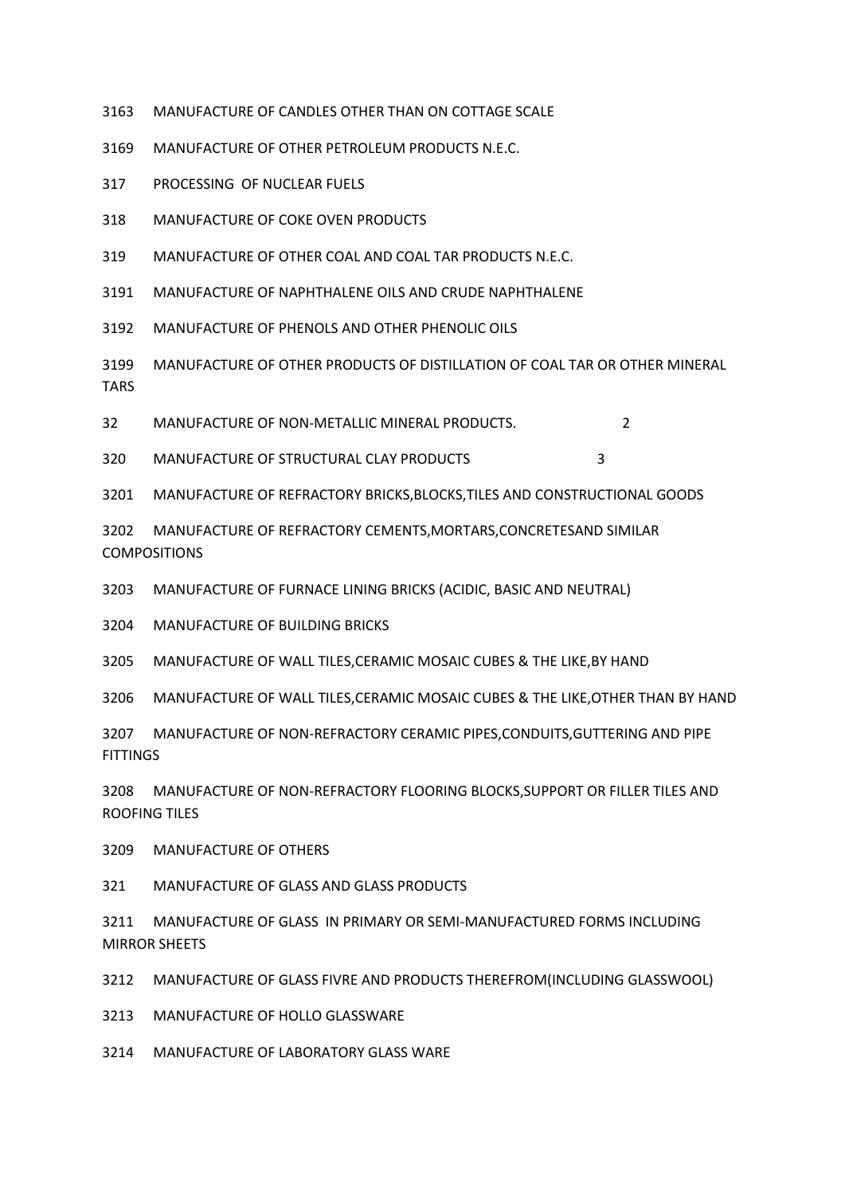3163 MANUFACTURE OF CANDLES OTHER THAN ON COTTAGE SCALE

3169 MANUFACTURE OF OTHER PETROLEUM PRODUCTS N.E.C.

317 PROCESSING OF NUCLEAR FUELS

318 MANUFACTURE OF COKE OVEN PRODUCTS

319 MANUFACTURE OF OTHER COAL AND COAL TAR PRODUCTS N.E.C.

3191 MANUFACTURE OF NAPHTHALENE OILS AND CRUDE NAPHTHALENE

3192 MANUFACTURE OF PHENOLS AND OTHER PHENOLIC OILS

3199 MANUFACTURE OF OTHER PRODUCTS OF DISTILLATION OF COAL TAR OR OTHER MINERAL TARS

32 MANUFACTURE OF NON-METALLIC MINERAL PRODUCTS. 2

320 MANUFACTURE OF STRUCTURAL CLAY PRODUCTS 3

3201 MANUFACTURE OF REFRACTORY BRICKS,BLOCKS,TILES AND CONSTRUCTIONAL GOODS

3202 MANUFACTURE OF REFRACTORY CEMENTS,MORTARS,CONCRETESAND SIMILAR COMPOSITIONS

3203 MANUFACTURE OF FURNACE LINING BRICKS (ACIDIC, BASIC AND NEUTRAL)

3204 MANUFACTURE OF BUILDING BRICKS

3205 MANUFACTURE OF WALL TILES,CERAMIC MOSAIC CUBES & THE LIKE,BY HAND

3206 MANUFACTURE OF WALL TILES,CERAMIC MOSAIC CUBES & THE LIKE,OTHER THAN BY HAND

3207 MANUFACTURE OF NON-REFRACTORY CERAMIC PIPES,CONDUITS,GUTTERING AND PIPE FITTINGS

3208 MANUFACTURE OF NON-REFRACTORY FLOORING BLOCKS,SUPPORT OR FILLER TILES AND ROOFING TILES

3209 MANUFACTURE OF OTHERS

321 MANUFACTURE OF GLASS AND GLASS PRODUCTS

3211 MANUFACTURE OF GLASS IN PRIMARY OR SEMI-MANUFACTURED FORMS INCLUDING MIRROR SHEETS

3212 MANUFACTURE OF GLASS FIVRE AND PRODUCTS THEREFROM(INCLUDING GLASSWOOL)

3213 MANUFACTURE OF HOLLO GLASSWARE

3214 MANUFACTURE OF LABORATORY GLASS WARE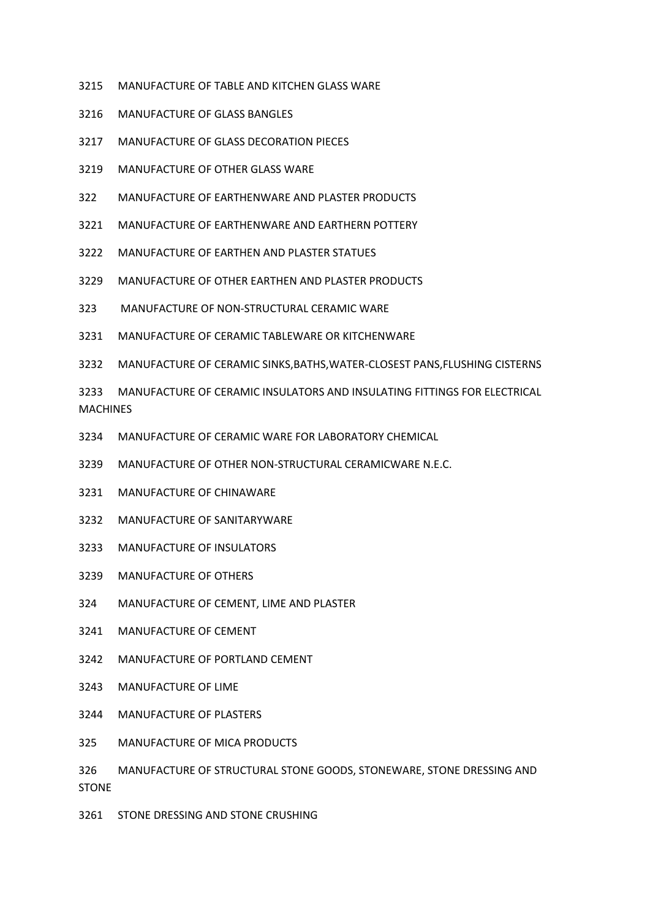3215 MANUFACTURE OF TABLE AND KITCHEN GLASS WARE

3216 MANUFACTURE OF GLASS BANGLES

3217 MANUFACTURE OF GLASS DECORATION PIECES

3219 MANUFACTURE OF OTHER GLASS WARE

322 MANUFACTURE OF EARTHENWARE AND PLASTER PRODUCTS

3221 MANUFACTURE OF EARTHENWARE AND EARTHERN POTTERY

3222 MANUFACTURE OF EARTHEN AND PLASTER STATUES

3229 MANUFACTURE OF OTHER EARTHEN AND PLASTER PRODUCTS

323 MANUFACTURE OF NON-STRUCTURAL CERAMIC WARE

3231 MANUFACTURE OF CERAMIC TABLEWARE OR KITCHENWARE

3232 MANUFACTURE OF CERAMIC SINKS,BATHS,WATER-CLOSEST PANS,FLUSHING CISTERNS

3233 MANUFACTURE OF CERAMIC INSULATORS AND INSULATING FITTINGS FOR ELECTRICAL MACHINES

3234 MANUFACTURE OF CERAMIC WARE FOR LABORATORY CHEMICAL

3239 MANUFACTURE OF OTHER NON-STRUCTURAL CERAMICWARE N.E.C.

3231 MANUFACTURE OF CHINAWARE

3232 MANUFACTURE OF SANITARYWARE

3233 MANUFACTURE OF INSULATORS

3239 MANUFACTURE OF OTHERS

324 MANUFACTURE OF CEMENT, LIME AND PLASTER

3241 MANUFACTURE OF CEMENT

3242 MANUFACTURE OF PORTLAND CEMENT

3243 MANUFACTURE OF LIME

3244 MANUFACTURE OF PLASTERS

325 MANUFACTURE OF MICA PRODUCTS

326 MANUFACTURE OF STRUCTURAL STONE GOODS, STONEWARE, STONE DRESSING AND STONE

3261 STONE DRESSING AND STONE CRUSHING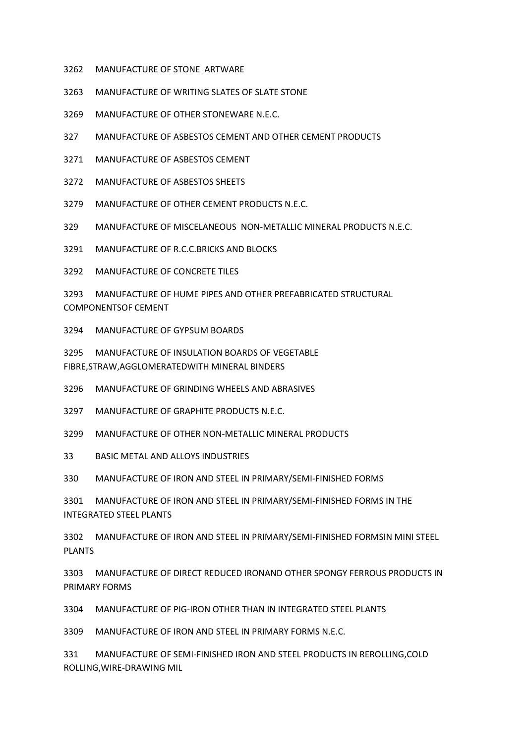3262 MANUFACTURE OF STONE ARTWARE

3263 MANUFACTURE OF WRITING SLATES OF SLATE STONE

3269 MANUFACTURE OF OTHER STONEWARE N.E.C.

327 MANUFACTURE OF ASBESTOS CEMENT AND OTHER CEMENT PRODUCTS

3271 MANUFACTURE OF ASBESTOS CEMENT

3272 MANUFACTURE OF ASBESTOS SHEETS

3279 MANUFACTURE OF OTHER CEMENT PRODUCTS N.E.C.

329 MANUFACTURE OF MISCELANEOUS NON-METALLIC MINERAL PRODUCTS N.E.C.

3291 MANUFACTURE OF R.C.C.BRICKS AND BLOCKS

3292 MANUFACTURE OF CONCRETE TILES

3293 MANUFACTURE OF HUME PIPES AND OTHER PREFABRICATED STRUCTURAL COMPONENTSOF CEMENT

3294 MANUFACTURE OF GYPSUM BOARDS

3295 MANUFACTURE OF INSULATION BOARDS OF VEGETABLE FIBRE,STRAW,AGGLOMERATEDWITH MINERAL BINDERS

3296 MANUFACTURE OF GRINDING WHEELS AND ABRASIVES

3297 MANUFACTURE OF GRAPHITE PRODUCTS N.E.C.

3299 MANUFACTURE OF OTHER NON-METALLIC MINERAL PRODUCTS

33 BASIC METAL AND ALLOYS INDUSTRIES

330 MANUFACTURE OF IRON AND STEEL IN PRIMARY/SEMI-FINISHED FORMS

3301 MANUFACTURE OF IRON AND STEEL IN PRIMARY/SEMI-FINISHED FORMS IN THE INTEGRATED STEEL PLANTS

3302 MANUFACTURE OF IRON AND STEEL IN PRIMARY/SEMI-FINISHED FORMSIN MINI STEEL PLANTS

3303 MANUFACTURE OF DIRECT REDUCED IRONAND OTHER SPONGY FERROUS PRODUCTS IN PRIMARY FORMS

3304 MANUFACTURE OF PIG-IRON OTHER THAN IN INTEGRATED STEEL PLANTS

3309 MANUFACTURE OF IRON AND STEEL IN PRIMARY FORMS N.E.C.

331 MANUFACTURE OF SEMI-FINISHED IRON AND STEEL PRODUCTS IN REROLLING,COLD ROLLING,WIRE-DRAWING MIL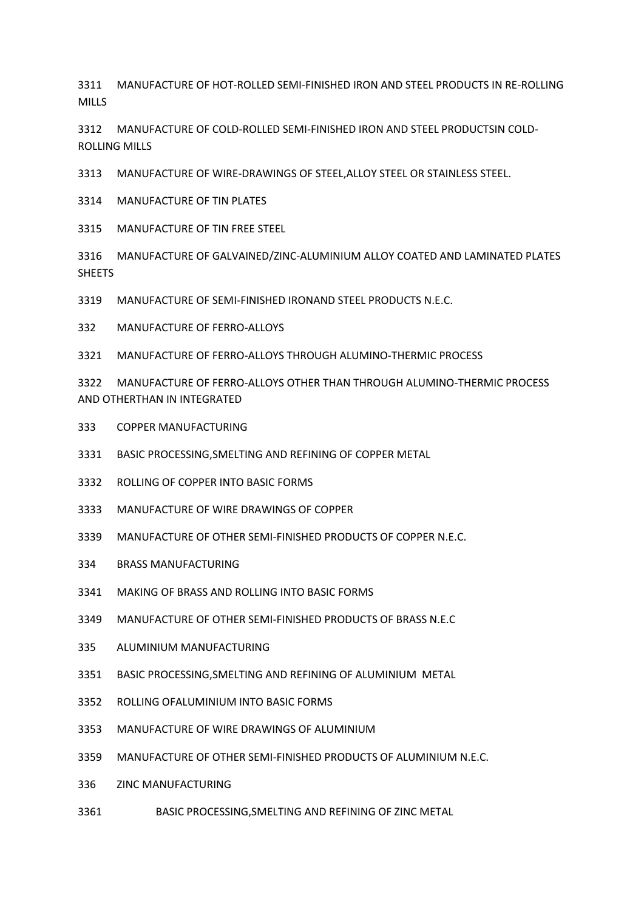3311 MANUFACTURE OF HOT-ROLLED SEMI-FINISHED IRON AND STEEL PRODUCTS IN RE-ROLLING MILLS

3312 MANUFACTURE OF COLD-ROLLED SEMI-FINISHED IRON AND STEEL PRODUCTSIN COLD-ROLLING MILLS

3313 MANUFACTURE OF WIRE-DRAWINGS OF STEEL,ALLOY STEEL OR STAINLESS STEEL.

3314 MANUFACTURE OF TIN PLATES

3315 MANUFACTURE OF TIN FREE STEEL

3316 MANUFACTURE OF GALVAINED/ZINC-ALUMINIUM ALLOY COATED AND LAMINATED PLATES SHEETS

3319 MANUFACTURE OF SEMI-FINISHED IRONAND STEEL PRODUCTS N.E.C.

332 MANUFACTURE OF FERRO-ALLOYS

3321 MANUFACTURE OF FERRO-ALLOYS THROUGH ALUMINO-THERMIC PROCESS

3322 MANUFACTURE OF FERRO-ALLOYS OTHER THAN THROUGH ALUMINO-THERMIC PROCESS AND OTHERTHAN IN INTEGRATED

333 COPPER MANUFACTURING

3331 BASIC PROCESSING,SMELTING AND REFINING OF COPPER METAL

3332 ROLLING OF COPPER INTO BASIC FORMS

3333 MANUFACTURE OF WIRE DRAWINGS OF COPPER

3339 MANUFACTURE OF OTHER SEMI-FINISHED PRODUCTS OF COPPER N.E.C.

334 BRASS MANUFACTURING

3341 MAKING OF BRASS AND ROLLING INTO BASIC FORMS

3349 MANUFACTURE OF OTHER SEMI-FINISHED PRODUCTS OF BRASS N.E.C

335 ALUMINIUM MANUFACTURING

3351 BASIC PROCESSING,SMELTING AND REFINING OF ALUMINIUM METAL

3352 ROLLING OFALUMINIUM INTO BASIC FORMS

3353 MANUFACTURE OF WIRE DRAWINGS OF ALUMINIUM

3359 MANUFACTURE OF OTHER SEMI-FINISHED PRODUCTS OF ALUMINIUM N.E.C.

336 ZINC MANUFACTURING

3361 BASIC PROCESSING,SMELTING AND REFINING OF ZINC METAL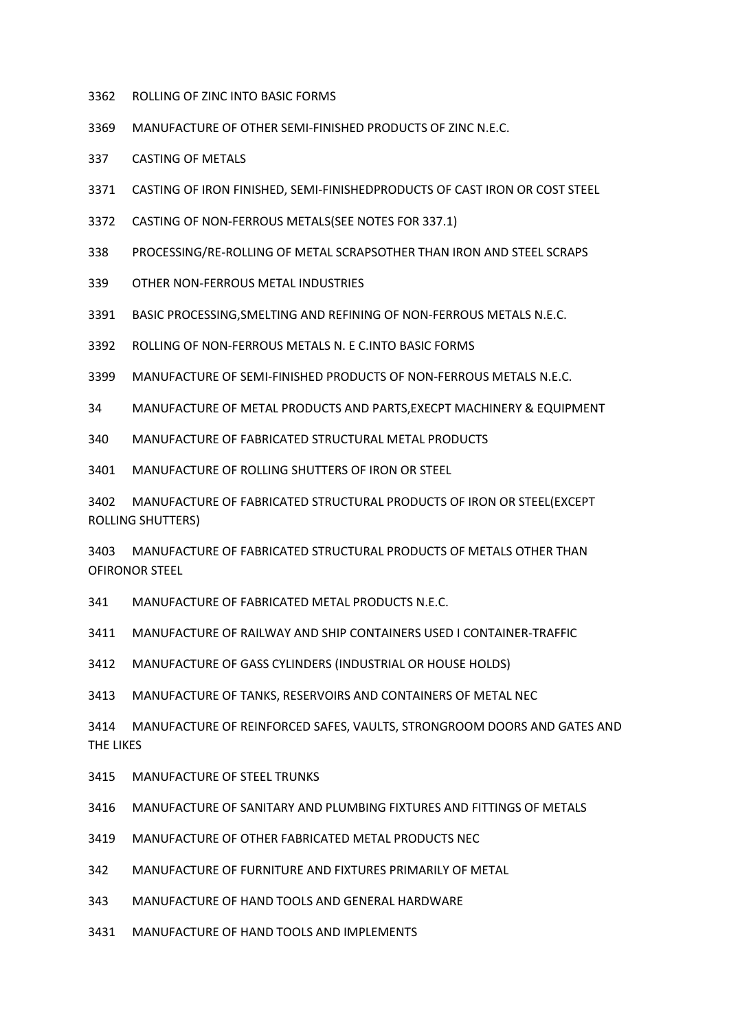3362 ROLLING OF ZINC INTO BASIC FORMS

3369 MANUFACTURE OF OTHER SEMI-FINISHED PRODUCTS OF ZINC N.E.C.

337 CASTING OF METALS

3371 CASTING OF IRON FINISHED, SEMI-FINISHEDPRODUCTS OF CAST IRON OR COST STEEL

3372 CASTING OF NON-FERROUS METALS(SEE NOTES FOR 337.1)

338 PROCESSING/RE-ROLLING OF METAL SCRAPSOTHER THAN IRON AND STEEL SCRAPS

339 OTHER NON-FERROUS METAL INDUSTRIES

3391 BASIC PROCESSING,SMELTING AND REFINING OF NON-FERROUS METALS N.E.C.

3392 ROLLING OF NON-FERROUS METALS N. E C.INTO BASIC FORMS

3399 MANUFACTURE OF SEMI-FINISHED PRODUCTS OF NON-FERROUS METALS N.E.C.

34 MANUFACTURE OF METAL PRODUCTS AND PARTS,EXECPT MACHINERY & EQUIPMENT

340 MANUFACTURE OF FABRICATED STRUCTURAL METAL PRODUCTS

3401 MANUFACTURE OF ROLLING SHUTTERS OF IRON OR STEEL

3402 MANUFACTURE OF FABRICATED STRUCTURAL PRODUCTS OF IRON OR STEEL(EXCEPT ROLLING SHUTTERS)

3403 MANUFACTURE OF FABRICATED STRUCTURAL PRODUCTS OF METALS OTHER THAN OFIRONOR STEEL

341 MANUFACTURE OF FABRICATED METAL PRODUCTS N.E.C.

3411 MANUFACTURE OF RAILWAY AND SHIP CONTAINERS USED I CONTAINER-TRAFFIC

3412 MANUFACTURE OF GASS CYLINDERS (INDUSTRIAL OR HOUSE HOLDS)

3413 MANUFACTURE OF TANKS, RESERVOIRS AND CONTAINERS OF METAL NEC

3414 MANUFACTURE OF REINFORCED SAFES, VAULTS, STRONGROOM DOORS AND GATES AND THE LIKES

3415 MANUFACTURE OF STEEL TRUNKS

3416 MANUFACTURE OF SANITARY AND PLUMBING FIXTURES AND FITTINGS OF METALS

3419 MANUFACTURE OF OTHER FABRICATED METAL PRODUCTS NEC

342 MANUFACTURE OF FURNITURE AND FIXTURES PRIMARILY OF METAL

343 MANUFACTURE OF HAND TOOLS AND GENERAL HARDWARE

3431 MANUFACTURE OF HAND TOOLS AND IMPLEMENTS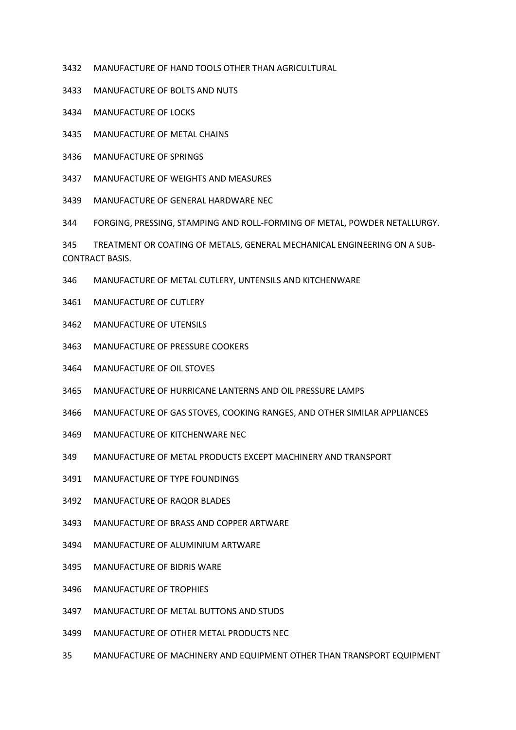3432 MANUFACTURE OF HAND TOOLS OTHER THAN AGRICULTURAL

3433 MANUFACTURE OF BOLTS AND NUTS

3434 MANUFACTURE OF LOCKS

3435 MANUFACTURE OF METAL CHAINS

3436 MANUFACTURE OF SPRINGS

3437 MANUFACTURE OF WEIGHTS AND MEASURES

3439 MANUFACTURE OF GENERAL HARDWARE NEC

344 FORGING, PRESSING, STAMPING AND ROLL-FORMING OF METAL, POWDER NETALLURGY.

345 TREATMENT OR COATING OF METALS, GENERAL MECHANICAL ENGINEERING ON A SUB-CONTRACT BASIS.

346 MANUFACTURE OF METAL CUTLERY, UNTENSILS AND KITCHENWARE

3461 MANUFACTURE OF CUTLERY

3462 MANUFACTURE OF UTENSILS

3463 MANUFACTURE OF PRESSURE COOKERS

3464 MANUFACTURE OF OIL STOVES

3465 MANUFACTURE OF HURRICANE LANTERNS AND OIL PRESSURE LAMPS

3466 MANUFACTURE OF GAS STOVES, COOKING RANGES, AND OTHER SIMILAR APPLIANCES

3469 MANUFACTURE OF KITCHENWARE NEC

349 MANUFACTURE OF METAL PRODUCTS EXCEPT MACHINERY AND TRANSPORT

3491 MANUFACTURE OF TYPE FOUNDINGS

3492 MANUFACTURE OF RAQOR BLADES

3493 MANUFACTURE OF BRASS AND COPPER ARTWARE

3494 MANUFACTURE OF ALUMINIUM ARTWARE

3495 MANUFACTURE OF BIDRIS WARE

3496 MANUFACTURE OF TROPHIES

3497 MANUFACTURE OF METAL BUTTONS AND STUDS

3499 MANUFACTURE OF OTHER METAL PRODUCTS NEC

35 MANUFACTURE OF MACHINERY AND EQUIPMENT OTHER THAN TRANSPORT EQUIPMENT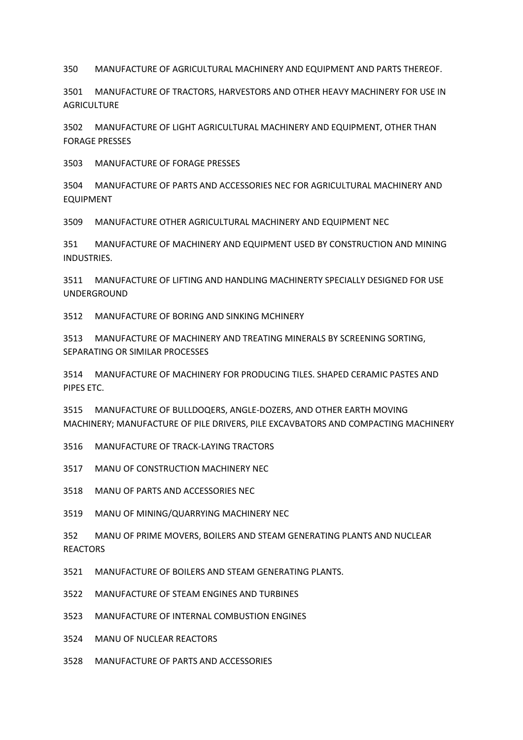350 MANUFACTURE OF AGRICULTURAL MACHINERY AND EQUIPMENT AND PARTS THEREOF.

3501 MANUFACTURE OF TRACTORS, HARVESTORS AND OTHER HEAVY MACHINERY FOR USE IN AGRICULTURE

3502 MANUFACTURE OF LIGHT AGRICULTURAL MACHINERY AND EQUIPMENT, OTHER THAN FORAGE PRESSES

3503 MANUFACTURE OF FORAGE PRESSES

3504 MANUFACTURE OF PARTS AND ACCESSORIES NEC FOR AGRICULTURAL MACHINERY AND EQUIPMENT

3509 MANUFACTURE OTHER AGRICULTURAL MACHINERY AND EQUIPMENT NEC

351 MANUFACTURE OF MACHINERY AND EQUIPMENT USED BY CONSTRUCTION AND MINING INDUSTRIES.

3511 MANUFACTURE OF LIFTING AND HANDLING MACHINERTY SPECIALLY DESIGNED FOR USE UNDERGROUND

3512 MANUFACTURE OF BORING AND SINKING MCHINERY

3513 MANUFACTURE OF MACHINERY AND TREATING MINERALS BY SCREENING SORTING, SEPARATING OR SIMILAR PROCESSES

3514 MANUFACTURE OF MACHINERY FOR PRODUCING TILES. SHAPED CERAMIC PASTES AND PIPES ETC.

3515 MANUFACTURE OF BULLDOQERS, ANGLE-DOZERS, AND OTHER EARTH MOVING MACHINERY; MANUFACTURE OF PILE DRIVERS, PILE EXCAVBATORS AND COMPACTING MACHINERY

3516 MANUFACTURE OF TRACK-LAYING TRACTORS

3517 MANU OF CONSTRUCTION MACHINERY NEC

3518 MANU OF PARTS AND ACCESSORIES NEC

3519 MANU OF MINING/QUARRYING MACHINERY NEC

352 MANU OF PRIME MOVERS, BOILERS AND STEAM GENERATING PLANTS AND NUCLEAR REACTORS

3521 MANUFACTURE OF BOILERS AND STEAM GENERATING PLANTS.

3522 MANUFACTURE OF STEAM ENGINES AND TURBINES

3523 MANUFACTURE OF INTERNAL COMBUSTION ENGINES

3524 MANU OF NUCLEAR REACTORS

3528 MANUFACTURE OF PARTS AND ACCESSORIES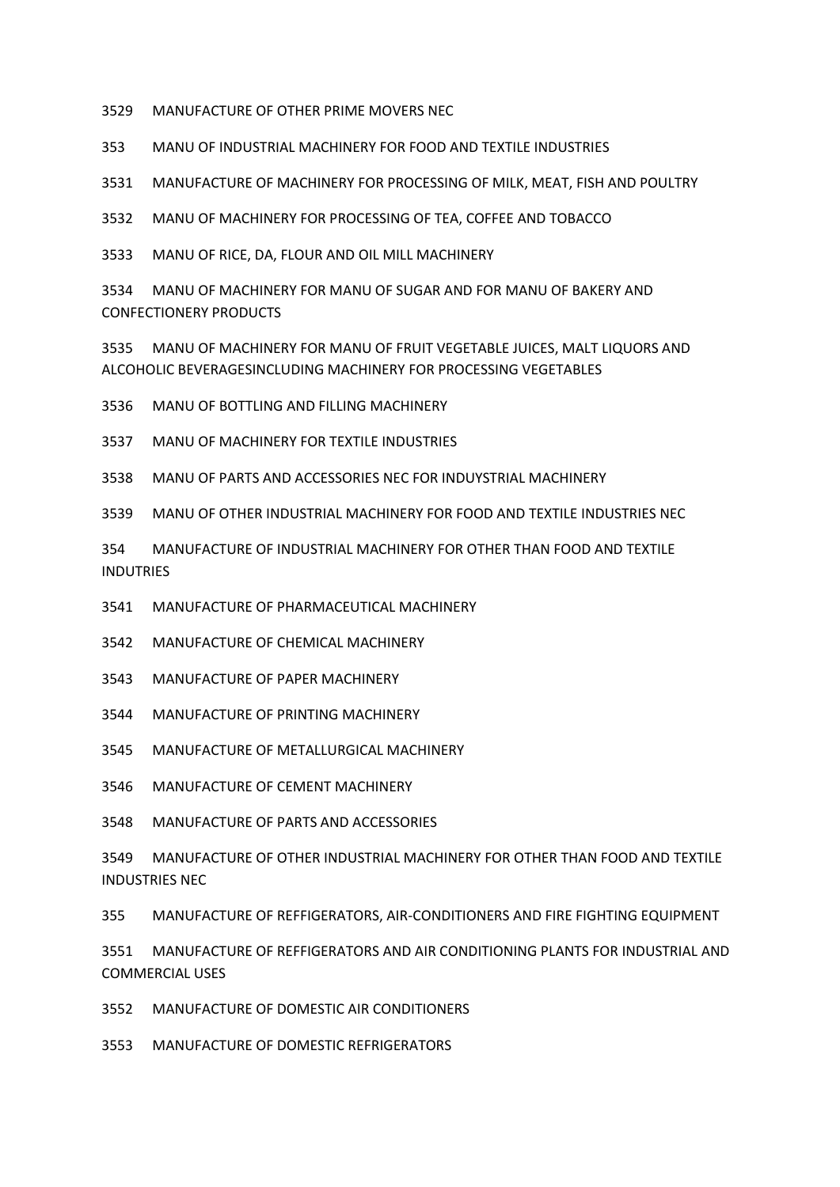3529 MANUFACTURE OF OTHER PRIME MOVERS NEC

353 MANU OF INDUSTRIAL MACHINERY FOR FOOD AND TEXTILE INDUSTRIES

3531 MANUFACTURE OF MACHINERY FOR PROCESSING OF MILK, MEAT, FISH AND POULTRY

3532 MANU OF MACHINERY FOR PROCESSING OF TEA, COFFEE AND TOBACCO

3533 MANU OF RICE, DA, FLOUR AND OIL MILL MACHINERY

3534 MANU OF MACHINERY FOR MANU OF SUGAR AND FOR MANU OF BAKERY AND CONFECTIONERY PRODUCTS

3535 MANU OF MACHINERY FOR MANU OF FRUIT VEGETABLE JUICES, MALT LIQUORS AND ALCOHOLIC BEVERAGESINCLUDING MACHINERY FOR PROCESSING VEGETABLES

3536 MANU OF BOTTLING AND FILLING MACHINERY

3537 MANU OF MACHINERY FOR TEXTILE INDUSTRIES

3538 MANU OF PARTS AND ACCESSORIES NEC FOR INDUYSTRIAL MACHINERY

3539 MANU OF OTHER INDUSTRIAL MACHINERY FOR FOOD AND TEXTILE INDUSTRIES NEC

354 MANUFACTURE OF INDUSTRIAL MACHINERY FOR OTHER THAN FOOD AND TEXTILE INDUTRIES

3541 MANUFACTURE OF PHARMACEUTICAL MACHINERY

3542 MANUFACTURE OF CHEMICAL MACHINERY

3543 MANUFACTURE OF PAPER MACHINERY

3544 MANUFACTURE OF PRINTING MACHINERY

3545 MANUFACTURE OF METALLURGICAL MACHINERY

3546 MANUFACTURE OF CEMENT MACHINERY

3548 MANUFACTURE OF PARTS AND ACCESSORIES

3549 MANUFACTURE OF OTHER INDUSTRIAL MACHINERY FOR OTHER THAN FOOD AND TEXTILE INDUSTRIES NEC

355 MANUFACTURE OF REFFIGERATORS, AIR-CONDITIONERS AND FIRE FIGHTING EQUIPMENT

3551 MANUFACTURE OF REFFIGERATORS AND AIR CONDITIONING PLANTS FOR INDUSTRIAL AND COMMERCIAL USES

3552 MANUFACTURE OF DOMESTIC AIR CONDITIONERS

3553 MANUFACTURE OF DOMESTIC REFRIGERATORS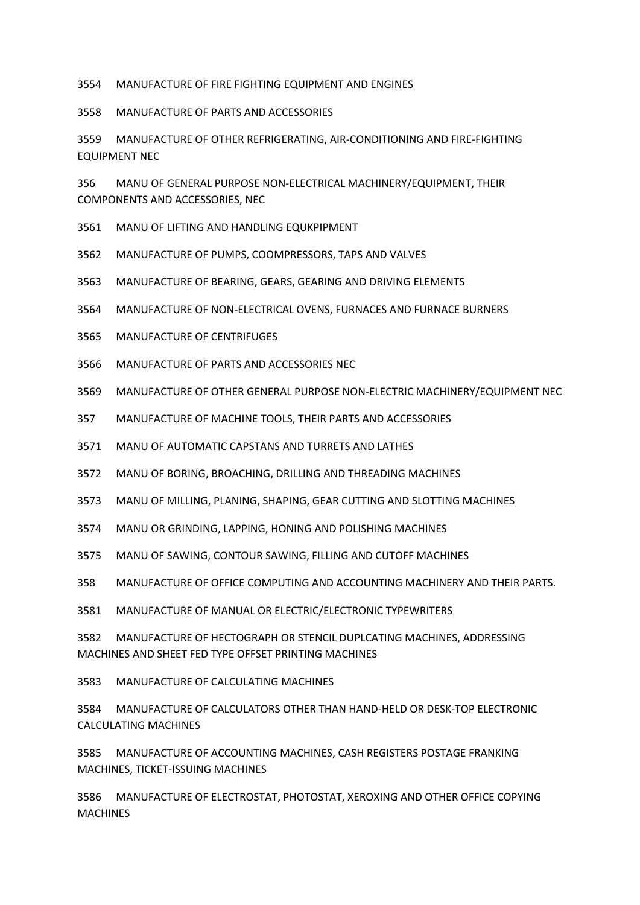3554 MANUFACTURE OF FIRE FIGHTING EQUIPMENT AND ENGINES

3558 MANUFACTURE OF PARTS AND ACCESSORIES

3559 MANUFACTURE OF OTHER REFRIGERATING, AIR-CONDITIONING AND FIRE-FIGHTING EQUIPMENT NEC

356 MANU OF GENERAL PURPOSE NON-ELECTRICAL MACHINERY/EQUIPMENT, THEIR COMPONENTS AND ACCESSORIES, NEC

3561 MANU OF LIFTING AND HANDLING EQUKPIPMENT

3562 MANUFACTURE OF PUMPS, COOMPRESSORS, TAPS AND VALVES

3563 MANUFACTURE OF BEARING, GEARS, GEARING AND DRIVING ELEMENTS

3564 MANUFACTURE OF NON-ELECTRICAL OVENS, FURNACES AND FURNACE BURNERS

3565 MANUFACTURE OF CENTRIFUGES

3566 MANUFACTURE OF PARTS AND ACCESSORIES NEC

3569 MANUFACTURE OF OTHER GENERAL PURPOSE NON-ELECTRIC MACHINERY/EQUIPMENT NEC

357 MANUFACTURE OF MACHINE TOOLS, THEIR PARTS AND ACCESSORIES

3571 MANU OF AUTOMATIC CAPSTANS AND TURRETS AND LATHES

3572 MANU OF BORING, BROACHING, DRILLING AND THREADING MACHINES

3573 MANU OF MILLING, PLANING, SHAPING, GEAR CUTTING AND SLOTTING MACHINES

3574 MANU OR GRINDING, LAPPING, HONING AND POLISHING MACHINES

3575 MANU OF SAWING, CONTOUR SAWING, FILLING AND CUTOFF MACHINES

358 MANUFACTURE OF OFFICE COMPUTING AND ACCOUNTING MACHINERY AND THEIR PARTS.

3581 MANUFACTURE OF MANUAL OR ELECTRIC/ELECTRONIC TYPEWRITERS

3582 MANUFACTURE OF HECTOGRAPH OR STENCIL DUPLCATING MACHINES, ADDRESSING MACHINES AND SHEET FED TYPE OFFSET PRINTING MACHINES

3583 MANUFACTURE OF CALCULATING MACHINES

3584 MANUFACTURE OF CALCULATORS OTHER THAN HAND-HELD OR DESK-TOP ELECTRONIC CALCULATING MACHINES

3585 MANUFACTURE OF ACCOUNTING MACHINES, CASH REGISTERS POSTAGE FRANKING MACHINES, TICKET-ISSUING MACHINES

3586 MANUFACTURE OF ELECTROSTAT, PHOTOSTAT, XEROXING AND OTHER OFFICE COPYING MACHINES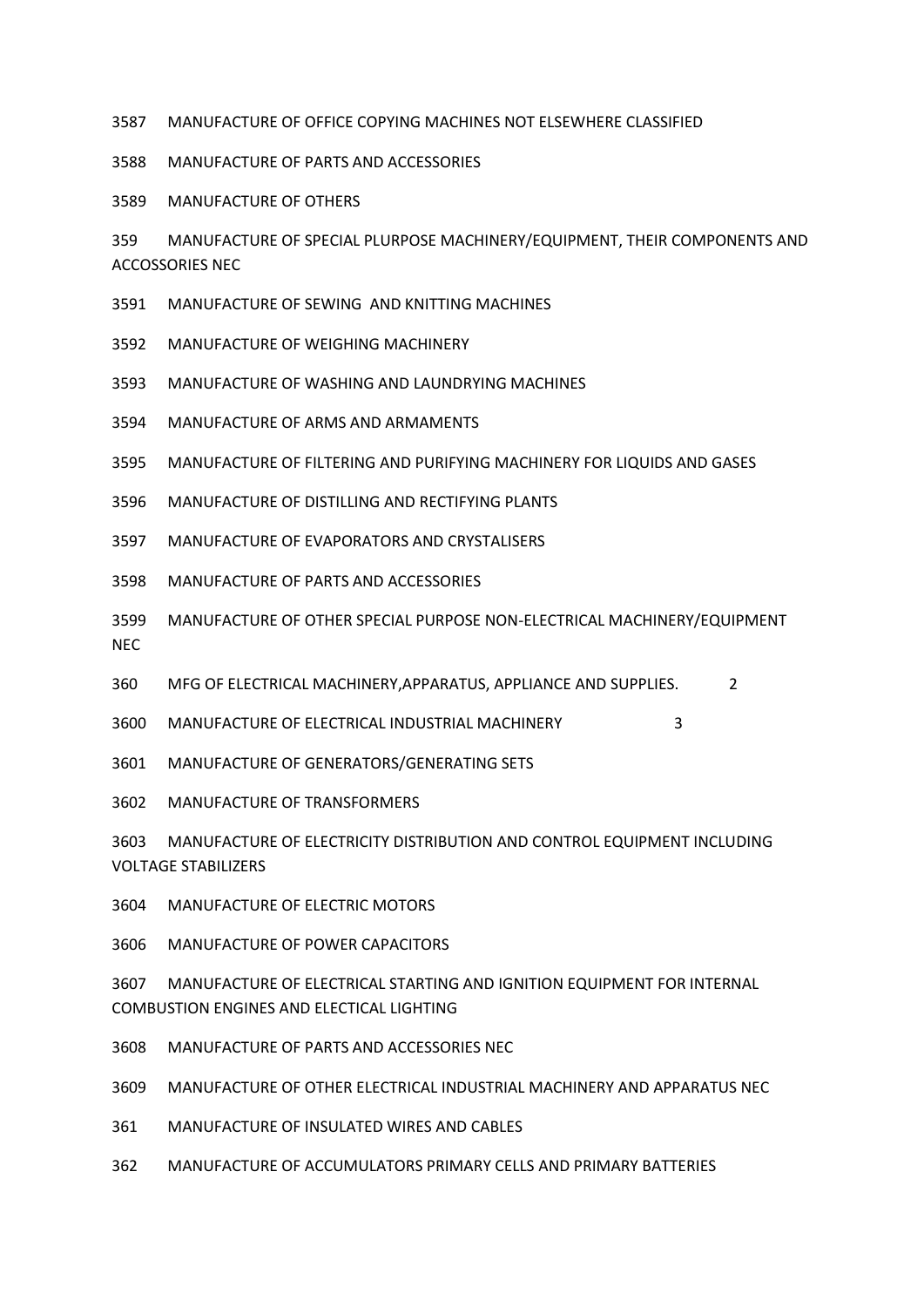3587 MANUFACTURE OF OFFICE COPYING MACHINES NOT ELSEWHERE CLASSIFIED

3588 MANUFACTURE OF PARTS AND ACCESSORIES

3589 MANUFACTURE OF OTHERS

359 MANUFACTURE OF SPECIAL PLURPOSE MACHINERY/EQUIPMENT, THEIR COMPONENTS AND ACCOSSORIES NEC

3591 MANUFACTURE OF SEWING AND KNITTING MACHINES

3592 MANUFACTURE OF WEIGHING MACHINERY

3593 MANUFACTURE OF WASHING AND LAUNDRYING MACHINES

3594 MANUFACTURE OF ARMS AND ARMAMENTS

3595 MANUFACTURE OF FILTERING AND PURIFYING MACHINERY FOR LIQUIDS AND GASES

3596 MANUFACTURE OF DISTILLING AND RECTIFYING PLANTS

3597 MANUFACTURE OF EVAPORATORS AND CRYSTALISERS

3598 MANUFACTURE OF PARTS AND ACCESSORIES

3599 MANUFACTURE OF OTHER SPECIAL PURPOSE NON-ELECTRICAL MACHINERY/EQUIPMENT NEC

360 MFG OF ELECTRICAL MACHINERY,APPARATUS, APPLIANCE AND SUPPLIES. 2

3600 MANUFACTURE OF ELECTRICAL INDUSTRIAL MACHINERY 3

3601 MANUFACTURE OF GENERATORS/GENERATING SETS

3602 MANUFACTURE OF TRANSFORMERS

3603 MANUFACTURE OF ELECTRICITY DISTRIBUTION AND CONTROL EQUIPMENT INCLUDING VOLTAGE STABILIZERS

3604 MANUFACTURE OF ELECTRIC MOTORS

3606 MANUFACTURE OF POWER CAPACITORS

3607 MANUFACTURE OF ELECTRICAL STARTING AND IGNITION EQUIPMENT FOR INTERNAL COMBUSTION ENGINES AND ELECTICAL LIGHTING

3608 MANUFACTURE OF PARTS AND ACCESSORIES NEC

3609 MANUFACTURE OF OTHER ELECTRICAL INDUSTRIAL MACHINERY AND APPARATUS NEC

361 MANUFACTURE OF INSULATED WIRES AND CABLES

362 MANUFACTURE OF ACCUMULATORS PRIMARY CELLS AND PRIMARY BATTERIES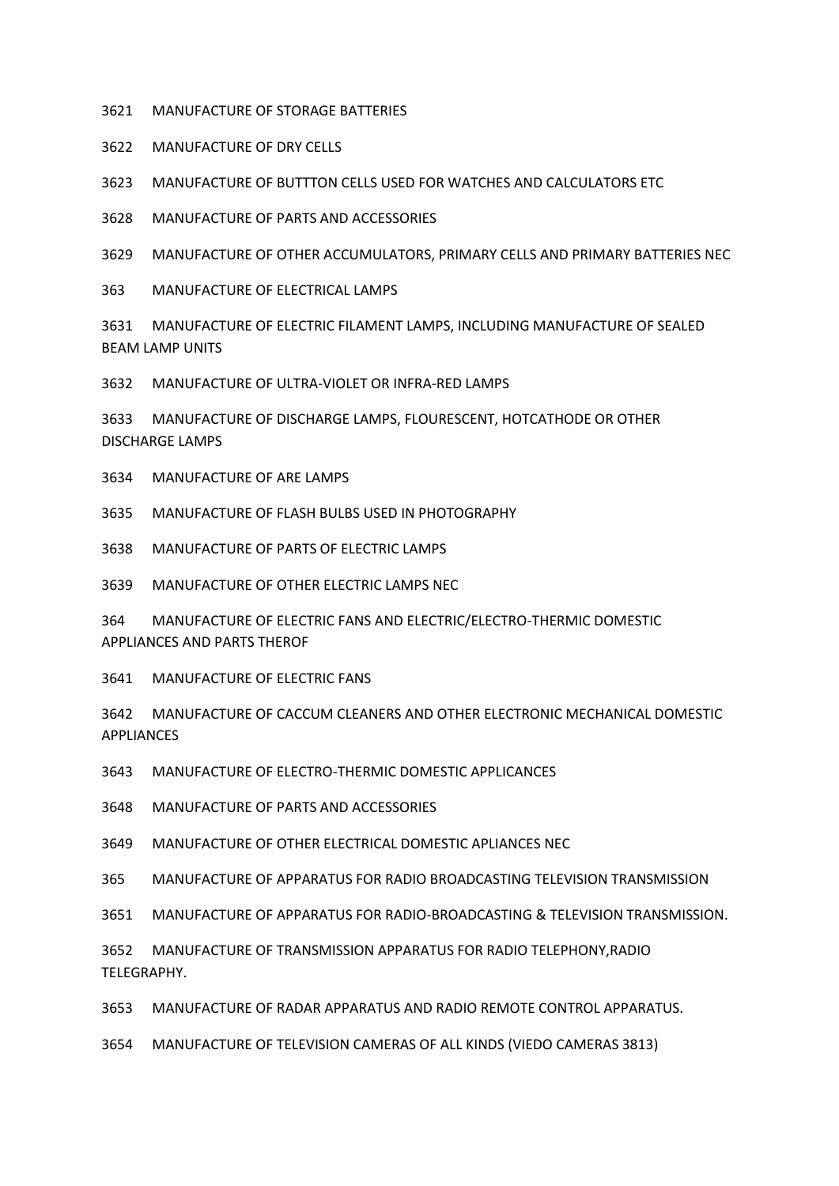3621 MANUFACTURE OF STORAGE BATTERIES

3622 MANUFACTURE OF DRY CELLS

3623 MANUFACTURE OF BUTTTON CELLS USED FOR WATCHES AND CALCULATORS ETC

3628 MANUFACTURE OF PARTS AND ACCESSORIES

3629 MANUFACTURE OF OTHER ACCUMULATORS, PRIMARY CELLS AND PRIMARY BATTERIES NEC

363 MANUFACTURE OF ELECTRICAL LAMPS

3631 MANUFACTURE OF ELECTRIC FILAMENT LAMPS, INCLUDING MANUFACTURE OF SEALED BEAM LAMP UNITS

3632 MANUFACTURE OF ULTRA-VIOLET OR INFRA-RED LAMPS

3633 MANUFACTURE OF DISCHARGE LAMPS, FLOURESCENT, HOTCATHODE OR OTHER DISCHARGE LAMPS

3634 MANUFACTURE OF ARE LAMPS

3635 MANUFACTURE OF FLASH BULBS USED IN PHOTOGRAPHY

3638 MANUFACTURE OF PARTS OF ELECTRIC LAMPS

3639 MANUFACTURE OF OTHER ELECTRIC LAMPS NEC

364 MANUFACTURE OF ELECTRIC FANS AND ELECTRIC/ELECTRO-THERMIC DOMESTIC APPLIANCES AND PARTS THEROF

3641 MANUFACTURE OF ELECTRIC FANS

3642 MANUFACTURE OF CACCUM CLEANERS AND OTHER ELECTRONIC MECHANICAL DOMESTIC APPLIANCES

3643 MANUFACTURE OF ELECTRO-THERMIC DOMESTIC APPLICANCES

3648 MANUFACTURE OF PARTS AND ACCESSORIES

3649 MANUFACTURE OF OTHER ELECTRICAL DOMESTIC APLIANCES NEC

365 MANUFACTURE OF APPARATUS FOR RADIO BROADCASTING TELEVISION TRANSMISSION

3651 MANUFACTURE OF APPARATUS FOR RADIO-BROADCASTING & TELEVISION TRANSMISSION.

3652 MANUFACTURE OF TRANSMISSION APPARATUS FOR RADIO TELEPHONY,RADIO TELEGRAPHY.

3653 MANUFACTURE OF RADAR APPARATUS AND RADIO REMOTE CONTROL APPARATUS.

3654 MANUFACTURE OF TELEVISION CAMERAS OF ALL KINDS (VIEDO CAMERAS 3813)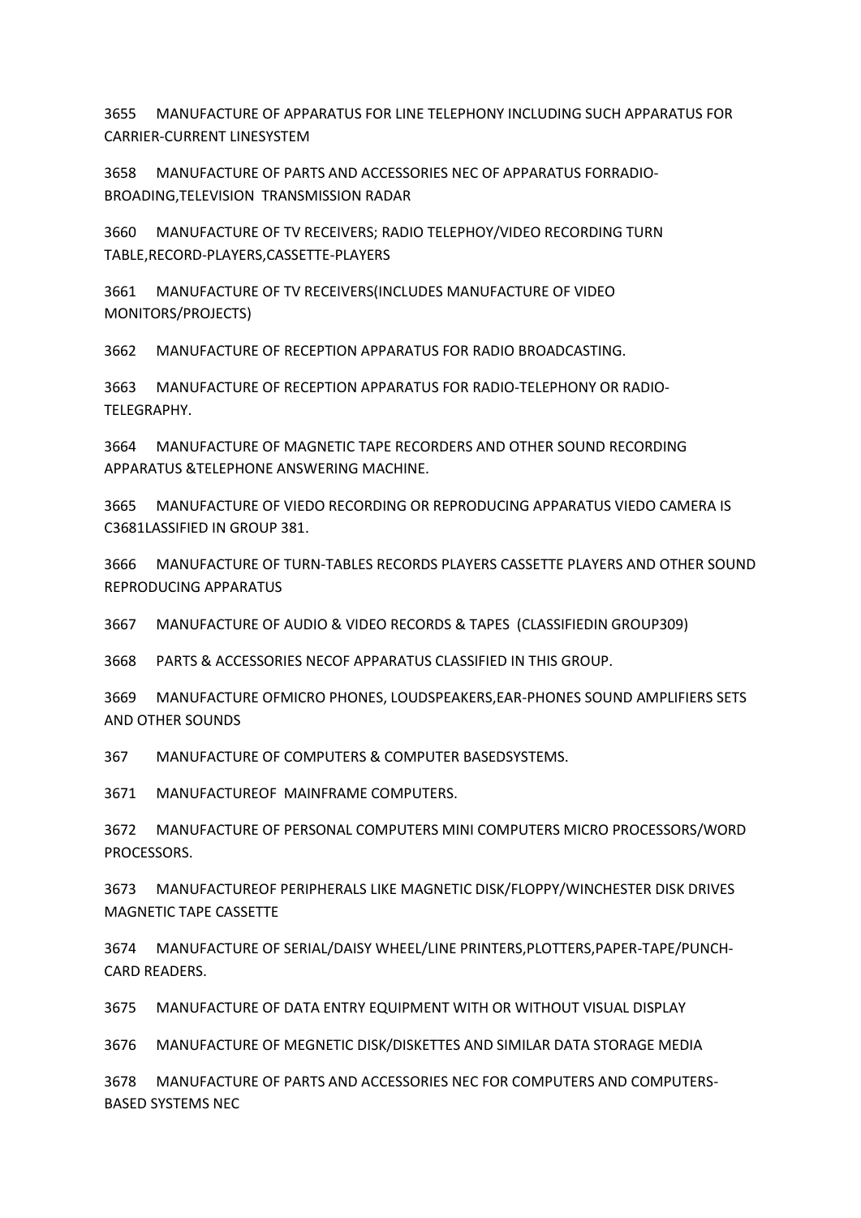3655 MANUFACTURE OF APPARATUS FOR LINE TELEPHONY INCLUDING SUCH APPARATUS FOR CARRIER-CURRENT LINESYSTEM

3658 MANUFACTURE OF PARTS AND ACCESSORIES NEC OF APPARATUS FORRADIO-BROADING,TELEVISION TRANSMISSION RADAR

3660 MANUFACTURE OF TV RECEIVERS; RADIO TELEPHOY/VIDEO RECORDING TURN TABLE,RECORD-PLAYERS,CASSETTE-PLAYERS

3661 MANUFACTURE OF TV RECEIVERS(INCLUDES MANUFACTURE OF VIDEO MONITORS/PROJECTS)

3662 MANUFACTURE OF RECEPTION APPARATUS FOR RADIO BROADCASTING.

3663 MANUFACTURE OF RECEPTION APPARATUS FOR RADIO-TELEPHONY OR RADIO-TELEGRAPHY.

3664 MANUFACTURE OF MAGNETIC TAPE RECORDERS AND OTHER SOUND RECORDING APPARATUS &TELEPHONE ANSWERING MACHINE.

3665 MANUFACTURE OF VIEDO RECORDING OR REPRODUCING APPARATUS VIEDO CAMERA IS C3681LASSIFIED IN GROUP 381.

3666 MANUFACTURE OF TURN-TABLES RECORDS PLAYERS CASSETTE PLAYERS AND OTHER SOUND REPRODUCING APPARATUS

3667 MANUFACTURE OF AUDIO & VIDEO RECORDS & TAPES (CLASSIFIEDIN GROUP309)

3668 PARTS & ACCESSORIES NECOF APPARATUS CLASSIFIED IN THIS GROUP.

3669 MANUFACTURE OFMICRO PHONES, LOUDSPEAKERS,EAR-PHONES SOUND AMPLIFIERS SETS AND OTHER SOUNDS

367 MANUFACTURE OF COMPUTERS & COMPUTER BASEDSYSTEMS.

3671 MANUFACTUREOF MAINFRAME COMPUTERS.

3672 MANUFACTURE OF PERSONAL COMPUTERS MINI COMPUTERS MICRO PROCESSORS/WORD PROCESSORS.

3673 MANUFACTUREOF PERIPHERALS LIKE MAGNETIC DISK/FLOPPY/WINCHESTER DISK DRIVES MAGNETIC TAPE CASSETTE

3674 MANUFACTURE OF SERIAL/DAISY WHEEL/LINE PRINTERS,PLOTTERS,PAPER-TAPE/PUNCH-CARD READERS.

3675 MANUFACTURE OF DATA ENTRY EQUIPMENT WITH OR WITHOUT VISUAL DISPLAY

3676 MANUFACTURE OF MEGNETIC DISK/DISKETTES AND SIMILAR DATA STORAGE MEDIA

3678 MANUFACTURE OF PARTS AND ACCESSORIES NEC FOR COMPUTERS AND COMPUTERS-BASED SYSTEMS NEC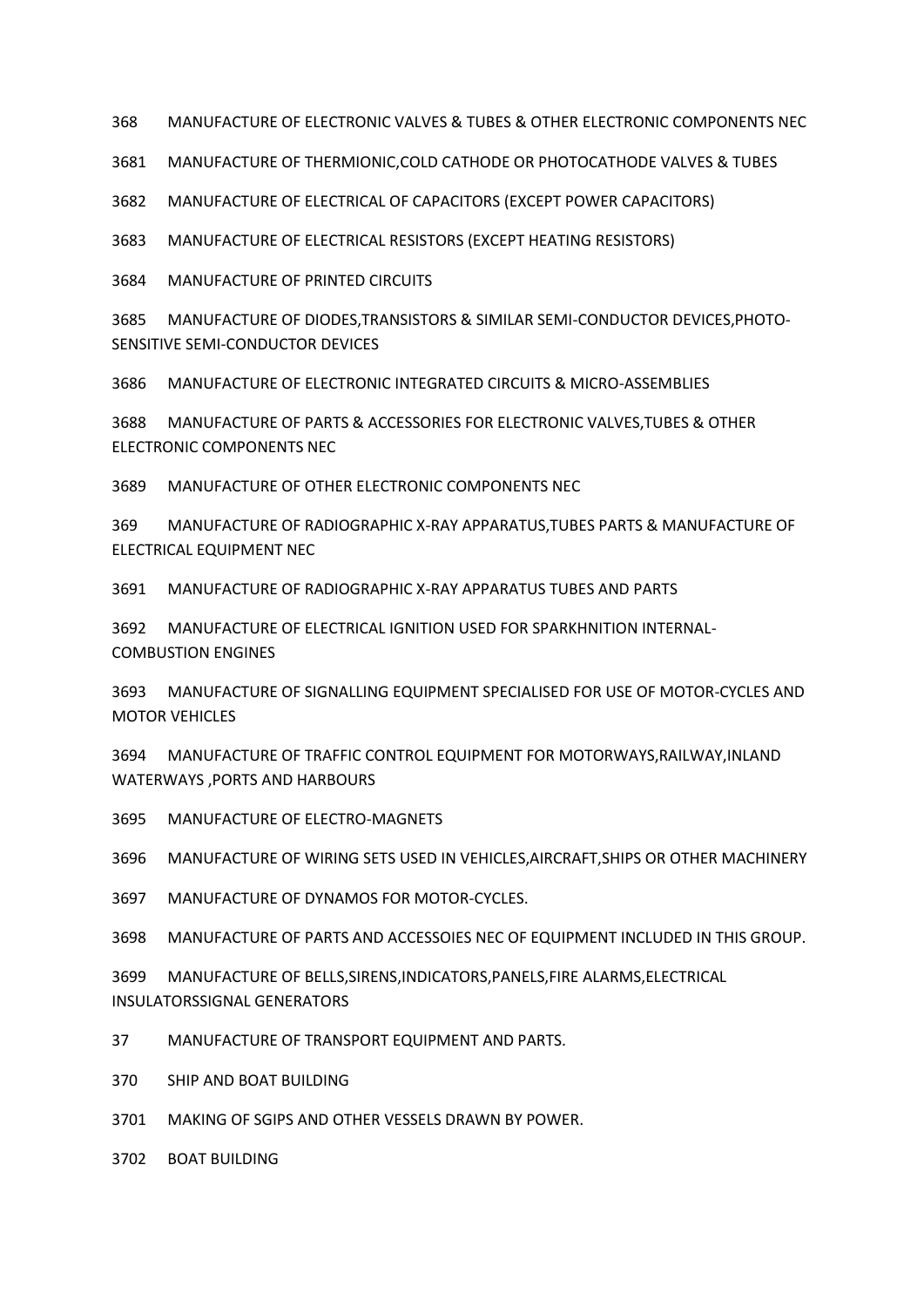368 MANUFACTURE OF ELECTRONIC VALVES & TUBES & OTHER ELECTRONIC COMPONENTS NEC

3681 MANUFACTURE OF THERMIONIC,COLD CATHODE OR PHOTOCATHODE VALVES & TUBES

3682 MANUFACTURE OF ELECTRICAL OF CAPACITORS (EXCEPT POWER CAPACITORS)

3683 MANUFACTURE OF ELECTRICAL RESISTORS (EXCEPT HEATING RESISTORS)

3684 MANUFACTURE OF PRINTED CIRCUITS

3685 MANUFACTURE OF DIODES,TRANSISTORS & SIMILAR SEMI-CONDUCTOR DEVICES,PHOTO-SENSITIVE SEMI-CONDUCTOR DEVICES

3686 MANUFACTURE OF ELECTRONIC INTEGRATED CIRCUITS & MICRO-ASSEMBLIES

3688 MANUFACTURE OF PARTS & ACCESSORIES FOR ELECTRONIC VALVES,TUBES & OTHER ELECTRONIC COMPONENTS NEC

3689 MANUFACTURE OF OTHER ELECTRONIC COMPONENTS NEC

369 MANUFACTURE OF RADIOGRAPHIC X-RAY APPARATUS,TUBES PARTS & MANUFACTURE OF ELECTRICAL EQUIPMENT NEC

3691 MANUFACTURE OF RADIOGRAPHIC X-RAY APPARATUS TUBES AND PARTS

3692 MANUFACTURE OF ELECTRICAL IGNITION USED FOR SPARKHNITION INTERNAL-COMBUSTION ENGINES

3693 MANUFACTURE OF SIGNALLING EQUIPMENT SPECIALISED FOR USE OF MOTOR-CYCLES AND MOTOR VEHICLES

3694 MANUFACTURE OF TRAFFIC CONTROL EQUIPMENT FOR MOTORWAYS,RAILWAY,INLAND WATERWAYS ,PORTS AND HARBOURS

3695 MANUFACTURE OF ELECTRO-MAGNETS

3696 MANUFACTURE OF WIRING SETS USED IN VEHICLES,AIRCRAFT,SHIPS OR OTHER MACHINERY

3697 MANUFACTURE OF DYNAMOS FOR MOTOR-CYCLES.

3698 MANUFACTURE OF PARTS AND ACCESSOIES NEC OF EQUIPMENT INCLUDED IN THIS GROUP.

3699 MANUFACTURE OF BELLS,SIRENS,INDICATORS,PANELS,FIRE ALARMS,ELECTRICAL INSULATORSSIGNAL GENERATORS

37 MANUFACTURE OF TRANSPORT EQUIPMENT AND PARTS.

370 SHIP AND BOAT BUILDING

3701 MAKING OF SGIPS AND OTHER VESSELS DRAWN BY POWER.

3702 BOAT BUILDING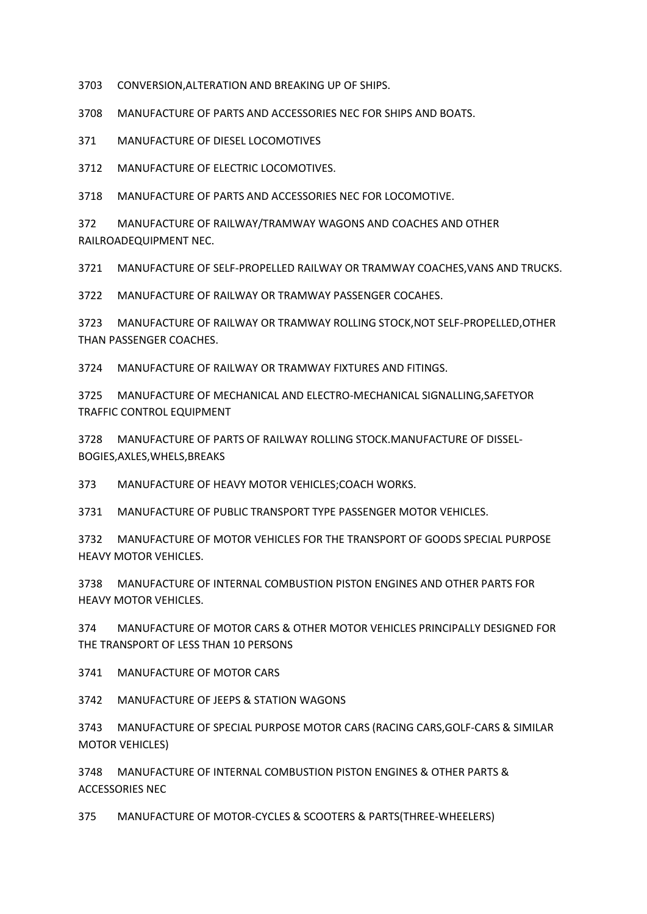3703 CONVERSION,ALTERATION AND BREAKING UP OF SHIPS.

3708 MANUFACTURE OF PARTS AND ACCESSORIES NEC FOR SHIPS AND BOATS.

371 MANUFACTURE OF DIESEL LOCOMOTIVES

3712 MANUFACTURE OF ELECTRIC LOCOMOTIVES.

3718 MANUFACTURE OF PARTS AND ACCESSORIES NEC FOR LOCOMOTIVE.

372 MANUFACTURE OF RAILWAY/TRAMWAY WAGONS AND COACHES AND OTHER RAILROADEQUIPMENT NEC.

3721 MANUFACTURE OF SELF-PROPELLED RAILWAY OR TRAMWAY COACHES,VANS AND TRUCKS.

3722 MANUFACTURE OF RAILWAY OR TRAMWAY PASSENGER COCAHES.

3723 MANUFACTURE OF RAILWAY OR TRAMWAY ROLLING STOCK,NOT SELF-PROPELLED,OTHER THAN PASSENGER COACHES.

3724 MANUFACTURE OF RAILWAY OR TRAMWAY FIXTURES AND FITINGS.

3725 MANUFACTURE OF MECHANICAL AND ELECTRO-MECHANICAL SIGNALLING,SAFETYOR TRAFFIC CONTROL EQUIPMENT

3728 MANUFACTURE OF PARTS OF RAILWAY ROLLING STOCK.MANUFACTURE OF DISSEL-BOGIES,AXLES,WHELS,BREAKS

373 MANUFACTURE OF HEAVY MOTOR VEHICLES;COACH WORKS.

3731 MANUFACTURE OF PUBLIC TRANSPORT TYPE PASSENGER MOTOR VEHICLES.

3732 MANUFACTURE OF MOTOR VEHICLES FOR THE TRANSPORT OF GOODS SPECIAL PURPOSE HEAVY MOTOR VEHICLES.

3738 MANUFACTURE OF INTERNAL COMBUSTION PISTON ENGINES AND OTHER PARTS FOR HEAVY MOTOR VEHICLES.

374 MANUFACTURE OF MOTOR CARS & OTHER MOTOR VEHICLES PRINCIPALLY DESIGNED FOR THE TRANSPORT OF LESS THAN 10 PERSONS

3741 MANUFACTURE OF MOTOR CARS

3742 MANUFACTURE OF JEEPS & STATION WAGONS

3743 MANUFACTURE OF SPECIAL PURPOSE MOTOR CARS (RACING CARS,GOLF-CARS & SIMILAR MOTOR VEHICLES)

3748 MANUFACTURE OF INTERNAL COMBUSTION PISTON ENGINES & OTHER PARTS & ACCESSORIES NEC

375 MANUFACTURE OF MOTOR-CYCLES & SCOOTERS & PARTS(THREE-WHEELERS)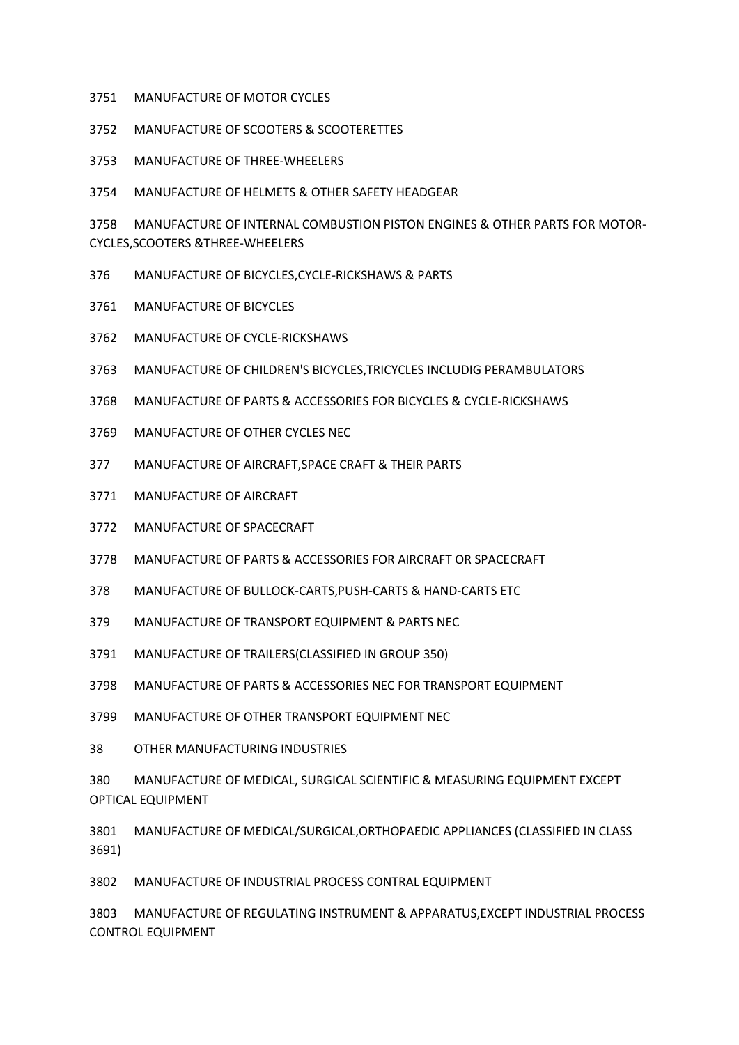3751 MANUFACTURE OF MOTOR CYCLES

3752 MANUFACTURE OF SCOOTERS & SCOOTERETTES

3753 MANUFACTURE OF THREE-WHEELERS

3754 MANUFACTURE OF HELMETS & OTHER SAFETY HEADGEAR

3758 MANUFACTURE OF INTERNAL COMBUSTION PISTON ENGINES & OTHER PARTS FOR MOTOR-CYCLES,SCOOTERS &THREE-WHEELERS

376 MANUFACTURE OF BICYCLES,CYCLE-RICKSHAWS & PARTS

3761 MANUFACTURE OF BICYCLES

3762 MANUFACTURE OF CYCLE-RICKSHAWS

3763 MANUFACTURE OF CHILDREN'S BICYCLES,TRICYCLES INCLUDIG PERAMBULATORS

3768 MANUFACTURE OF PARTS & ACCESSORIES FOR BICYCLES & CYCLE-RICKSHAWS

3769 MANUFACTURE OF OTHER CYCLES NEC

377 MANUFACTURE OF AIRCRAFT,SPACE CRAFT & THEIR PARTS

3771 MANUFACTURE OF AIRCRAFT

3772 MANUFACTURE OF SPACECRAFT

3778 MANUFACTURE OF PARTS & ACCESSORIES FOR AIRCRAFT OR SPACECRAFT

378 MANUFACTURE OF BULLOCK-CARTS,PUSH-CARTS & HAND-CARTS ETC

379 MANUFACTURE OF TRANSPORT EQUIPMENT & PARTS NEC

3791 MANUFACTURE OF TRAILERS(CLASSIFIED IN GROUP 350)

3798 MANUFACTURE OF PARTS & ACCESSORIES NEC FOR TRANSPORT EQUIPMENT

3799 MANUFACTURE OF OTHER TRANSPORT EQUIPMENT NEC

38 OTHER MANUFACTURING INDUSTRIES

380 MANUFACTURE OF MEDICAL, SURGICAL SCIENTIFIC & MEASURING EQUIPMENT EXCEPT OPTICAL EQUIPMENT

3801 MANUFACTURE OF MEDICAL/SURGICAL,ORTHOPAEDIC APPLIANCES (CLASSIFIED IN CLASS 3691)

3802 MANUFACTURE OF INDUSTRIAL PROCESS CONTRAL EQUIPMENT

3803 MANUFACTURE OF REGULATING INSTRUMENT & APPARATUS,EXCEPT INDUSTRIAL PROCESS CONTROL EQUIPMENT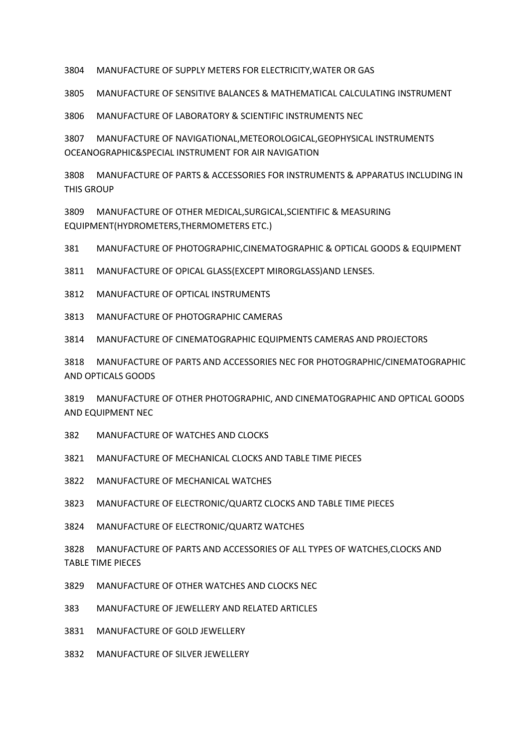3804 MANUFACTURE OF SUPPLY METERS FOR ELECTRICITY,WATER OR GAS

3805 MANUFACTURE OF SENSITIVE BALANCES & MATHEMATICAL CALCULATING INSTRUMENT

3806 MANUFACTURE OF LABORATORY & SCIENTIFIC INSTRUMENTS NEC

3807 MANUFACTURE OF NAVIGATIONAL,METEOROLOGICAL,GEOPHYSICAL INSTRUMENTS OCEANOGRAPHIC&SPECIAL INSTRUMENT FOR AIR NAVIGATION

3808 MANUFACTURE OF PARTS & ACCESSORIES FOR INSTRUMENTS & APPARATUS INCLUDING IN THIS GROUP

3809 MANUFACTURE OF OTHER MEDICAL,SURGICAL,SCIENTIFIC & MEASURING EQUIPMENT(HYDROMETERS,THERMOMETERS ETC.)

381 MANUFACTURE OF PHOTOGRAPHIC,CINEMATOGRAPHIC & OPTICAL GOODS & EQUIPMENT

3811 MANUFACTURE OF OPICAL GLASS(EXCEPT MIRORGLASS)AND LENSES.

3812 MANUFACTURE OF OPTICAL INSTRUMENTS

3813 MANUFACTURE OF PHOTOGRAPHIC CAMERAS

3814 MANUFACTURE OF CINEMATOGRAPHIC EQUIPMENTS CAMERAS AND PROJECTORS

3818 MANUFACTURE OF PARTS AND ACCESSORIES NEC FOR PHOTOGRAPHIC/CINEMATOGRAPHIC AND OPTICALS GOODS

3819 MANUFACTURE OF OTHER PHOTOGRAPHIC, AND CINEMATOGRAPHIC AND OPTICAL GOODS AND EQUIPMENT NEC

382 MANUFACTURE OF WATCHES AND CLOCKS

3821 MANUFACTURE OF MECHANICAL CLOCKS AND TABLE TIME PIECES

3822 MANUFACTURE OF MECHANICAL WATCHES

3823 MANUFACTURE OF ELECTRONIC/QUARTZ CLOCKS AND TABLE TIME PIECES

3824 MANUFACTURE OF ELECTRONIC/QUARTZ WATCHES

3828 MANUFACTURE OF PARTS AND ACCESSORIES OF ALL TYPES OF WATCHES,CLOCKS AND TABLE TIME PIECES

3829 MANUFACTURE OF OTHER WATCHES AND CLOCKS NEC

383 MANUFACTURE OF JEWELLERY AND RELATED ARTICLES

3831 MANUFACTURE OF GOLD JEWELLERY

3832 MANUFACTURE OF SILVER JEWELLERY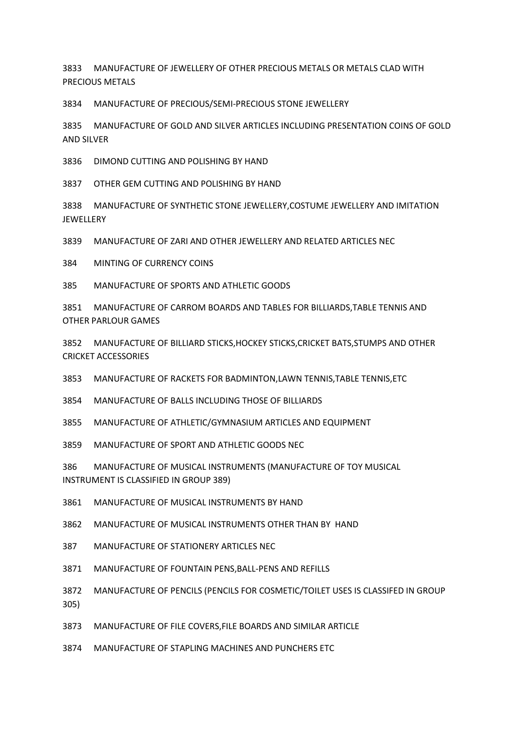3833 MANUFACTURE OF JEWELLERY OF OTHER PRECIOUS METALS OR METALS CLAD WITH PRECIOUS METALS

3834 MANUFACTURE OF PRECIOUS/SEMI-PRECIOUS STONE JEWELLERY

3835 MANUFACTURE OF GOLD AND SILVER ARTICLES INCLUDING PRESENTATION COINS OF GOLD AND SILVER

3836 DIMOND CUTTING AND POLISHING BY HAND

3837 OTHER GEM CUTTING AND POLISHING BY HAND

3838 MANUFACTURE OF SYNTHETIC STONE JEWELLERY,COSTUME JEWELLERY AND IMITATION JEWELLERY

3839 MANUFACTURE OF ZARI AND OTHER JEWELLERY AND RELATED ARTICLES NEC

384 MINTING OF CURRENCY COINS

385 MANUFACTURE OF SPORTS AND ATHLETIC GOODS

3851 MANUFACTURE OF CARROM BOARDS AND TABLES FOR BILLIARDS,TABLE TENNIS AND OTHER PARLOUR GAMES

3852 MANUFACTURE OF BILLIARD STICKS,HOCKEY STICKS,CRICKET BATS,STUMPS AND OTHER CRICKET ACCESSORIES

3853 MANUFACTURE OF RACKETS FOR BADMINTON,LAWN TENNIS,TABLE TENNIS,ETC

3854 MANUFACTURE OF BALLS INCLUDING THOSE OF BILLIARDS

3855 MANUFACTURE OF ATHLETIC/GYMNASIUM ARTICLES AND EQUIPMENT

3859 MANUFACTURE OF SPORT AND ATHLETIC GOODS NEC

386 MANUFACTURE OF MUSICAL INSTRUMENTS (MANUFACTURE OF TOY MUSICAL INSTRUMENT IS CLASSIFIED IN GROUP 389)

3861 MANUFACTURE OF MUSICAL INSTRUMENTS BY HAND

3862 MANUFACTURE OF MUSICAL INSTRUMENTS OTHER THAN BY HAND

387 MANUFACTURE OF STATIONERY ARTICLES NEC

3871 MANUFACTURE OF FOUNTAIN PENS,BALL-PENS AND REFILLS

3872 MANUFACTURE OF PENCILS (PENCILS FOR COSMETIC/TOILET USES IS CLASSIFED IN GROUP 305)

3873 MANUFACTURE OF FILE COVERS,FILE BOARDS AND SIMILAR ARTICLE

3874 MANUFACTURE OF STAPLING MACHINES AND PUNCHERS ETC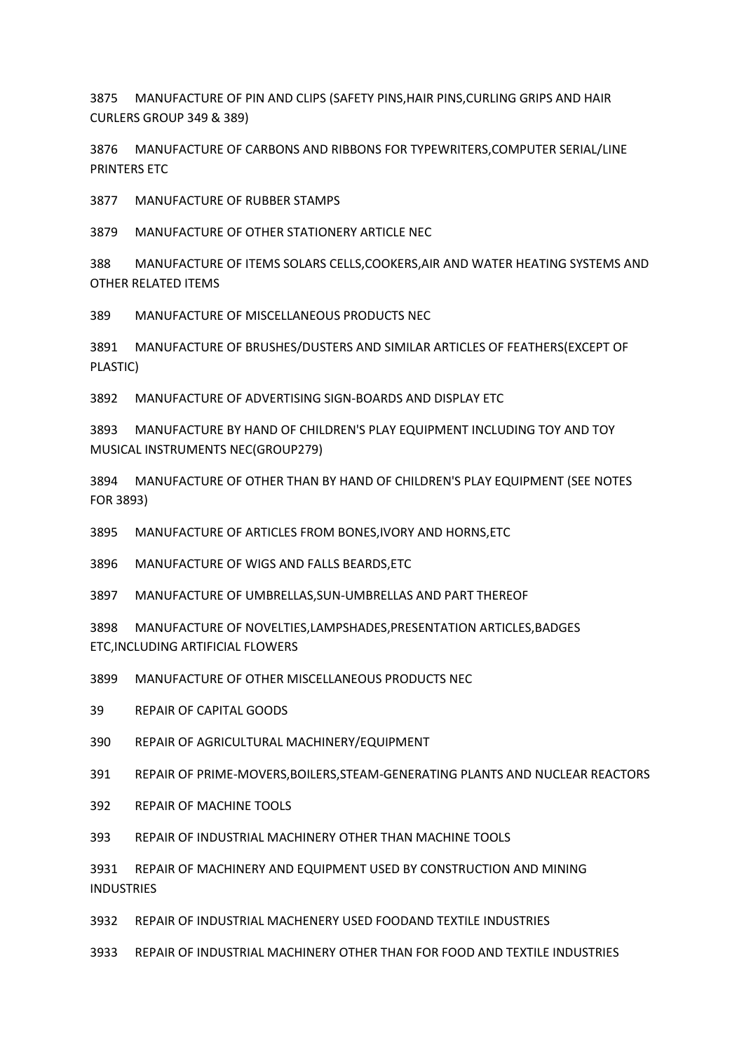3875 MANUFACTURE OF PIN AND CLIPS (SAFETY PINS,HAIR PINS,CURLING GRIPS AND HAIR CURLERS GROUP 349 & 389)

3876 MANUFACTURE OF CARBONS AND RIBBONS FOR TYPEWRITERS,COMPUTER SERIAL/LINE PRINTERS ETC

3877 MANUFACTURE OF RUBBER STAMPS

3879 MANUFACTURE OF OTHER STATIONERY ARTICLE NEC

388 MANUFACTURE OF ITEMS SOLARS CELLS,COOKERS,AIR AND WATER HEATING SYSTEMS AND OTHER RELATED ITEMS

389 MANUFACTURE OF MISCELLANEOUS PRODUCTS NEC

3891 MANUFACTURE OF BRUSHES/DUSTERS AND SIMILAR ARTICLES OF FEATHERS(EXCEPT OF PLASTIC)

3892 MANUFACTURE OF ADVERTISING SIGN-BOARDS AND DISPLAY ETC

3893 MANUFACTURE BY HAND OF CHILDREN'S PLAY EQUIPMENT INCLUDING TOY AND TOY MUSICAL INSTRUMENTS NEC(GROUP279)

3894 MANUFACTURE OF OTHER THAN BY HAND OF CHILDREN'S PLAY EQUIPMENT (SEE NOTES FOR 3893)

3895 MANUFACTURE OF ARTICLES FROM BONES,IVORY AND HORNS,ETC

3896 MANUFACTURE OF WIGS AND FALLS BEARDS,ETC

3897 MANUFACTURE OF UMBRELLAS,SUN-UMBRELLAS AND PART THEREOF

3898 MANUFACTURE OF NOVELTIES,LAMPSHADES,PRESENTATION ARTICLES,BADGES ETC,INCLUDING ARTIFICIAL FLOWERS

3899 MANUFACTURE OF OTHER MISCELLANEOUS PRODUCTS NEC

39 REPAIR OF CAPITAL GOODS

390 REPAIR OF AGRICULTURAL MACHINERY/EQUIPMENT

391 REPAIR OF PRIME-MOVERS,BOILERS,STEAM-GENERATING PLANTS AND NUCLEAR REACTORS

392 REPAIR OF MACHINE TOOLS

393 REPAIR OF INDUSTRIAL MACHINERY OTHER THAN MACHINE TOOLS

3931 REPAIR OF MACHINERY AND EQUIPMENT USED BY CONSTRUCTION AND MINING INDUSTRIES

3932 REPAIR OF INDUSTRIAL MACHENERY USED FOODAND TEXTILE INDUSTRIES

3933 REPAIR OF INDUSTRIAL MACHINERY OTHER THAN FOR FOOD AND TEXTILE INDUSTRIES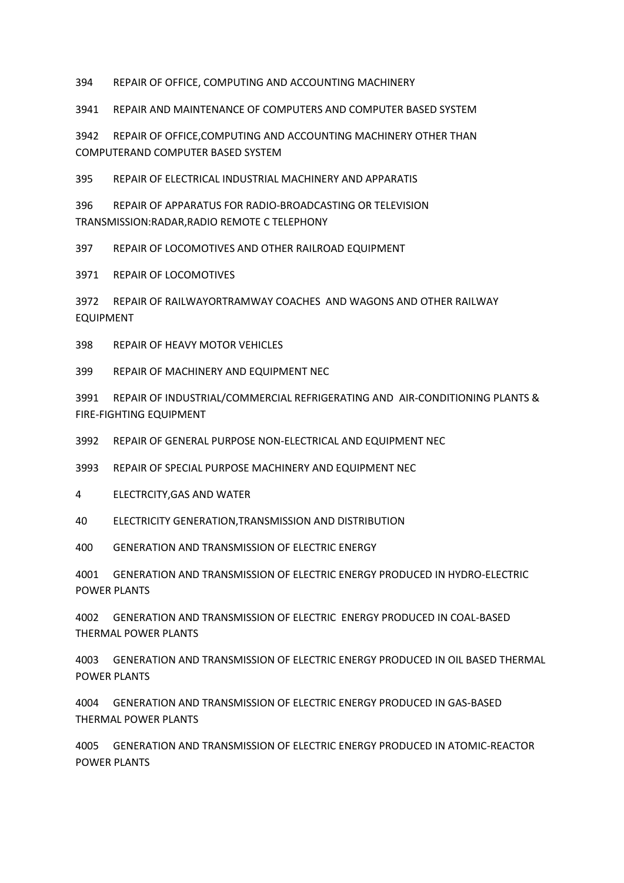394 REPAIR OF OFFICE, COMPUTING AND ACCOUNTING MACHINERY

3941 REPAIR AND MAINTENANCE OF COMPUTERS AND COMPUTER BASED SYSTEM

3942 REPAIR OF OFFICE,COMPUTING AND ACCOUNTING MACHINERY OTHER THAN COMPUTERAND COMPUTER BASED SYSTEM

395 REPAIR OF ELECTRICAL INDUSTRIAL MACHINERY AND APPARATIS

396 REPAIR OF APPARATUS FOR RADIO-BROADCASTING OR TELEVISION TRANSMISSION:RADAR,RADIO REMOTE C TELEPHONY

397 REPAIR OF LOCOMOTIVES AND OTHER RAILROAD EQUIPMENT

3971 REPAIR OF LOCOMOTIVES

3972 REPAIR OF RAILWAYORTRAMWAY COACHES AND WAGONS AND OTHER RAILWAY EQUIPMENT

398 REPAIR OF HEAVY MOTOR VEHICLES

399 REPAIR OF MACHINERY AND EQUIPMENT NEC

3991 REPAIR OF INDUSTRIAL/COMMERCIAL REFRIGERATING AND AIR-CONDITIONING PLANTS & FIRE-FIGHTING EQUIPMENT

3992 REPAIR OF GENERAL PURPOSE NON-ELECTRICAL AND EQUIPMENT NEC

3993 REPAIR OF SPECIAL PURPOSE MACHINERY AND EQUIPMENT NEC

4 ELECTRCITY,GAS AND WATER

40 ELECTRICITY GENERATION,TRANSMISSION AND DISTRIBUTION

400 GENERATION AND TRANSMISSION OF ELECTRIC ENERGY

4001 GENERATION AND TRANSMISSION OF ELECTRIC ENERGY PRODUCED IN HYDRO-ELECTRIC POWER PLANTS

4002 GENERATION AND TRANSMISSION OF ELECTRIC ENERGY PRODUCED IN COAL-BASED THERMAL POWER PLANTS

4003 GENERATION AND TRANSMISSION OF ELECTRIC ENERGY PRODUCED IN OIL BASED THERMAL POWER PLANTS

4004 GENERATION AND TRANSMISSION OF ELECTRIC ENERGY PRODUCED IN GAS-BASED THERMAL POWER PLANTS

4005 GENERATION AND TRANSMISSION OF ELECTRIC ENERGY PRODUCED IN ATOMIC-REACTOR POWER PLANTS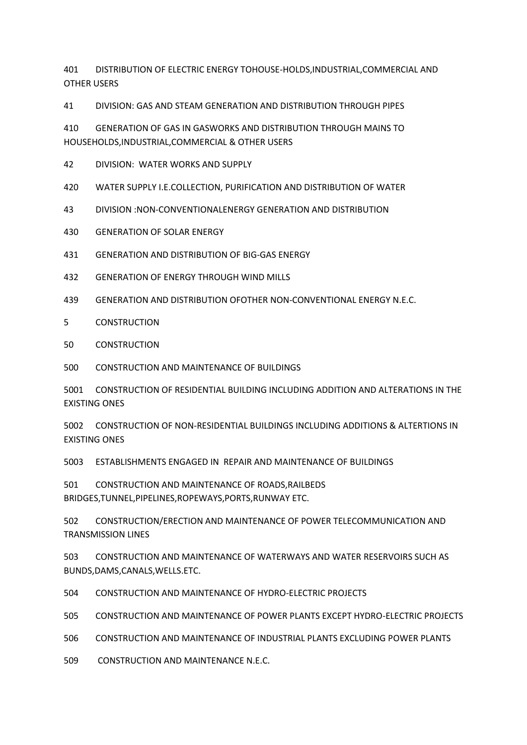401 DISTRIBUTION OF ELECTRIC ENERGY TOHOUSE-HOLDS,INDUSTRIAL,COMMERCIAL AND OTHER USERS

41 DIVISION: GAS AND STEAM GENERATION AND DISTRIBUTION THROUGH PIPES

410 GENERATION OF GAS IN GASWORKS AND DISTRIBUTION THROUGH MAINS TO HOUSEHOLDS,INDUSTRIAL,COMMERCIAL & OTHER USERS

42 DIVISION: WATER WORKS AND SUPPLY

420 WATER SUPPLY I.E.COLLECTION, PURIFICATION AND DISTRIBUTION OF WATER

43 DIVISION :NON-CONVENTIONALENERGY GENERATION AND DISTRIBUTION

430 GENERATION OF SOLAR ENERGY

431 GENERATION AND DISTRIBUTION OF BIG-GAS ENERGY

432 GENERATION OF ENERGY THROUGH WIND MILLS

439 GENERATION AND DISTRIBUTION OFOTHER NON-CONVENTIONAL ENERGY N.E.C.

5 CONSTRUCTION

50 CONSTRUCTION

500 CONSTRUCTION AND MAINTENANCE OF BUILDINGS

5001 CONSTRUCTION OF RESIDENTIAL BUILDING INCLUDING ADDITION AND ALTERATIONS IN THE EXISTING ONES

5002 CONSTRUCTION OF NON-RESIDENTIAL BUILDINGS INCLUDING ADDITIONS & ALTERTIONS IN EXISTING ONES

5003 ESTABLISHMENTS ENGAGED IN REPAIR AND MAINTENANCE OF BUILDINGS

501 CONSTRUCTION AND MAINTENANCE OF ROADS,RAILBEDS BRIDGES,TUNNEL,PIPELINES,ROPEWAYS,PORTS,RUNWAY ETC.

502 CONSTRUCTION/ERECTION AND MAINTENANCE OF POWER TELECOMMUNICATION AND TRANSMISSION LINES

503 CONSTRUCTION AND MAINTENANCE OF WATERWAYS AND WATER RESERVOIRS SUCH AS BUNDS,DAMS,CANALS,WELLS.ETC.

504 CONSTRUCTION AND MAINTENANCE OF HYDRO-ELECTRIC PROJECTS

505 CONSTRUCTION AND MAINTENANCE OF POWER PLANTS EXCEPT HYDRO-ELECTRIC PROJECTS

506 CONSTRUCTION AND MAINTENANCE OF INDUSTRIAL PLANTS EXCLUDING POWER PLANTS

509 CONSTRUCTION AND MAINTENANCE N.E.C.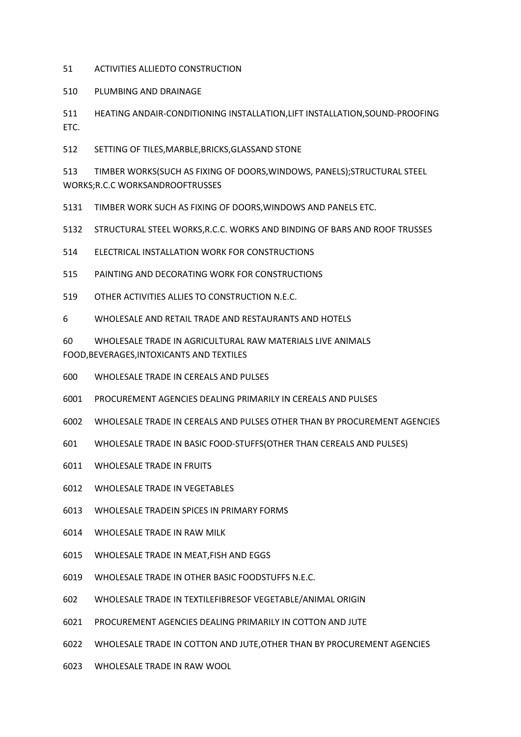51 ACTIVITIES ALLIEDTO CONSTRUCTION

510 PLUMBING AND DRAINAGE

511 HEATING ANDAIR-CONDITIONING INSTALLATION,LIFT INSTALLATION,SOUND-PROOFING ETC.

512 SETTING OF TILES,MARBLE,BRICKS,GLASSAND STONE

513 TIMBER WORKS(SUCH AS FIXING OF DOORS,WINDOWS, PANELS);STRUCTURAL STEEL WORKS;R.C.C WORKSANDROOFTRUSSES

5131 TIMBER WORK SUCH AS FIXING OF DOORS,WINDOWS AND PANELS ETC.

5132 STRUCTURAL STEEL WORKS,R.C.C. WORKS AND BINDING OF BARS AND ROOF TRUSSES

514 ELECTRICAL INSTALLATION WORK FOR CONSTRUCTIONS

515 PAINTING AND DECORATING WORK FOR CONSTRUCTIONS

519 OTHER ACTIVITIES ALLIES TO CONSTRUCTION N.E.C.

6 WHOLESALE AND RETAIL TRADE AND RESTAURANTS AND HOTELS

60 WHOLESALE TRADE IN AGRICULTURAL RAW MATERIALS LIVE ANIMALS FOOD,BEVERAGES,INTOXICANTS AND TEXTILES

600 WHOLESALE TRADE IN CEREALS AND PULSES

6001 PROCUREMENT AGENCIES DEALING PRIMARILY IN CEREALS AND PULSES

6002 WHOLESALE TRADE IN CEREALS AND PULSES OTHER THAN BY PROCUREMENT AGENCIES

601 WHOLESALE TRADE IN BASIC FOOD-STUFFS(OTHER THAN CEREALS AND PULSES)

6011 WHOLESALE TRADE IN FRUITS

6012 WHOLESALE TRADE IN VEGETABLES

6013 WHOLESALE TRADEIN SPICES IN PRIMARY FORMS

6014 WHOLESALE TRADE IN RAW MILK

6015 WHOLESALE TRADE IN MEAT,FISH AND EGGS

6019 WHOLESALE TRADE IN OTHER BASIC FOODSTUFFS N.E.C.

602 WHOLESALE TRADE IN TEXTILEFIBRESOF VEGETABLE/ANIMAL ORIGIN

6021 PROCUREMENT AGENCIES DEALING PRIMARILY IN COTTON AND JUTE

6022 WHOLESALE TRADE IN COTTON AND JUTE,OTHER THAN BY PROCUREMENT AGENCIES

6023 WHOLESALE TRADE IN RAW WOOL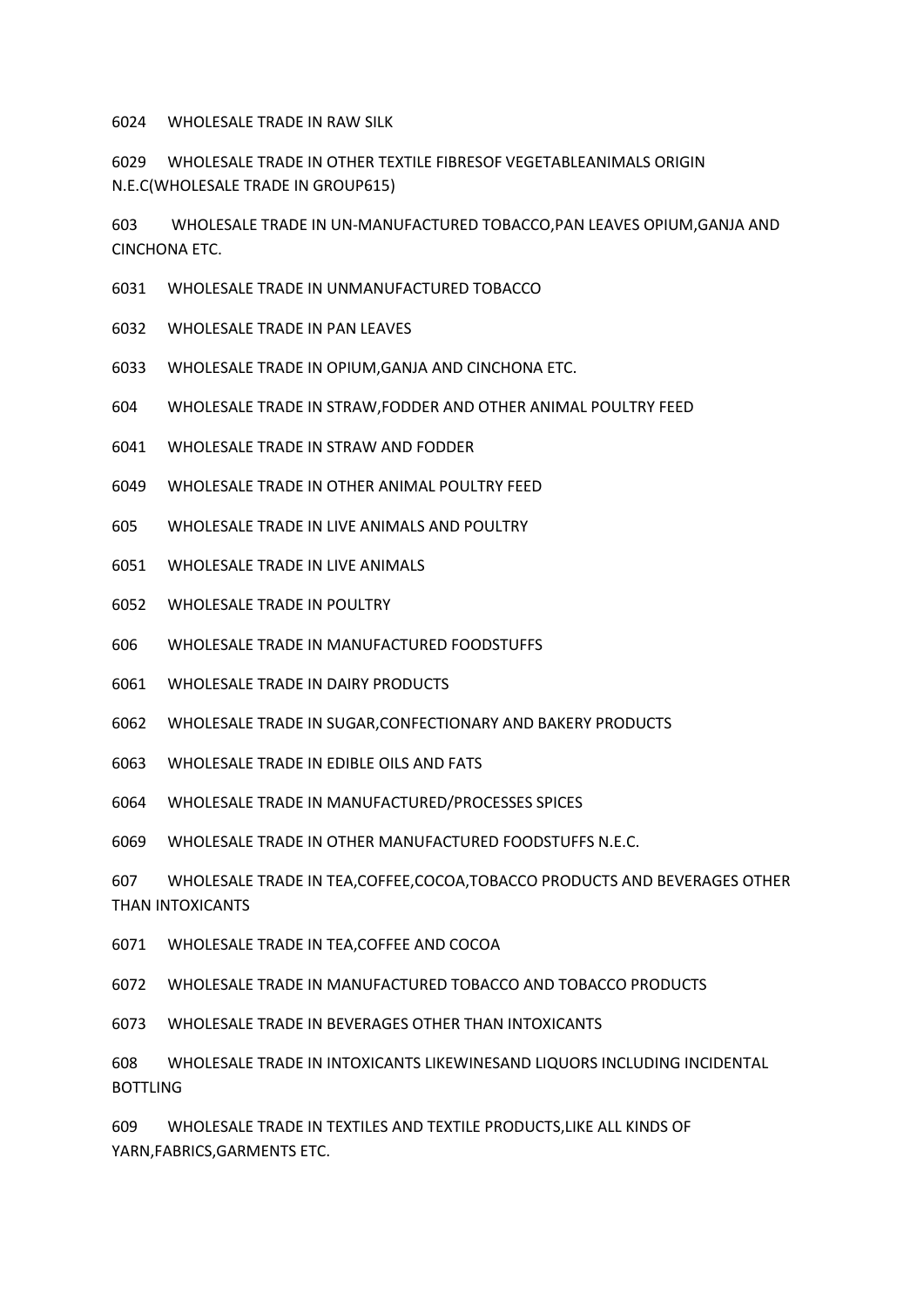6024 WHOLESALE TRADE IN RAW SILK

6029 WHOLESALE TRADE IN OTHER TEXTILE FIBRESOF VEGETABLEANIMALS ORIGIN N.E.C(WHOLESALE TRADE IN GROUP615)

603 WHOLESALE TRADE IN UN-MANUFACTURED TOBACCO,PAN LEAVES OPIUM,GANJA AND CINCHONA ETC.

6031 WHOLESALE TRADE IN UNMANUFACTURED TOBACCO

6032 WHOLESALE TRADE IN PAN LEAVES

6033 WHOLESALE TRADE IN OPIUM,GANJA AND CINCHONA ETC.

604 WHOLESALE TRADE IN STRAW,FODDER AND OTHER ANIMAL POULTRY FEED

6041 WHOLESALE TRADE IN STRAW AND FODDER

6049 WHOLESALE TRADE IN OTHER ANIMAL POULTRY FEED

605 WHOLESALE TRADE IN LIVE ANIMALS AND POULTRY

6051 WHOLESALE TRADE IN LIVE ANIMALS

6052 WHOLESALE TRADE IN POULTRY

606 WHOLESALE TRADE IN MANUFACTURED FOODSTUFFS

6061 WHOLESALE TRADE IN DAIRY PRODUCTS

6062 WHOLESALE TRADE IN SUGAR,CONFECTIONARY AND BAKERY PRODUCTS

6063 WHOLESALE TRADE IN EDIBLE OILS AND FATS

6064 WHOLESALE TRADE IN MANUFACTURED/PROCESSES SPICES

6069 WHOLESALE TRADE IN OTHER MANUFACTURED FOODSTUFFS N.E.C.

607 WHOLESALE TRADE IN TEA,COFFEE,COCOA,TOBACCO PRODUCTS AND BEVERAGES OTHER THAN INTOXICANTS

6071 WHOLESALE TRADE IN TEA,COFFEE AND COCOA

6072 WHOLESALE TRADE IN MANUFACTURED TOBACCO AND TOBACCO PRODUCTS

6073 WHOLESALE TRADE IN BEVERAGES OTHER THAN INTOXICANTS

608 WHOLESALE TRADE IN INTOXICANTS LIKEWINESAND LIQUORS INCLUDING INCIDENTAL BOTTLING

609 WHOLESALE TRADE IN TEXTILES AND TEXTILE PRODUCTS,LIKE ALL KINDS OF YARN,FABRICS,GARMENTS ETC.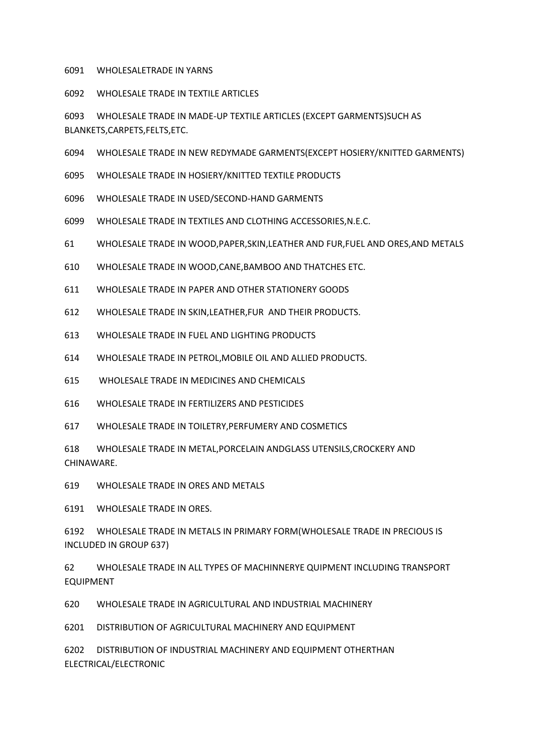6091 WHOLESALETRADE IN YARNS

6092 WHOLESALE TRADE IN TEXTILE ARTICLES

6093 WHOLESALE TRADE IN MADE-UP TEXTILE ARTICLES (EXCEPT GARMENTS)SUCH AS BLANKETS,CARPETS,FELTS,ETC.

6094 WHOLESALE TRADE IN NEW REDYMADE GARMENTS(EXCEPT HOSIERY/KNITTED GARMENTS)

6095 WHOLESALE TRADE IN HOSIERY/KNITTED TEXTILE PRODUCTS

6096 WHOLESALE TRADE IN USED/SECOND-HAND GARMENTS

6099 WHOLESALE TRADE IN TEXTILES AND CLOTHING ACCESSORIES,N.E.C.

61 WHOLESALE TRADE IN WOOD,PAPER,SKIN,LEATHER AND FUR,FUEL AND ORES,AND METALS

610 WHOLESALE TRADE IN WOOD,CANE,BAMBOO AND THATCHES ETC.

611 WHOLESALE TRADE IN PAPER AND OTHER STATIONERY GOODS

612 WHOLESALE TRADE IN SKIN,LEATHER,FUR AND THEIR PRODUCTS.

613 WHOLESALE TRADE IN FUEL AND LIGHTING PRODUCTS

614 WHOLESALE TRADE IN PETROL,MOBILE OIL AND ALLIED PRODUCTS.

615 WHOLESALE TRADE IN MEDICINES AND CHEMICALS

616 WHOLESALE TRADE IN FERTILIZERS AND PESTICIDES

617 WHOLESALE TRADE IN TOILETRY,PERFUMERY AND COSMETICS

618 WHOLESALE TRADE IN METAL,PORCELAIN ANDGLASS UTENSILS,CROCKERY AND CHINAWARE.

619 WHOLESALE TRADE IN ORES AND METALS

6191 WHOLESALE TRADE IN ORES.

6192 WHOLESALE TRADE IN METALS IN PRIMARY FORM(WHOLESALE TRADE IN PRECIOUS IS INCLUDED IN GROUP 637)

62 WHOLESALE TRADE IN ALL TYPES OF MACHINNERYE QUIPMENT INCLUDING TRANSPORT EQUIPMENT

620 WHOLESALE TRADE IN AGRICULTURAL AND INDUSTRIAL MACHINERY

6201 DISTRIBUTION OF AGRICULTURAL MACHINERY AND EQUIPMENT

6202 DISTRIBUTION OF INDUSTRIAL MACHINERY AND EQUIPMENT OTHERTHAN ELECTRICAL/ELECTRONIC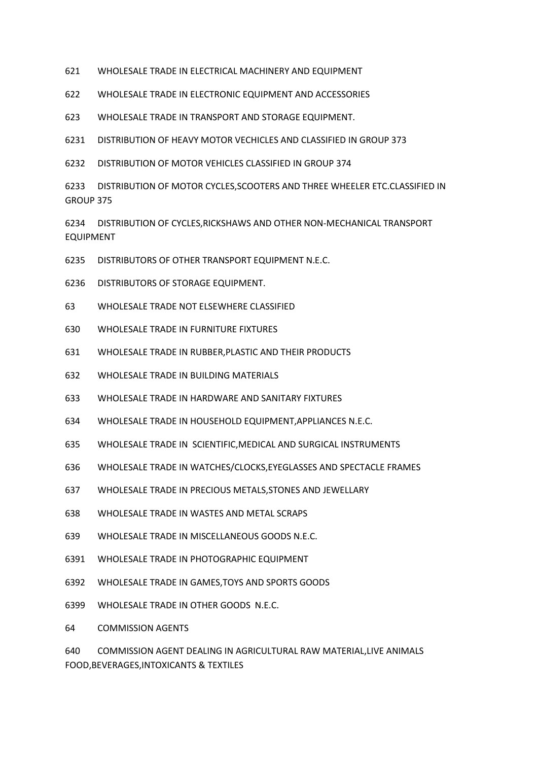621 WHOLESALE TRADE IN ELECTRICAL MACHINERY AND EQUIPMENT

622 WHOLESALE TRADE IN ELECTRONIC EQUIPMENT AND ACCESSORIES

623 WHOLESALE TRADE IN TRANSPORT AND STORAGE EQUIPMENT.

6231 DISTRIBUTION OF HEAVY MOTOR VECHICLES AND CLASSIFIED IN GROUP 373

6232 DISTRIBUTION OF MOTOR VEHICLES CLASSIFIED IN GROUP 374

6233 DISTRIBUTION OF MOTOR CYCLES,SCOOTERS AND THREE WHEELER ETC.CLASSIFIED IN GROUP 375

6234 DISTRIBUTION OF CYCLES,RICKSHAWS AND OTHER NON-MECHANICAL TRANSPORT EQUIPMENT

6235 DISTRIBUTORS OF OTHER TRANSPORT EQUIPMENT N.E.C.

6236 DISTRIBUTORS OF STORAGE EQUIPMENT.

63 WHOLESALE TRADE NOT ELSEWHERE CLASSIFIED

630 WHOLESALE TRADE IN FURNITURE FIXTURES

631 WHOLESALE TRADE IN RUBBER,PLASTIC AND THEIR PRODUCTS

632 WHOLESALE TRADE IN BUILDING MATERIALS

633 WHOLESALE TRADE IN HARDWARE AND SANITARY FIXTURES

634 WHOLESALE TRADE IN HOUSEHOLD EQUIPMENT,APPLIANCES N.E.C.

635 WHOLESALE TRADE IN SCIENTIFIC,MEDICAL AND SURGICAL INSTRUMENTS

636 WHOLESALE TRADE IN WATCHES/CLOCKS,EYEGLASSES AND SPECTACLE FRAMES

637 WHOLESALE TRADE IN PRECIOUS METALS,STONES AND JEWELLARY

638 WHOLESALE TRADE IN WASTES AND METAL SCRAPS

639 WHOLESALE TRADE IN MISCELLANEOUS GOODS N.E.C.

6391 WHOLESALE TRADE IN PHOTOGRAPHIC EQUIPMENT

6392 WHOLESALE TRADE IN GAMES,TOYS AND SPORTS GOODS

6399 WHOLESALE TRADE IN OTHER GOODS N.E.C.

64 COMMISSION AGENTS

640 COMMISSION AGENT DEALING IN AGRICULTURAL RAW MATERIAL,LIVE ANIMALS FOOD,BEVERAGES,INTOXICANTS & TEXTILES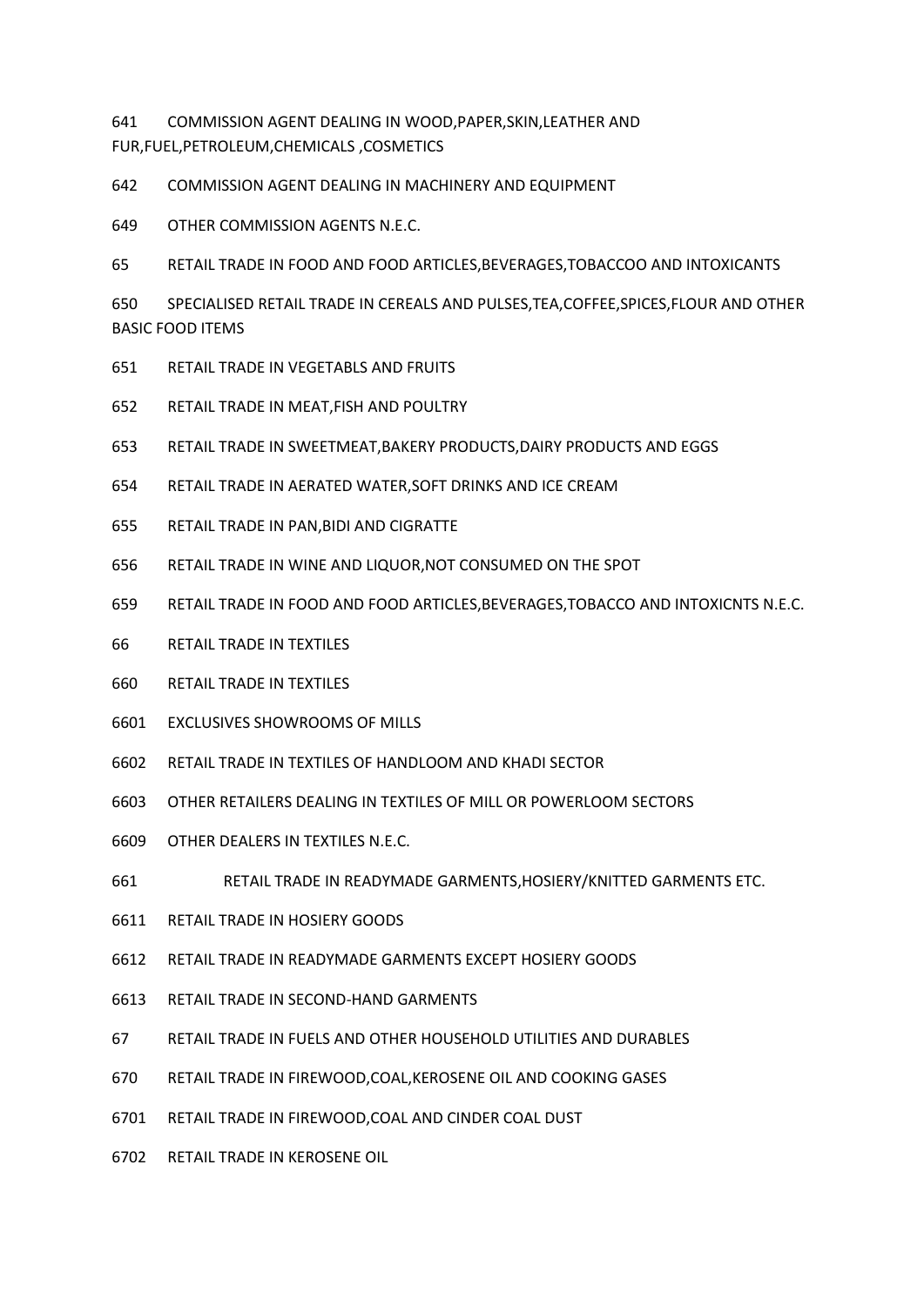641 COMMISSION AGENT DEALING IN WOOD,PAPER,SKIN,LEATHER AND FUR,FUEL,PETROLEUM,CHEMICALS ,COSMETICS

642 COMMISSION AGENT DEALING IN MACHINERY AND EQUIPMENT

649 OTHER COMMISSION AGENTS N.E.C.

65 RETAIL TRADE IN FOOD AND FOOD ARTICLES,BEVERAGES,TOBACCOO AND INTOXICANTS

650 SPECIALISED RETAIL TRADE IN CEREALS AND PULSES,TEA,COFFEE,SPICES,FLOUR AND OTHER BASIC FOOD ITEMS

651 RETAIL TRADE IN VEGETABLS AND FRUITS

652 RETAIL TRADE IN MEAT,FISH AND POULTRY

653 RETAIL TRADE IN SWEETMEAT,BAKERY PRODUCTS,DAIRY PRODUCTS AND EGGS

654 RETAIL TRADE IN AERATED WATER,SOFT DRINKS AND ICE CREAM

655 RETAIL TRADE IN PAN,BIDI AND CIGRATTE

656 RETAIL TRADE IN WINE AND LIQUOR,NOT CONSUMED ON THE SPOT

659 RETAIL TRADE IN FOOD AND FOOD ARTICLES,BEVERAGES,TOBACCO AND INTOXICNTS N.E.C.

66 RETAIL TRADE IN TEXTILES

660 RETAIL TRADE IN TEXTILES

6601 EXCLUSIVES SHOWROOMS OF MILLS

6602 RETAIL TRADE IN TEXTILES OF HANDLOOM AND KHADI SECTOR

6603 OTHER RETAILERS DEALING IN TEXTILES OF MILL OR POWERLOOM SECTORS

6609 OTHER DEALERS IN TEXTILES N.E.C.

661 RETAIL TRADE IN READYMADE GARMENTS,HOSIERY/KNITTED GARMENTS ETC.

6611 RETAIL TRADE IN HOSIERY GOODS

6612 RETAIL TRADE IN READYMADE GARMENTS EXCEPT HOSIERY GOODS

6613 RETAIL TRADE IN SECOND-HAND GARMENTS

67 RETAIL TRADE IN FUELS AND OTHER HOUSEHOLD UTILITIES AND DURABLES

670 RETAIL TRADE IN FIREWOOD,COAL,KEROSENE OIL AND COOKING GASES

6701 RETAIL TRADE IN FIREWOOD,COAL AND CINDER COAL DUST

6702 RETAIL TRADE IN KEROSENE OIL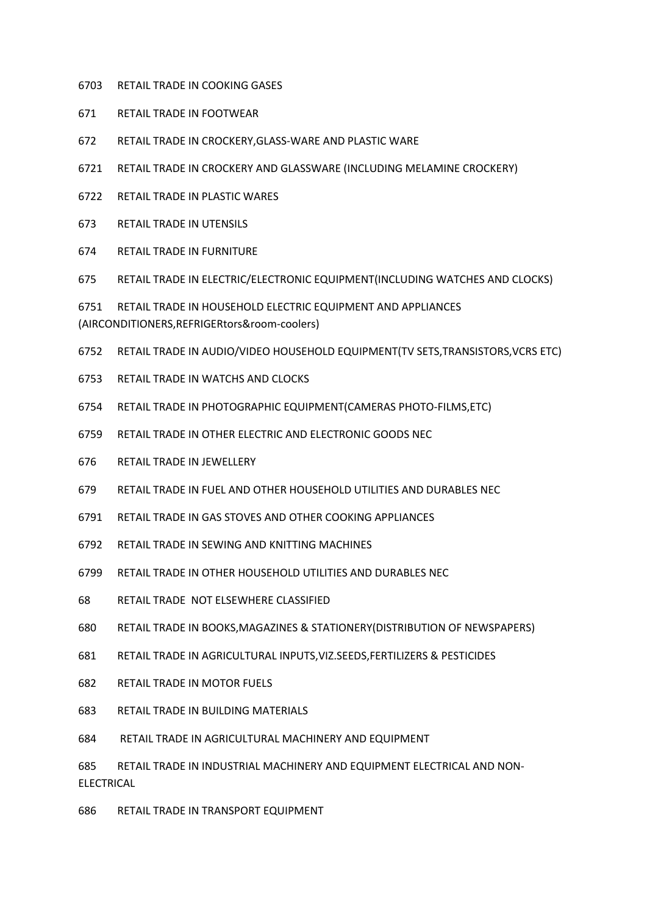6703 RETAIL TRADE IN COOKING GASES

671 RETAIL TRADE IN FOOTWEAR

672 RETAIL TRADE IN CROCKERY,GLASS-WARE AND PLASTIC WARE

6721 RETAIL TRADE IN CROCKERY AND GLASSWARE (INCLUDING MELAMINE CROCKERY)

6722 RETAIL TRADE IN PLASTIC WARES

673 RETAIL TRADE IN UTENSILS

674 RETAIL TRADE IN FURNITURE

675 RETAIL TRADE IN ELECTRIC/ELECTRONIC EQUIPMENT(INCLUDING WATCHES AND CLOCKS)

6751 RETAIL TRADE IN HOUSEHOLD ELECTRIC EQUIPMENT AND APPLIANCES (AIRCONDITIONERS,REFRIGERtors&room-coolers)

6752 RETAIL TRADE IN AUDIO/VIDEO HOUSEHOLD EQUIPMENT(TV SETS,TRANSISTORS,VCRS ETC)

6753 RETAIL TRADE IN WATCHS AND CLOCKS

6754 RETAIL TRADE IN PHOTOGRAPHIC EQUIPMENT(CAMERAS PHOTO-FILMS,ETC)

6759 RETAIL TRADE IN OTHER ELECTRIC AND ELECTRONIC GOODS NEC

676 RETAIL TRADE IN JEWELLERY

679 RETAIL TRADE IN FUEL AND OTHER HOUSEHOLD UTILITIES AND DURABLES NEC

6791 RETAIL TRADE IN GAS STOVES AND OTHER COOKING APPLIANCES

6792 RETAIL TRADE IN SEWING AND KNITTING MACHINES

6799 RETAIL TRADE IN OTHER HOUSEHOLD UTILITIES AND DURABLES NEC

68 RETAIL TRADE NOT ELSEWHERE CLASSIFIED

680 RETAIL TRADE IN BOOKS,MAGAZINES & STATIONERY(DISTRIBUTION OF NEWSPAPERS)

681 RETAIL TRADE IN AGRICULTURAL INPUTS,VIZ.SEEDS,FERTILIZERS & PESTICIDES

682 RETAIL TRADE IN MOTOR FUELS

683 RETAIL TRADE IN BUILDING MATERIALS

684 RETAIL TRADE IN AGRICULTURAL MACHINERY AND EQUIPMENT

685 RETAIL TRADE IN INDUSTRIAL MACHINERY AND EQUIPMENT ELECTRICAL AND NON-ELECTRICAL

686 RETAIL TRADE IN TRANSPORT EQUIPMENT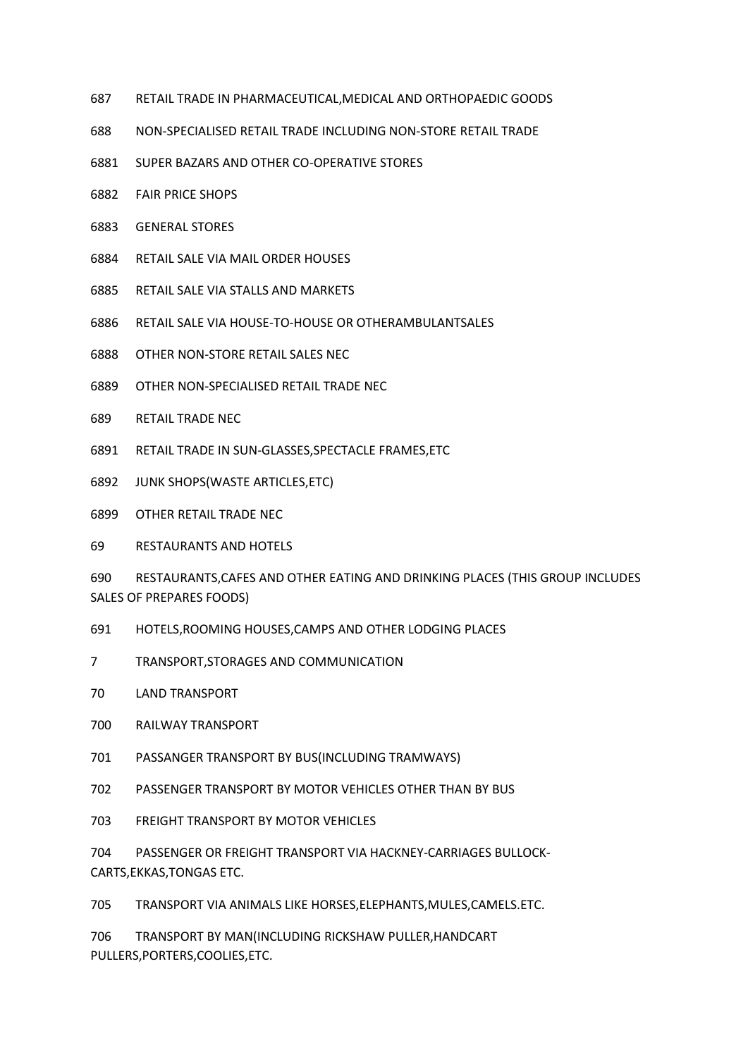687 RETAIL TRADE IN PHARMACEUTICAL,MEDICAL AND ORTHOPAEDIC GOODS

688 NON-SPECIALISED RETAIL TRADE INCLUDING NON-STORE RETAIL TRADE

6881 SUPER BAZARS AND OTHER CO-OPERATIVE STORES

6882 FAIR PRICE SHOPS

6883 GENERAL STORES

6884 RETAIL SALE VIA MAIL ORDER HOUSES

6885 RETAIL SALE VIA STALLS AND MARKETS

6886 RETAIL SALE VIA HOUSE-TO-HOUSE OR OTHERAMBULANTSALES

6888 OTHER NON-STORE RETAIL SALES NEC

6889 OTHER NON-SPECIALISED RETAIL TRADE NEC

689 RETAIL TRADE NEC

6891 RETAIL TRADE IN SUN-GLASSES,SPECTACLE FRAMES,ETC

6892 JUNK SHOPS(WASTE ARTICLES,ETC)

6899 OTHER RETAIL TRADE NEC

69 RESTAURANTS AND HOTELS

690 RESTAURANTS,CAFES AND OTHER EATING AND DRINKING PLACES (THIS GROUP INCLUDES SALES OF PREPARES FOODS)

691 HOTELS,ROOMING HOUSES,CAMPS AND OTHER LODGING PLACES

7 TRANSPORT,STORAGES AND COMMUNICATION

70 LAND TRANSPORT

700 RAILWAY TRANSPORT

701 PASSANGER TRANSPORT BY BUS(INCLUDING TRAMWAYS)

702 PASSENGER TRANSPORT BY MOTOR VEHICLES OTHER THAN BY BUS

703 FREIGHT TRANSPORT BY MOTOR VEHICLES

704 PASSENGER OR FREIGHT TRANSPORT VIA HACKNEY-CARRIAGES BULLOCK-CARTS,EKKAS,TONGAS ETC.

705 TRANSPORT VIA ANIMALS LIKE HORSES,ELEPHANTS,MULES,CAMELS.ETC.

706 TRANSPORT BY MAN(INCLUDING RICKSHAW PULLER,HANDCART PULLERS,PORTERS,COOLIES,ETC.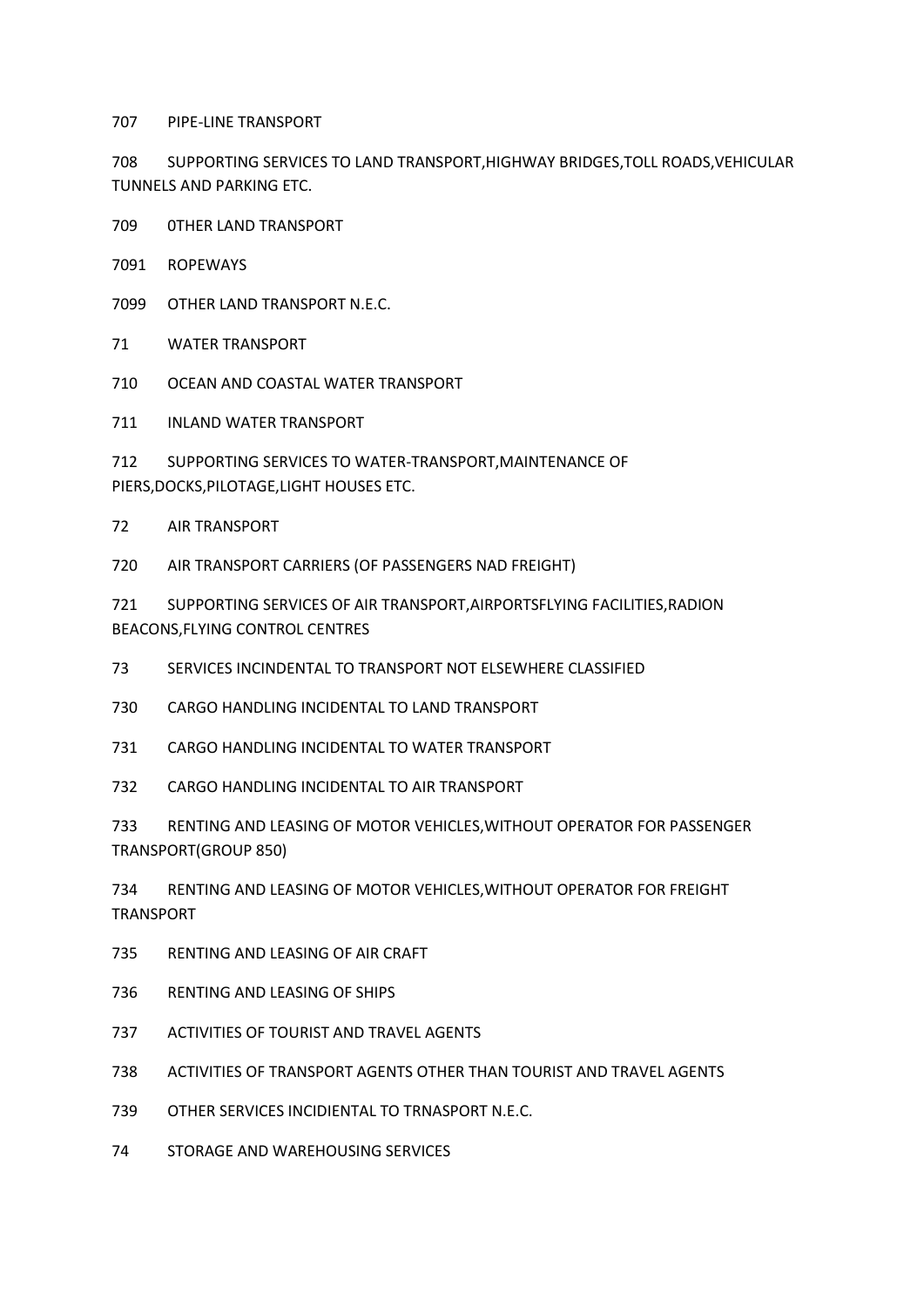707 PIPE-LINE TRANSPORT

708 SUPPORTING SERVICES TO LAND TRANSPORT,HIGHWAY BRIDGES,TOLL ROADS,VEHICULAR TUNNELS AND PARKING ETC.

709 0THER LAND TRANSPORT

7091 ROPEWAYS

7099 OTHER LAND TRANSPORT N.E.C.

71 WATER TRANSPORT

710 OCEAN AND COASTAL WATER TRANSPORT

711 INLAND WATER TRANSPORT

712 SUPPORTING SERVICES TO WATER-TRANSPORT,MAINTENANCE OF PIERS,DOCKS,PILOTAGE,LIGHT HOUSES ETC.

72 AIR TRANSPORT

720 AIR TRANSPORT CARRIERS (OF PASSENGERS NAD FREIGHT)

721 SUPPORTING SERVICES OF AIR TRANSPORT,AIRPORTSFLYING FACILITIES,RADION BEACONS,FLYING CONTROL CENTRES

73 SERVICES INCINDENTAL TO TRANSPORT NOT ELSEWHERE CLASSIFIED

730 CARGO HANDLING INCIDENTAL TO LAND TRANSPORT

731 CARGO HANDLING INCIDENTAL TO WATER TRANSPORT

732 CARGO HANDLING INCIDENTAL TO AIR TRANSPORT

733 RENTING AND LEASING OF MOTOR VEHICLES,WITHOUT OPERATOR FOR PASSENGER TRANSPORT(GROUP 850)

734 RENTING AND LEASING OF MOTOR VEHICLES,WITHOUT OPERATOR FOR FREIGHT TRANSPORT

735 RENTING AND LEASING OF AIR CRAFT

736 RENTING AND LEASING OF SHIPS

737 ACTIVITIES OF TOURIST AND TRAVEL AGENTS

738 ACTIVITIES OF TRANSPORT AGENTS OTHER THAN TOURIST AND TRAVEL AGENTS

739 OTHER SERVICES INCIDIENTAL TO TRNASPORT N.E.C.

74 STORAGE AND WAREHOUSING SERVICES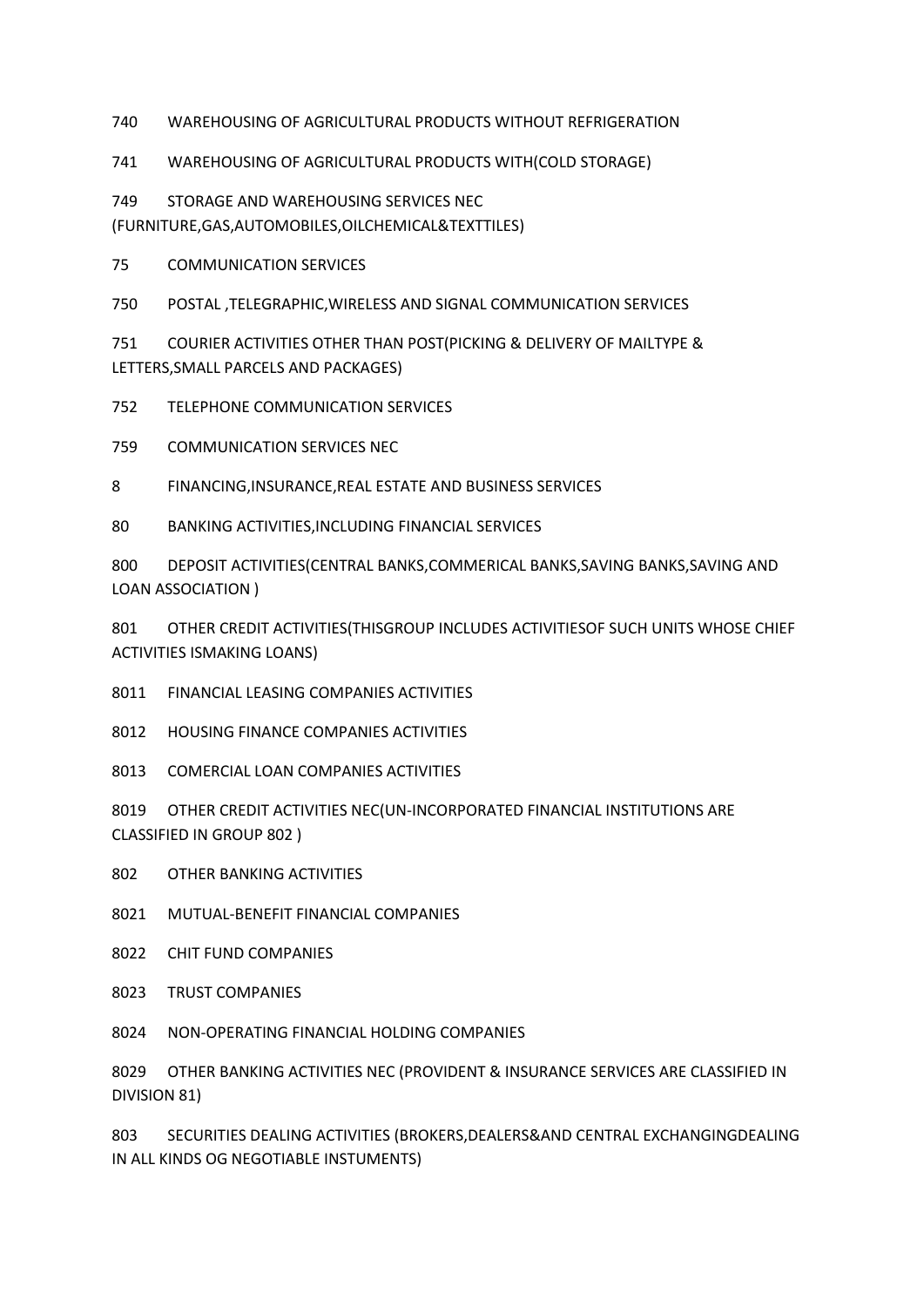740 WAREHOUSING OF AGRICULTURAL PRODUCTS WITHOUT REFRIGERATION

741 WAREHOUSING OF AGRICULTURAL PRODUCTS WITH(COLD STORAGE)

749 STORAGE AND WAREHOUSING SERVICES NEC (FURNITURE,GAS,AUTOMOBILES,OILCHEMICAL&TEXTTILES)

75 COMMUNICATION SERVICES

750 POSTAL ,TELEGRAPHIC,WIRELESS AND SIGNAL COMMUNICATION SERVICES

751 COURIER ACTIVITIES OTHER THAN POST(PICKING & DELIVERY OF MAILTYPE & LETTERS,SMALL PARCELS AND PACKAGES)

752 TELEPHONE COMMUNICATION SERVICES

759 COMMUNICATION SERVICES NEC

8 FINANCING,INSURANCE,REAL ESTATE AND BUSINESS SERVICES

80 BANKING ACTIVITIES,INCLUDING FINANCIAL SERVICES

800 DEPOSIT ACTIVITIES(CENTRAL BANKS,COMMERICAL BANKS,SAVING BANKS,SAVING AND LOAN ASSOCIATION )

801 OTHER CREDIT ACTIVITIES(THISGROUP INCLUDES ACTIVITIESOF SUCH UNITS WHOSE CHIEF ACTIVITIES ISMAKING LOANS)

8011 FINANCIAL LEASING COMPANIES ACTIVITIES

8012 HOUSING FINANCE COMPANIES ACTIVITIES

8013 COMERCIAL LOAN COMPANIES ACTIVITIES

8019 OTHER CREDIT ACTIVITIES NEC(UN-INCORPORATED FINANCIAL INSTITUTIONS ARE CLASSIFIED IN GROUP 802 )

802 OTHER BANKING ACTIVITIES

8021 MUTUAL-BENEFIT FINANCIAL COMPANIES

8022 CHIT FUND COMPANIES

8023 TRUST COMPANIES

8024 NON-OPERATING FINANCIAL HOLDING COMPANIES

8029 OTHER BANKING ACTIVITIES NEC (PROVIDENT & INSURANCE SERVICES ARE CLASSIFIED IN DIVISION 81)

803 SECURITIES DEALING ACTIVITIES (BROKERS,DEALERS&AND CENTRAL EXCHANGINGDEALING IN ALL KINDS OG NEGOTIABLE INSTUMENTS)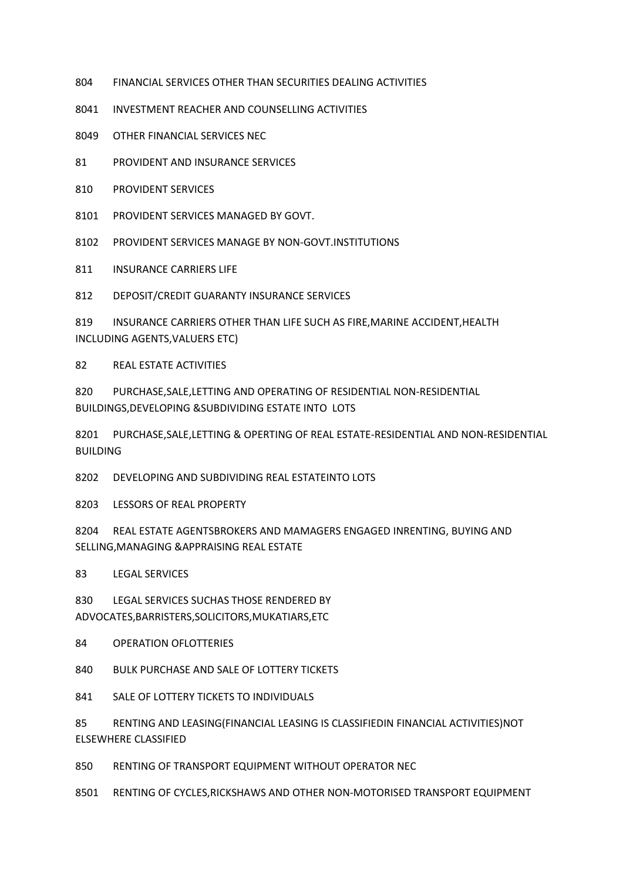804 FINANCIAL SERVICES OTHER THAN SECURITIES DEALING ACTIVITIES

8041 INVESTMENT REACHER AND COUNSELLING ACTIVITIES

8049 OTHER FINANCIAL SERVICES NEC

81 PROVIDENT AND INSURANCE SERVICES

810 PROVIDENT SERVICES

8101 PROVIDENT SERVICES MANAGED BY GOVT.

8102 PROVIDENT SERVICES MANAGE BY NON-GOVT.INSTITUTIONS

811 INSURANCE CARRIERS LIFE

812 DEPOSIT/CREDIT GUARANTY INSURANCE SERVICES

819 INSURANCE CARRIERS OTHER THAN LIFE SUCH AS FIRE,MARINE ACCIDENT,HEALTH INCLUDING AGENTS,VALUERS ETC)

82 REAL ESTATE ACTIVITIES

820 PURCHASE,SALE,LETTING AND OPERATING OF RESIDENTIAL NON-RESIDENTIAL BUILDINGS,DEVELOPING &SUBDIVIDING ESTATE INTO LOTS

8201 PURCHASE,SALE,LETTING & OPERTING OF REAL ESTATE-RESIDENTIAL AND NON-RESIDENTIAL BUILDING

8202 DEVELOPING AND SUBDIVIDING REAL ESTATEINTO LOTS

8203 LESSORS OF REAL PROPERTY

8204 REAL ESTATE AGENTSBROKERS AND MAMAGERS ENGAGED INRENTING, BUYING AND SELLING,MANAGING &APPRAISING REAL ESTATE

83 LEGAL SERVICES

830 LEGAL SERVICES SUCHAS THOSE RENDERED BY ADVOCATES,BARRISTERS,SOLICITORS,MUKATIARS,ETC

84 OPERATION OFLOTTERIES

840 BULK PURCHASE AND SALE OF LOTTERY TICKETS

841 SALE OF LOTTERY TICKETS TO INDIVIDUALS

85 RENTING AND LEASING(FINANCIAL LEASING IS CLASSIFIEDIN FINANCIAL ACTIVITIES)NOT ELSEWHERE CLASSIFIED

850 RENTING OF TRANSPORT EQUIPMENT WITHOUT OPERATOR NEC

8501 RENTING OF CYCLES,RICKSHAWS AND OTHER NON-MOTORISED TRANSPORT EQUIPMENT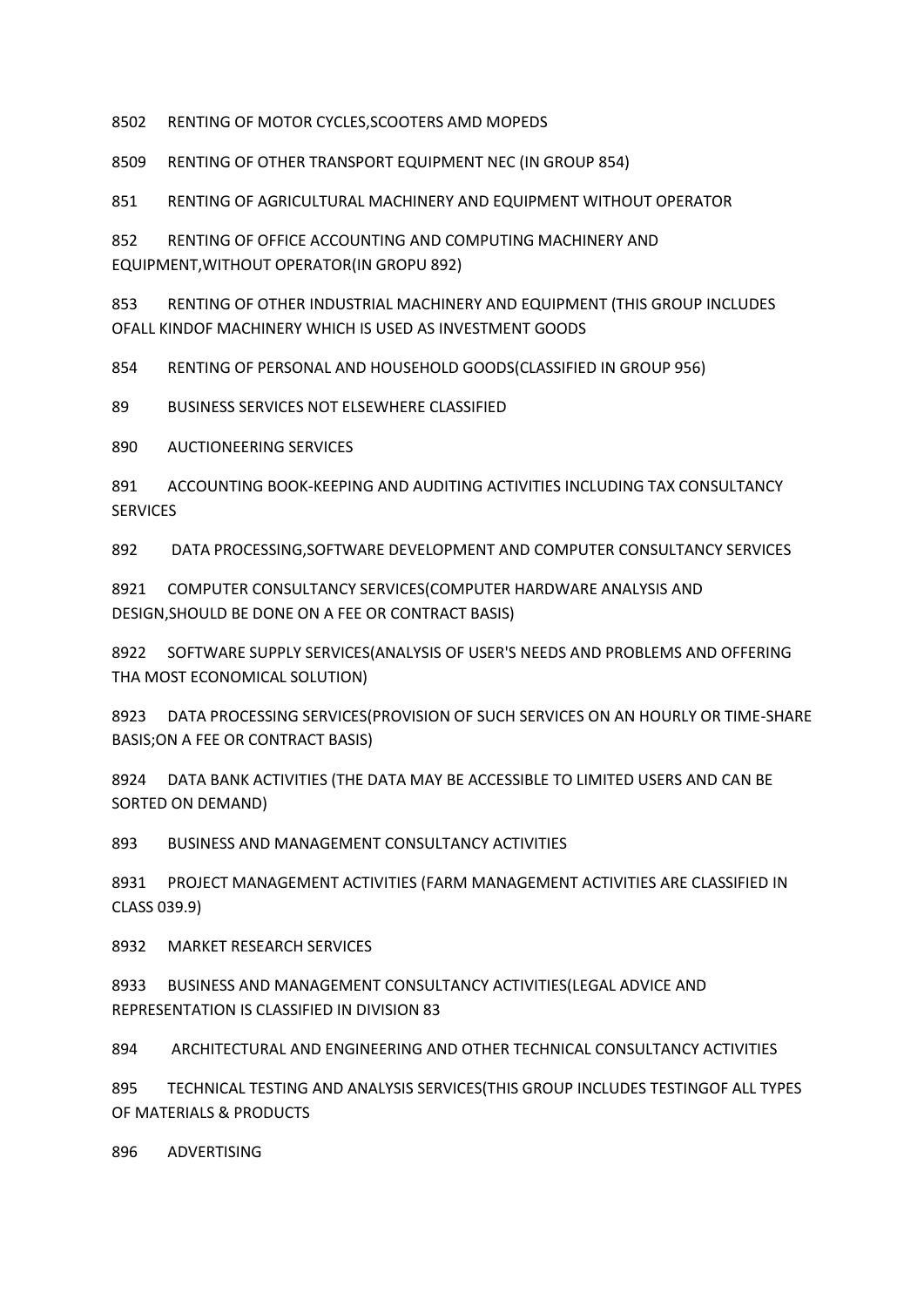8502 RENTING OF MOTOR CYCLES,SCOOTERS AMD MOPEDS

8509 RENTING OF OTHER TRANSPORT EQUIPMENT NEC (IN GROUP 854)

851 RENTING OF AGRICULTURAL MACHINERY AND EQUIPMENT WITHOUT OPERATOR

852 RENTING OF OFFICE ACCOUNTING AND COMPUTING MACHINERY AND EQUIPMENT,WITHOUT OPERATOR(IN GROPU 892)

853 RENTING OF OTHER INDUSTRIAL MACHINERY AND EQUIPMENT (THIS GROUP INCLUDES OFALL KINDOF MACHINERY WHICH IS USED AS INVESTMENT GOODS

854 RENTING OF PERSONAL AND HOUSEHOLD GOODS(CLASSIFIED IN GROUP 956)

89 BUSINESS SERVICES NOT ELSEWHERE CLASSIFIED

890 AUCTIONEERING SERVICES

891 ACCOUNTING BOOK-KEEPING AND AUDITING ACTIVITIES INCLUDING TAX CONSULTANCY SERVICES

892 DATA PROCESSING,SOFTWARE DEVELOPMENT AND COMPUTER CONSULTANCY SERVICES

8921 COMPUTER CONSULTANCY SERVICES(COMPUTER HARDWARE ANALYSIS AND DESIGN,SHOULD BE DONE ON A FEE OR CONTRACT BASIS)

8922 SOFTWARE SUPPLY SERVICES(ANALYSIS OF USER'S NEEDS AND PROBLEMS AND OFFERING THA MOST ECONOMICAL SOLUTION)

8923 DATA PROCESSING SERVICES(PROVISION OF SUCH SERVICES ON AN HOURLY OR TIME-SHARE BASIS;ON A FEE OR CONTRACT BASIS)

8924 DATA BANK ACTIVITIES (THE DATA MAY BE ACCESSIBLE TO LIMITED USERS AND CAN BE SORTED ON DEMAND)

893 BUSINESS AND MANAGEMENT CONSULTANCY ACTIVITIES

8931 PROJECT MANAGEMENT ACTIVITIES (FARM MANAGEMENT ACTIVITIES ARE CLASSIFIED IN CLASS 039.9)

8932 MARKET RESEARCH SERVICES

8933 BUSINESS AND MANAGEMENT CONSULTANCY ACTIVITIES(LEGAL ADVICE AND REPRESENTATION IS CLASSIFIED IN DIVISION 83

894 ARCHITECTURAL AND ENGINEERING AND OTHER TECHNICAL CONSULTANCY ACTIVITIES

895 TECHNICAL TESTING AND ANALYSIS SERVICES(THIS GROUP INCLUDES TESTINGOF ALL TYPES OF MATERIALS & PRODUCTS

896 ADVERTISING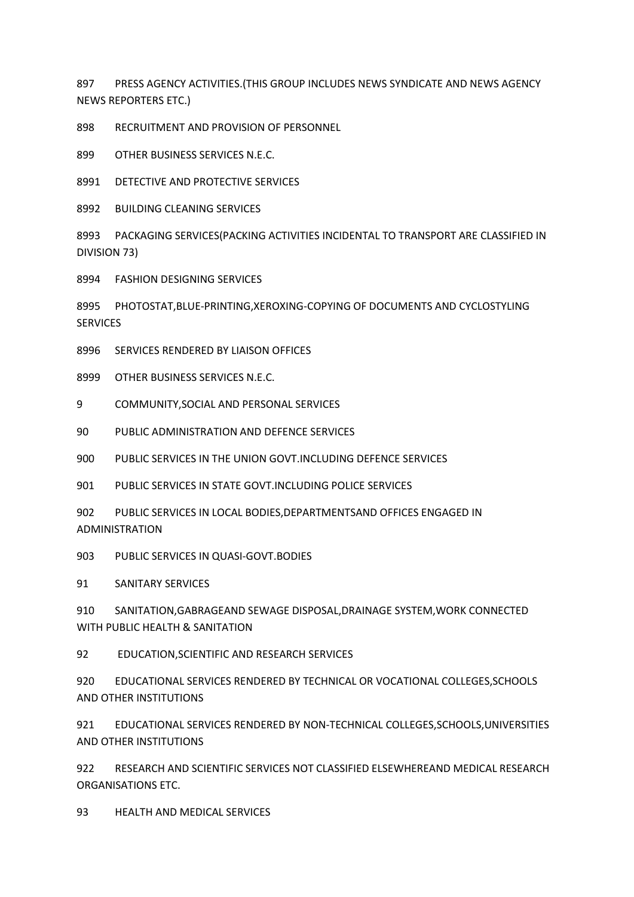897 PRESS AGENCY ACTIVITIES.(THIS GROUP INCLUDES NEWS SYNDICATE AND NEWS AGENCY NEWS REPORTERS ETC.)

898 RECRUITMENT AND PROVISION OF PERSONNEL

899 OTHER BUSINESS SERVICES N.E.C.

8991 DETECTIVE AND PROTECTIVE SERVICES

8992 BUILDING CLEANING SERVICES

8993 PACKAGING SERVICES(PACKING ACTIVITIES INCIDENTAL TO TRANSPORT ARE CLASSIFIED IN DIVISION 73)

8994 FASHION DESIGNING SERVICES

8995 PHOTOSTAT,BLUE-PRINTING,XEROXING-COPYING OF DOCUMENTS AND CYCLOSTYLING SERVICES

8996 SERVICES RENDERED BY LIAISON OFFICES

8999 OTHER BUSINESS SERVICES N.E.C.

9 COMMUNITY,SOCIAL AND PERSONAL SERVICES

90 PUBLIC ADMINISTRATION AND DEFENCE SERVICES

900 PUBLIC SERVICES IN THE UNION GOVT.INCLUDING DEFENCE SERVICES

901 PUBLIC SERVICES IN STATE GOVT.INCLUDING POLICE SERVICES

902 PUBLIC SERVICES IN LOCAL BODIES,DEPARTMENTSAND OFFICES ENGAGED IN ADMINISTRATION

903 PUBLIC SERVICES IN QUASI-GOVT.BODIES

91 SANITARY SERVICES

910 SANITATION,GABRAGEAND SEWAGE DISPOSAL,DRAINAGE SYSTEM,WORK CONNECTED WITH PUBLIC HEALTH & SANITATION

92 EDUCATION,SCIENTIFIC AND RESEARCH SERVICES

920 EDUCATIONAL SERVICES RENDERED BY TECHNICAL OR VOCATIONAL COLLEGES,SCHOOLS AND OTHER INSTITUTIONS

921 EDUCATIONAL SERVICES RENDERED BY NON-TECHNICAL COLLEGES,SCHOOLS,UNIVERSITIES AND OTHER INSTITUTIONS

922 RESEARCH AND SCIENTIFIC SERVICES NOT CLASSIFIED ELSEWHEREAND MEDICAL RESEARCH ORGANISATIONS ETC.

93 HEALTH AND MEDICAL SERVICES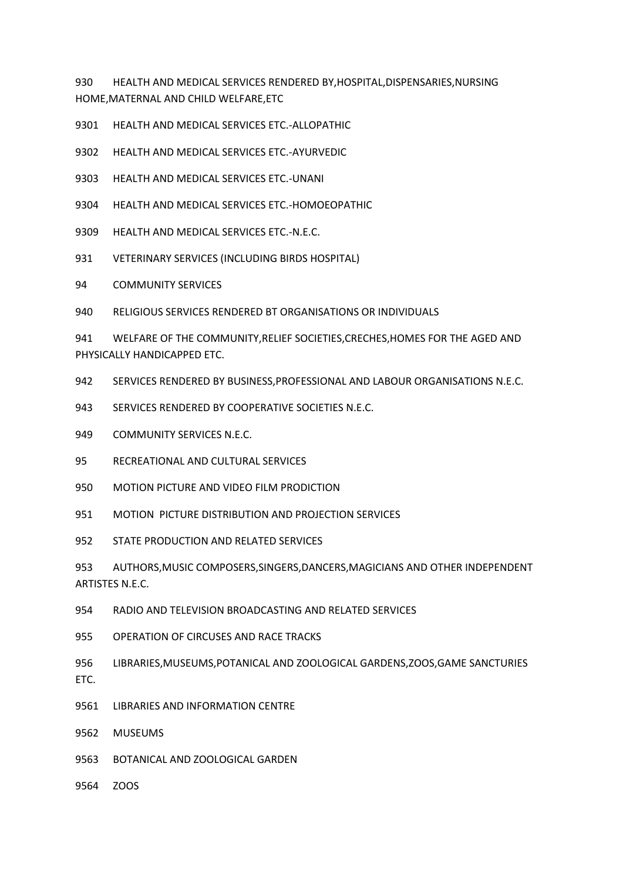930 HEALTH AND MEDICAL SERVICES RENDERED BY,HOSPITAL,DISPENSARIES,NURSING HOME,MATERNAL AND CHILD WELFARE,ETC

9301 HEALTH AND MEDICAL SERVICES ETC.-ALLOPATHIC

9302 HEALTH AND MEDICAL SERVICES ETC.-AYURVEDIC

9303 HEALTH AND MEDICAL SERVICES ETC.-UNANI

9304 HEALTH AND MEDICAL SERVICES ETC.-HOMOEOPATHIC

9309 HEALTH AND MEDICAL SERVICES ETC.-N.E.C.

931 VETERINARY SERVICES (INCLUDING BIRDS HOSPITAL)

94 COMMUNITY SERVICES

940 RELIGIOUS SERVICES RENDERED BT ORGANISATIONS OR INDIVIDUALS

941 WELFARE OF THE COMMUNITY,RELIEF SOCIETIES,CRECHES,HOMES FOR THE AGED AND PHYSICALLY HANDICAPPED ETC.

942 SERVICES RENDERED BY BUSINESS,PROFESSIONAL AND LABOUR ORGANISATIONS N.E.C.

943 SERVICES RENDERED BY COOPERATIVE SOCIETIES N.E.C.

949 COMMUNITY SERVICES N.E.C.

95 RECREATIONAL AND CULTURAL SERVICES

950 MOTION PICTURE AND VIDEO FILM PRODICTION

951 MOTION PICTURE DISTRIBUTION AND PROJECTION SERVICES

952 STATE PRODUCTION AND RELATED SERVICES

953 AUTHORS,MUSIC COMPOSERS,SINGERS,DANCERS,MAGICIANS AND OTHER INDEPENDENT ARTISTES N.E.C.

954 RADIO AND TELEVISION BROADCASTING AND RELATED SERVICES

955 OPERATION OF CIRCUSES AND RACE TRACKS

956 LIBRARIES,MUSEUMS,POTANICAL AND ZOOLOGICAL GARDENS,ZOOS,GAME SANCTURIES ETC.

9561 LIBRARIES AND INFORMATION CENTRE

9562 MUSEUMS

9563 BOTANICAL AND ZOOLOGICAL GARDEN

9564 ZOOS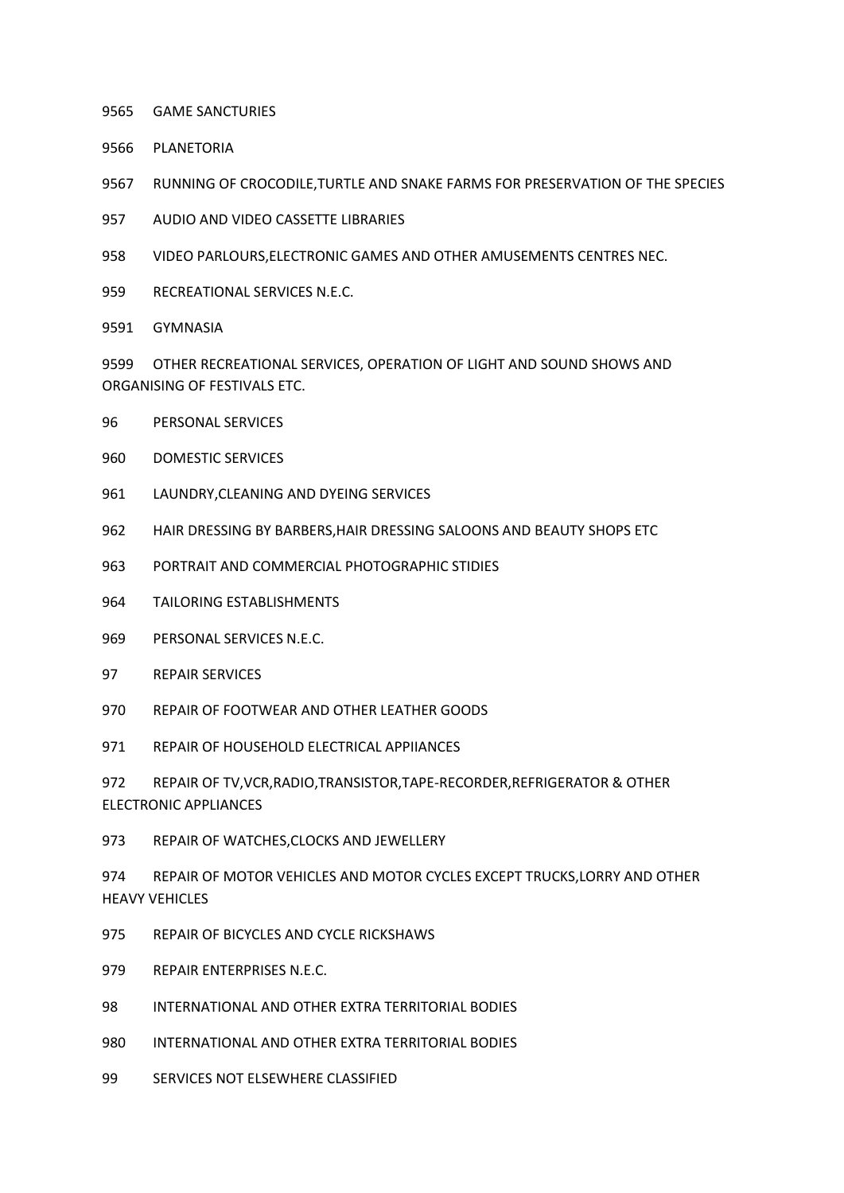9565 GAME SANCTURIES

9566 PLANETORIA

9567 RUNNING OF CROCODILE,TURTLE AND SNAKE FARMS FOR PRESERVATION OF THE SPECIES

957 AUDIO AND VIDEO CASSETTE LIBRARIES

958 VIDEO PARLOURS,ELECTRONIC GAMES AND OTHER AMUSEMENTS CENTRES NEC.

959 RECREATIONAL SERVICES N.E.C.

9591 GYMNASIA

9599 OTHER RECREATIONAL SERVICES, OPERATION OF LIGHT AND SOUND SHOWS AND ORGANISING OF FESTIVALS ETC.

96 PERSONAL SERVICES

960 DOMESTIC SERVICES

961 LAUNDRY,CLEANING AND DYEING SERVICES

962 HAIR DRESSING BY BARBERS,HAIR DRESSING SALOONS AND BEAUTY SHOPS ETC

963 PORTRAIT AND COMMERCIAL PHOTOGRAPHIC STIDIES

964 TAILORING ESTABLISHMENTS

969 PERSONAL SERVICES N.E.C.

97 REPAIR SERVICES

970 REPAIR OF FOOTWEAR AND OTHER LEATHER GOODS

971 REPAIR OF HOUSEHOLD ELECTRICAL APPIIANCES

972 REPAIR OF TV,VCR,RADIO,TRANSISTOR,TAPE-RECORDER,REFRIGERATOR & OTHER ELECTRONIC APPLIANCES

973 REPAIR OF WATCHES,CLOCKS AND JEWELLERY

974 REPAIR OF MOTOR VEHICLES AND MOTOR CYCLES EXCEPT TRUCKS,LORRY AND OTHER HEAVY VEHICLES

975 REPAIR OF BICYCLES AND CYCLE RICKSHAWS

979 REPAIR ENTERPRISES N.E.C.

98 INTERNATIONAL AND OTHER EXTRA TERRITORIAL BODIES

980 INTERNATIONAL AND OTHER EXTRA TERRITORIAL BODIES

99 SERVICES NOT ELSEWHERE CLASSIFIED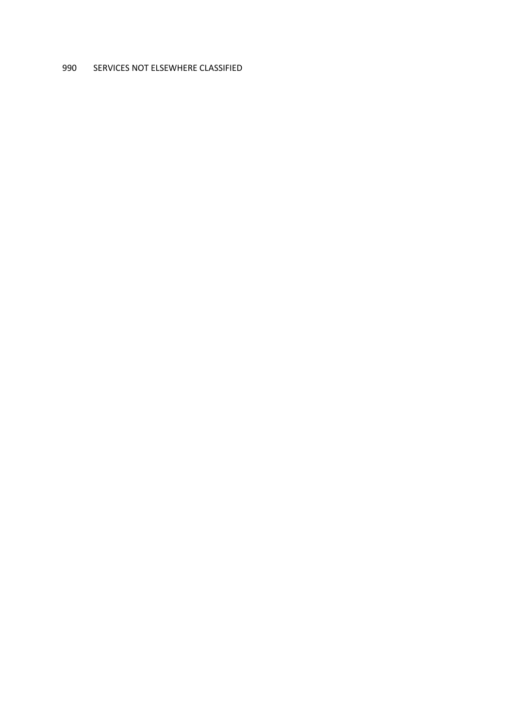990 SERVICES NOT ELSEWHERE CLASSIFIED